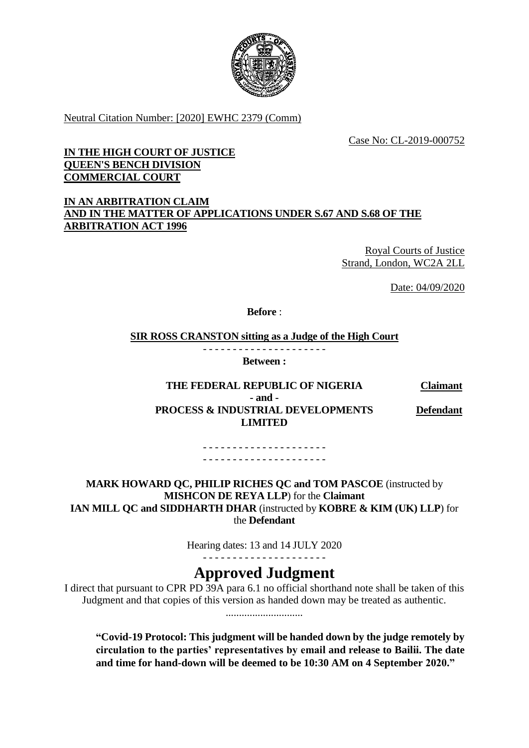Neutral Citation Number: [2020] EWHC 2379 (Comm)

Case No: CL-2019-000752

**IN THE HIGH COURT OF JUSTICE**
**QUEEN'S BENCH DIVISION**
**COMMERCIAL COURT**

**IN AN ARBITRATION CLAIM**
**AND IN THE MATTER OF APPLICATIONS UNDER S.67 AND S.68 OF THE ARBITRATION ACT 1996**

Royal Courts of Justice
Strand, London, WC2A 2LL

Date: 04/09/2020

**Before** :

**SIR ROSS CRANSTON sitting as a Judge of the High Court**

- - - - - - - - - - - - - - - - - - - - -

**Between :**

| | |
|---|---|
| **THE FEDERAL REPUBLIC OF NIGERIA** | **Claimant** |
| **- and -** | |
| **PROCESS & INDUSTRIAL DEVELOPMENTS LIMITED** | **Defendant** |

- - - - - - - - - - - - - - - - - - - - -
- - - - - - - - - - - - - - - - - - - - -

**MARK HOWARD QC, PHILIP RICHES QC and TOM PASCOE** (instructed by **MISHCON DE REYA LLP**) for the **Claimant**
**IAN MILL QC and SIDDHARTH DHAR** (instructed by **KOBRE & KIM (UK) LLP**) for the **Defendant**

Hearing dates: 13 and 14 JULY 2020

- - - - - - - - - - - - - - - - - - - - -

# Approved Judgment

I direct that pursuant to CPR PD 39A para 6.1 no official shorthand note shall be taken of this Judgment and that copies of this version as handed down may be treated as authentic.

.............................

**"Covid-19 Protocol: This judgment will be handed down by the judge remotely by circulation to the parties' representatives by email and release to Bailii. The date and time for hand-down will be deemed to be 10:30 AM on 4 September 2020."**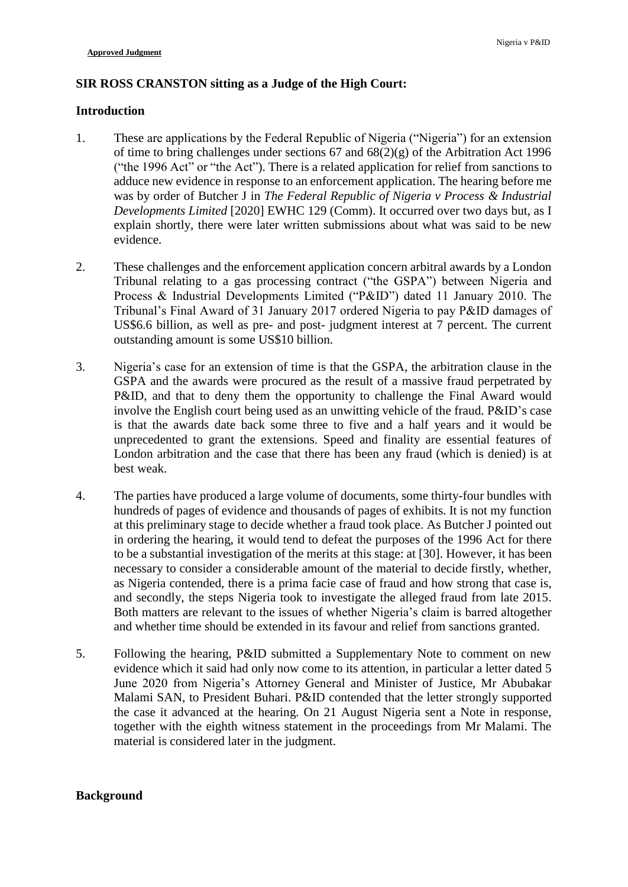## SIR ROSS CRANSTON sitting as a Judge of the High Court:

### Introduction

1. These are applications by the Federal Republic of Nigeria ("Nigeria") for an extension of time to bring challenges under sections 67 and 68(2)(g) of the Arbitration Act 1996 ("the 1996 Act" or "the Act"). There is a related application for relief from sanctions to adduce new evidence in response to an enforcement application. The hearing before me was by order of Butcher J in *The Federal Republic of Nigeria v Process & Industrial Developments Limited* [2020] EWHC 129 (Comm). It occurred over two days but, as I explain shortly, there were later written submissions about what was said to be new evidence.

2. These challenges and the enforcement application concern arbitral awards by a London Tribunal relating to a gas processing contract ("the GSPA") between Nigeria and Process & Industrial Developments Limited ("P&ID") dated 11 January 2010. The Tribunal's Final Award of 31 January 2017 ordered Nigeria to pay P&ID damages of US$6.6 billion, as well as pre- and post- judgment interest at 7 percent. The current outstanding amount is some US$10 billion.

3. Nigeria's case for an extension of time is that the GSPA, the arbitration clause in the GSPA and the awards were procured as the result of a massive fraud perpetrated by P&ID, and that to deny them the opportunity to challenge the Final Award would involve the English court being used as an unwitting vehicle of the fraud. P&ID's case is that the awards date back some three to five and a half years and it would be unprecedented to grant the extensions. Speed and finality are essential features of London arbitration and the case that there has been any fraud (which is denied) is at best weak.

4. The parties have produced a large volume of documents, some thirty-four bundles with hundreds of pages of evidence and thousands of pages of exhibits. It is not my function at this preliminary stage to decide whether a fraud took place. As Butcher J pointed out in ordering the hearing, it would tend to defeat the purposes of the 1996 Act for there to be a substantial investigation of the merits at this stage: at [30]. However, it has been necessary to consider a considerable amount of the material to decide firstly, whether, as Nigeria contended, there is a prima facie case of fraud and how strong that case is, and secondly, the steps Nigeria took to investigate the alleged fraud from late 2015. Both matters are relevant to the issues of whether Nigeria's claim is barred altogether and whether time should be extended in its favour and relief from sanctions granted.

5. Following the hearing, P&ID submitted a Supplementary Note to comment on new evidence which it said had only now come to its attention, in particular a letter dated 5 June 2020 from Nigeria's Attorney General and Minister of Justice, Mr Abubakar Malami SAN, to President Buhari. P&ID contended that the letter strongly supported the case it advanced at the hearing. On 21 August Nigeria sent a Note in response, together with the eighth witness statement in the proceedings from Mr Malami. The material is considered later in the judgment.

### Background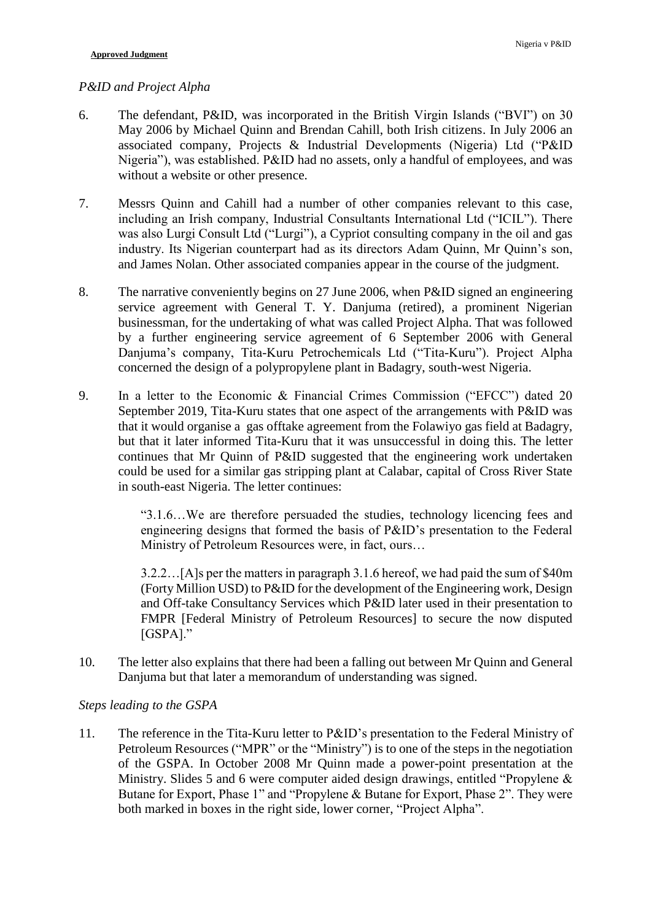*P&ID and Project Alpha*

6. The defendant, P&ID, was incorporated in the British Virgin Islands ("BVI") on 30 May 2006 by Michael Quinn and Brendan Cahill, both Irish citizens. In July 2006 an associated company, Projects & Industrial Developments (Nigeria) Ltd ("P&ID Nigeria"), was established. P&ID had no assets, only a handful of employees, and was without a website or other presence.

7. Messrs Quinn and Cahill had a number of other companies relevant to this case, including an Irish company, Industrial Consultants International Ltd ("ICIL"). There was also Lurgi Consult Ltd ("Lurgi"), a Cypriot consulting company in the oil and gas industry. Its Nigerian counterpart had as its directors Adam Quinn, Mr Quinn's son, and James Nolan. Other associated companies appear in the course of the judgment.

8. The narrative conveniently begins on 27 June 2006, when P&ID signed an engineering service agreement with General T. Y. Danjuma (retired), a prominent Nigerian businessman, for the undertaking of what was called Project Alpha. That was followed by a further engineering service agreement of 6 September 2006 with General Danjuma's company, Tita-Kuru Petrochemicals Ltd ("Tita-Kuru"). Project Alpha concerned the design of a polypropylene plant in Badagry, south-west Nigeria.

9. In a letter to the Economic & Financial Crimes Commission ("EFCC") dated 20 September 2019, Tita-Kuru states that one aspect of the arrangements with P&ID was that it would organise a gas offtake agreement from the Folawiyo gas field at Badagry, but that it later informed Tita-Kuru that it was unsuccessful in doing this. The letter continues that Mr Quinn of P&ID suggested that the engineering work undertaken could be used for a similar gas stripping plant at Calabar, capital of Cross River State in south-east Nigeria. The letter continues:

> "3.1.6…We are therefore persuaded the studies, technology licencing fees and engineering designs that formed the basis of P&ID's presentation to the Federal Ministry of Petroleum Resources were, in fact, ours…
>
> 3.2.2…[A]s per the matters in paragraph 3.1.6 hereof, we had paid the sum of $40m (Forty Million USD) to P&ID for the development of the Engineering work, Design and Off-take Consultancy Services which P&ID later used in their presentation to FMPR [Federal Ministry of Petroleum Resources] to secure the now disputed [GSPA]."

10. The letter also explains that there had been a falling out between Mr Quinn and General Danjuma but that later a memorandum of understanding was signed.

*Steps leading to the GSPA*

11. The reference in the Tita-Kuru letter to P&ID's presentation to the Federal Ministry of Petroleum Resources ("MPR" or the "Ministry") is to one of the steps in the negotiation of the GSPA. In October 2008 Mr Quinn made a power-point presentation at the Ministry. Slides 5 and 6 were computer aided design drawings, entitled "Propylene & Butane for Export, Phase 1" and "Propylene & Butane for Export, Phase 2". They were both marked in boxes in the right side, lower corner, "Project Alpha".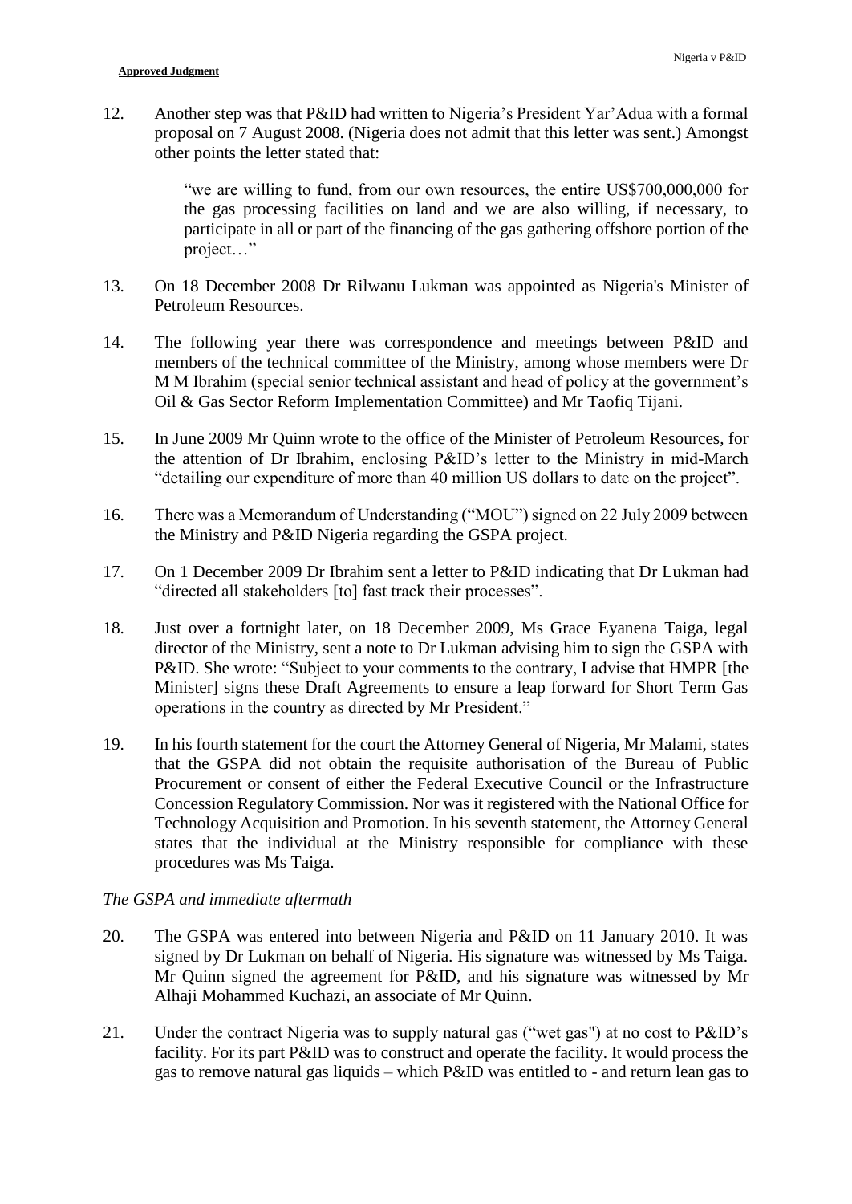12. Another step was that P&ID had written to Nigeria's President Yar'Adua with a formal proposal on 7 August 2008. (Nigeria does not admit that this letter was sent.) Amongst other points the letter stated that:

    > "we are willing to fund, from our own resources, the entire US$700,000,000 for the gas processing facilities on land and we are also willing, if necessary, to participate in all or part of the financing of the gas gathering offshore portion of the project…"

13. On 18 December 2008 Dr Rilwanu Lukman was appointed as Nigeria's Minister of Petroleum Resources.

14. The following year there was correspondence and meetings between P&ID and members of the technical committee of the Ministry, among whose members were Dr M M Ibrahim (special senior technical assistant and head of policy at the government's Oil & Gas Sector Reform Implementation Committee) and Mr Taofiq Tijani.

15. In June 2009 Mr Quinn wrote to the office of the Minister of Petroleum Resources, for the attention of Dr Ibrahim, enclosing P&ID's letter to the Ministry in mid-March "detailing our expenditure of more than 40 million US dollars to date on the project".

16. There was a Memorandum of Understanding ("MOU") signed on 22 July 2009 between the Ministry and P&ID Nigeria regarding the GSPA project.

17. On 1 December 2009 Dr Ibrahim sent a letter to P&ID indicating that Dr Lukman had "directed all stakeholders [to] fast track their processes".

18. Just over a fortnight later, on 18 December 2009, Ms Grace Eyanena Taiga, legal director of the Ministry, sent a note to Dr Lukman advising him to sign the GSPA with P&ID. She wrote: "Subject to your comments to the contrary, I advise that HMPR [the Minister] signs these Draft Agreements to ensure a leap forward for Short Term Gas operations in the country as directed by Mr President."

19. In his fourth statement for the court the Attorney General of Nigeria, Mr Malami, states that the GSPA did not obtain the requisite authorisation of the Bureau of Public Procurement or consent of either the Federal Executive Council or the Infrastructure Concession Regulatory Commission. Nor was it registered with the National Office for Technology Acquisition and Promotion. In his seventh statement, the Attorney General states that the individual at the Ministry responsible for compliance with these procedures was Ms Taiga.

*The GSPA and immediate aftermath*

20. The GSPA was entered into between Nigeria and P&ID on 11 January 2010. It was signed by Dr Lukman on behalf of Nigeria. His signature was witnessed by Ms Taiga. Mr Quinn signed the agreement for P&ID, and his signature was witnessed by Mr Alhaji Mohammed Kuchazi, an associate of Mr Quinn.

21. Under the contract Nigeria was to supply natural gas ("wet gas") at no cost to P&ID's facility. For its part P&ID was to construct and operate the facility. It would process the gas to remove natural gas liquids – which P&ID was entitled to - and return lean gas to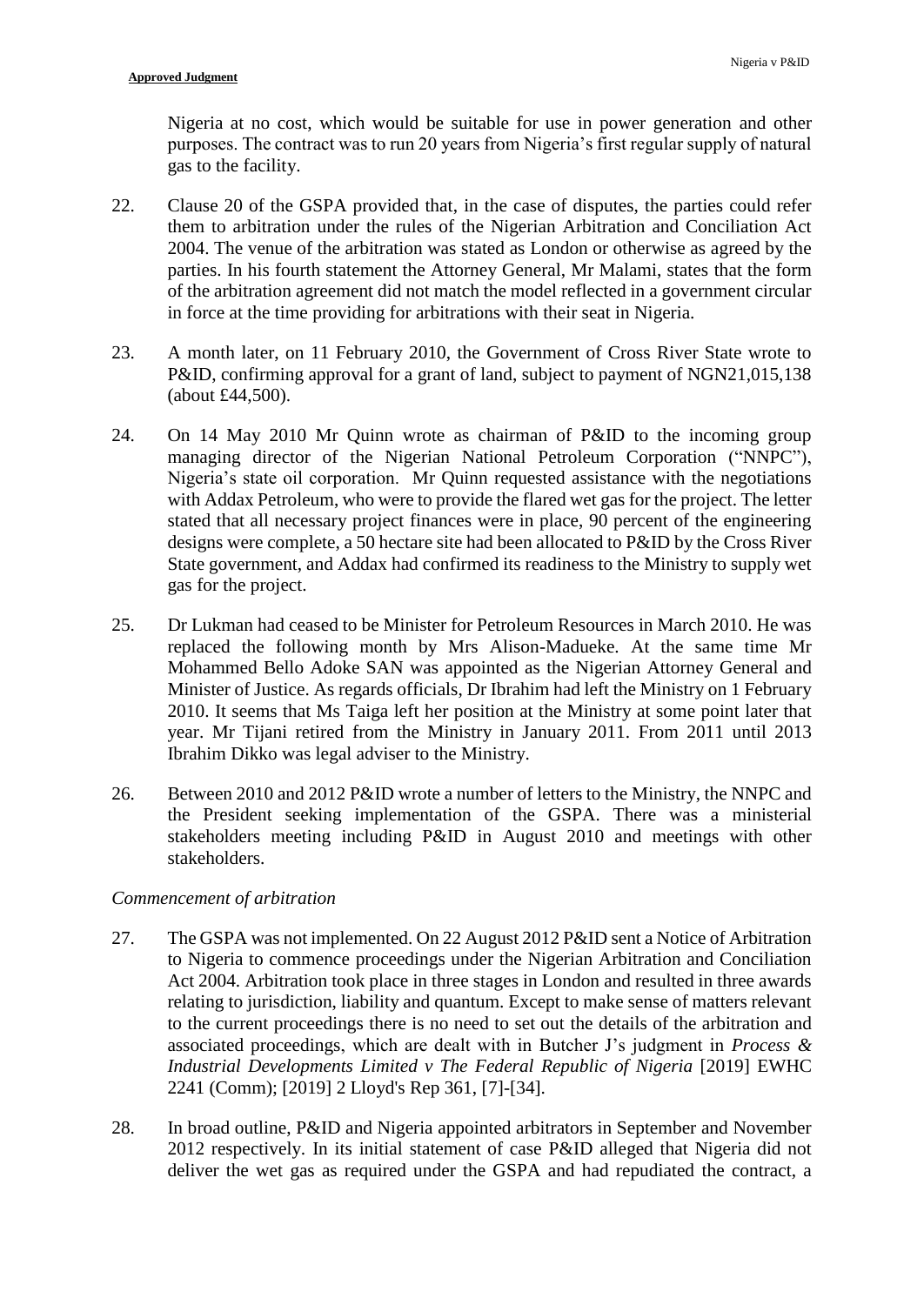Nigeria at no cost, which would be suitable for use in power generation and other purposes. The contract was to run 20 years from Nigeria's first regular supply of natural gas to the facility.

22. Clause 20 of the GSPA provided that, in the case of disputes, the parties could refer them to arbitration under the rules of the Nigerian Arbitration and Conciliation Act 2004. The venue of the arbitration was stated as London or otherwise as agreed by the parties. In his fourth statement the Attorney General, Mr Malami, states that the form of the arbitration agreement did not match the model reflected in a government circular in force at the time providing for arbitrations with their seat in Nigeria.

23. A month later, on 11 February 2010, the Government of Cross River State wrote to P&ID, confirming approval for a grant of land, subject to payment of NGN21,015,138 (about £44,500).

24. On 14 May 2010 Mr Quinn wrote as chairman of P&ID to the incoming group managing director of the Nigerian National Petroleum Corporation ("NNPC"), Nigeria's state oil corporation. Mr Quinn requested assistance with the negotiations with Addax Petroleum, who were to provide the flared wet gas for the project. The letter stated that all necessary project finances were in place, 90 percent of the engineering designs were complete, a 50 hectare site had been allocated to P&ID by the Cross River State government, and Addax had confirmed its readiness to the Ministry to supply wet gas for the project.

25. Dr Lukman had ceased to be Minister for Petroleum Resources in March 2010. He was replaced the following month by Mrs Alison-Madueke. At the same time Mr Mohammed Bello Adoke SAN was appointed as the Nigerian Attorney General and Minister of Justice. As regards officials, Dr Ibrahim had left the Ministry on 1 February 2010. It seems that Ms Taiga left her position at the Ministry at some point later that year. Mr Tijani retired from the Ministry in January 2011. From 2011 until 2013 Ibrahim Dikko was legal adviser to the Ministry.

26. Between 2010 and 2012 P&ID wrote a number of letters to the Ministry, the NNPC and the President seeking implementation of the GSPA. There was a ministerial stakeholders meeting including P&ID in August 2010 and meetings with other stakeholders.

*Commencement of arbitration*

27. The GSPA was not implemented. On 22 August 2012 P&ID sent a Notice of Arbitration to Nigeria to commence proceedings under the Nigerian Arbitration and Conciliation Act 2004. Arbitration took place in three stages in London and resulted in three awards relating to jurisdiction, liability and quantum. Except to make sense of matters relevant to the current proceedings there is no need to set out the details of the arbitration and associated proceedings, which are dealt with in Butcher J's judgment in *Process & Industrial Developments Limited v The Federal Republic of Nigeria* [2019] EWHC 2241 (Comm); [2019] 2 Lloyd's Rep 361, [7]-[34].

28. In broad outline, P&ID and Nigeria appointed arbitrators in September and November 2012 respectively. In its initial statement of case P&ID alleged that Nigeria did not deliver the wet gas as required under the GSPA and had repudiated the contract, a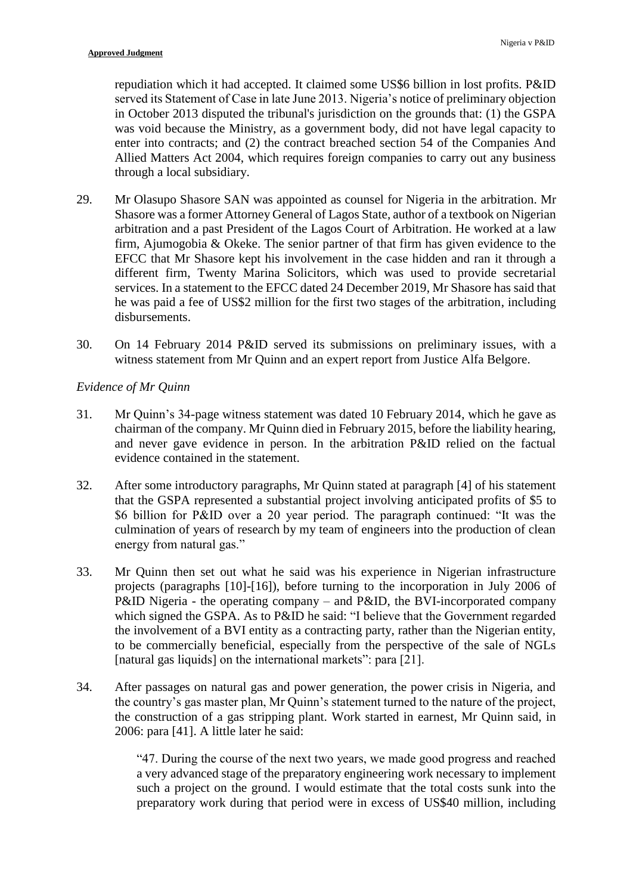repudiation which it had accepted. It claimed some US$6 billion in lost profits. P&ID served its Statement of Case in late June 2013. Nigeria's notice of preliminary objection in October 2013 disputed the tribunal's jurisdiction on the grounds that: (1) the GSPA was void because the Ministry, as a government body, did not have legal capacity to enter into contracts; and (2) the contract breached section 54 of the Companies And Allied Matters Act 2004, which requires foreign companies to carry out any business through a local subsidiary.

29. Mr Olasupo Shasore SAN was appointed as counsel for Nigeria in the arbitration. Mr Shasore was a former Attorney General of Lagos State, author of a textbook on Nigerian arbitration and a past President of the Lagos Court of Arbitration. He worked at a law firm, Ajumogobia & Okeke. The senior partner of that firm has given evidence to the EFCC that Mr Shasore kept his involvement in the case hidden and ran it through a different firm, Twenty Marina Solicitors, which was used to provide secretarial services. In a statement to the EFCC dated 24 December 2019, Mr Shasore has said that he was paid a fee of US$2 million for the first two stages of the arbitration, including disbursements.

30. On 14 February 2014 P&ID served its submissions on preliminary issues, with a witness statement from Mr Quinn and an expert report from Justice Alfa Belgore.

*Evidence of Mr Quinn*

31. Mr Quinn's 34-page witness statement was dated 10 February 2014, which he gave as chairman of the company. Mr Quinn died in February 2015, before the liability hearing, and never gave evidence in person. In the arbitration P&ID relied on the factual evidence contained in the statement.

32. After some introductory paragraphs, Mr Quinn stated at paragraph [4] of his statement that the GSPA represented a substantial project involving anticipated profits of $5 to $6 billion for P&ID over a 20 year period. The paragraph continued: "It was the culmination of years of research by my team of engineers into the production of clean energy from natural gas."

33. Mr Quinn then set out what he said was his experience in Nigerian infrastructure projects (paragraphs [10]-[16]), before turning to the incorporation in July 2006 of P&ID Nigeria - the operating company – and P&ID, the BVI-incorporated company which signed the GSPA. As to P&ID he said: "I believe that the Government regarded the involvement of a BVI entity as a contracting party, rather than the Nigerian entity, to be commercially beneficial, especially from the perspective of the sale of NGLs [natural gas liquids] on the international markets": para [21].

34. After passages on natural gas and power generation, the power crisis in Nigeria, and the country's gas master plan, Mr Quinn's statement turned to the nature of the project, the construction of a gas stripping plant. Work started in earnest, Mr Quinn said, in 2006: para [41]. A little later he said:

> "47. During the course of the next two years, we made good progress and reached a very advanced stage of the preparatory engineering work necessary to implement such a project on the ground. I would estimate that the total costs sunk into the preparatory work during that period were in excess of US$40 million, including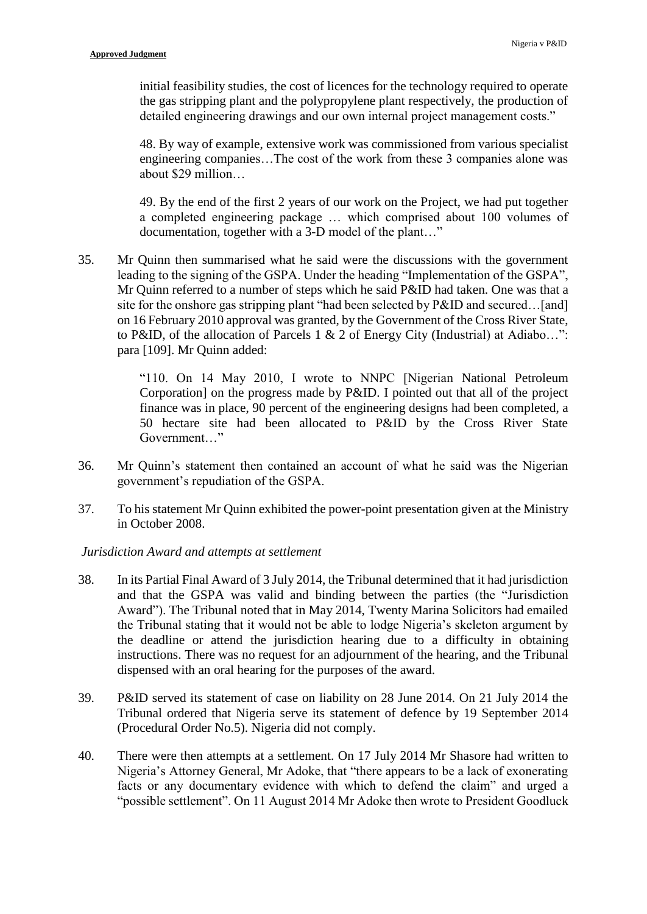> initial feasibility studies, the cost of licences for the technology required to operate the gas stripping plant and the polypropylene plant respectively, the production of detailed engineering drawings and our own internal project management costs."
>
> 48. By way of example, extensive work was commissioned from various specialist engineering companies…The cost of the work from these 3 companies alone was about $29 million…
>
> 49. By the end of the first 2 years of our work on the Project, we had put together a completed engineering package … which comprised about 100 volumes of documentation, together with a 3-D model of the plant…"

35. Mr Quinn then summarised what he said were the discussions with the government leading to the signing of the GSPA. Under the heading "Implementation of the GSPA", Mr Quinn referred to a number of steps which he said P&ID had taken. One was that a site for the onshore gas stripping plant "had been selected by P&ID and secured…[and] on 16 February 2010 approval was granted, by the Government of the Cross River State, to P&ID, of the allocation of Parcels 1 & 2 of Energy City (Industrial) at Adiabo…": para [109]. Mr Quinn added:

> "110. On 14 May 2010, I wrote to NNPC [Nigerian National Petroleum Corporation] on the progress made by P&ID. I pointed out that all of the project finance was in place, 90 percent of the engineering designs had been completed, a 50 hectare site had been allocated to P&ID by the Cross River State Government…"

36. Mr Quinn's statement then contained an account of what he said was the Nigerian government's repudiation of the GSPA.

37. To his statement Mr Quinn exhibited the power-point presentation given at the Ministry in October 2008.

*Jurisdiction Award and attempts at settlement*

38. In its Partial Final Award of 3 July 2014, the Tribunal determined that it had jurisdiction and that the GSPA was valid and binding between the parties (the "Jurisdiction Award"). The Tribunal noted that in May 2014, Twenty Marina Solicitors had emailed the Tribunal stating that it would not be able to lodge Nigeria's skeleton argument by the deadline or attend the jurisdiction hearing due to a difficulty in obtaining instructions. There was no request for an adjournment of the hearing, and the Tribunal dispensed with an oral hearing for the purposes of the award.

39. P&ID served its statement of case on liability on 28 June 2014. On 21 July 2014 the Tribunal ordered that Nigeria serve its statement of defence by 19 September 2014 (Procedural Order No.5). Nigeria did not comply.

40. There were then attempts at a settlement. On 17 July 2014 Mr Shasore had written to Nigeria's Attorney General, Mr Adoke, that "there appears to be a lack of exonerating facts or any documentary evidence with which to defend the claim" and urged a "possible settlement". On 11 August 2014 Mr Adoke then wrote to President Goodluck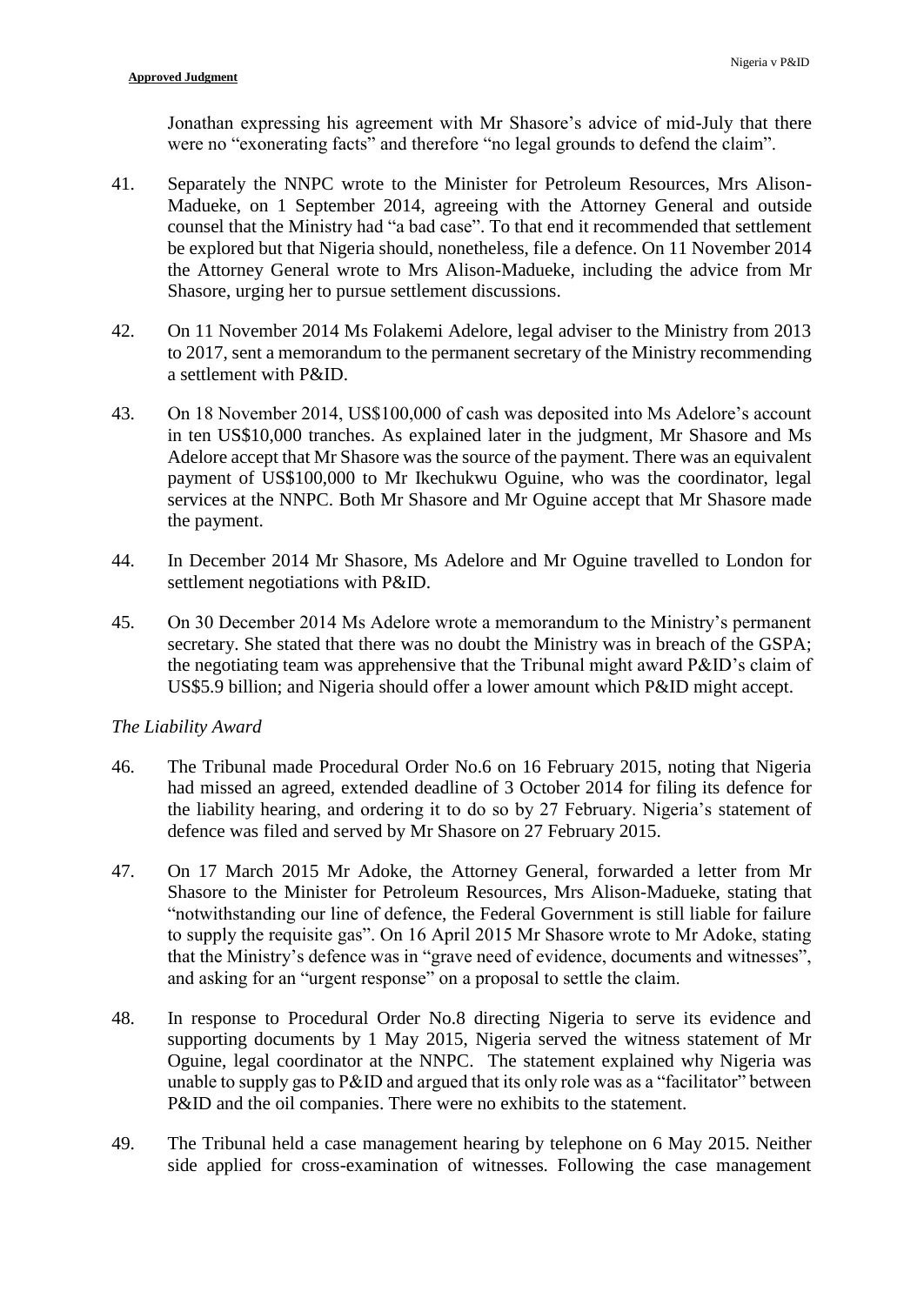Jonathan expressing his agreement with Mr Shasore's advice of mid-July that there were no "exonerating facts" and therefore "no legal grounds to defend the claim".

41. Separately the NNPC wrote to the Minister for Petroleum Resources, Mrs Alison-Madueke, on 1 September 2014, agreeing with the Attorney General and outside counsel that the Ministry had "a bad case". To that end it recommended that settlement be explored but that Nigeria should, nonetheless, file a defence. On 11 November 2014 the Attorney General wrote to Mrs Alison-Madueke, including the advice from Mr Shasore, urging her to pursue settlement discussions.

42. On 11 November 2014 Ms Folakemi Adelore, legal adviser to the Ministry from 2013 to 2017, sent a memorandum to the permanent secretary of the Ministry recommending a settlement with P&ID.

43. On 18 November 2014, US$100,000 of cash was deposited into Ms Adelore's account in ten US$10,000 tranches. As explained later in the judgment, Mr Shasore and Ms Adelore accept that Mr Shasore was the source of the payment. There was an equivalent payment of US$100,000 to Mr Ikechukwu Oguine, who was the coordinator, legal services at the NNPC. Both Mr Shasore and Mr Oguine accept that Mr Shasore made the payment.

44. In December 2014 Mr Shasore, Ms Adelore and Mr Oguine travelled to London for settlement negotiations with P&ID.

45. On 30 December 2014 Ms Adelore wrote a memorandum to the Ministry's permanent secretary. She stated that there was no doubt the Ministry was in breach of the GSPA; the negotiating team was apprehensive that the Tribunal might award P&ID's claim of US$5.9 billion; and Nigeria should offer a lower amount which P&ID might accept.

*The Liability Award*

46. The Tribunal made Procedural Order No.6 on 16 February 2015, noting that Nigeria had missed an agreed, extended deadline of 3 October 2014 for filing its defence for the liability hearing, and ordering it to do so by 27 February. Nigeria's statement of defence was filed and served by Mr Shasore on 27 February 2015.

47. On 17 March 2015 Mr Adoke, the Attorney General, forwarded a letter from Mr Shasore to the Minister for Petroleum Resources, Mrs Alison-Madueke, stating that "notwithstanding our line of defence, the Federal Government is still liable for failure to supply the requisite gas". On 16 April 2015 Mr Shasore wrote to Mr Adoke, stating that the Ministry's defence was in "grave need of evidence, documents and witnesses", and asking for an "urgent response" on a proposal to settle the claim.

48. In response to Procedural Order No.8 directing Nigeria to serve its evidence and supporting documents by 1 May 2015, Nigeria served the witness statement of Mr Oguine, legal coordinator at the NNPC. The statement explained why Nigeria was unable to supply gas to P&ID and argued that its only role was as a "facilitator" between P&ID and the oil companies. There were no exhibits to the statement.

49. The Tribunal held a case management hearing by telephone on 6 May 2015. Neither side applied for cross-examination of witnesses. Following the case management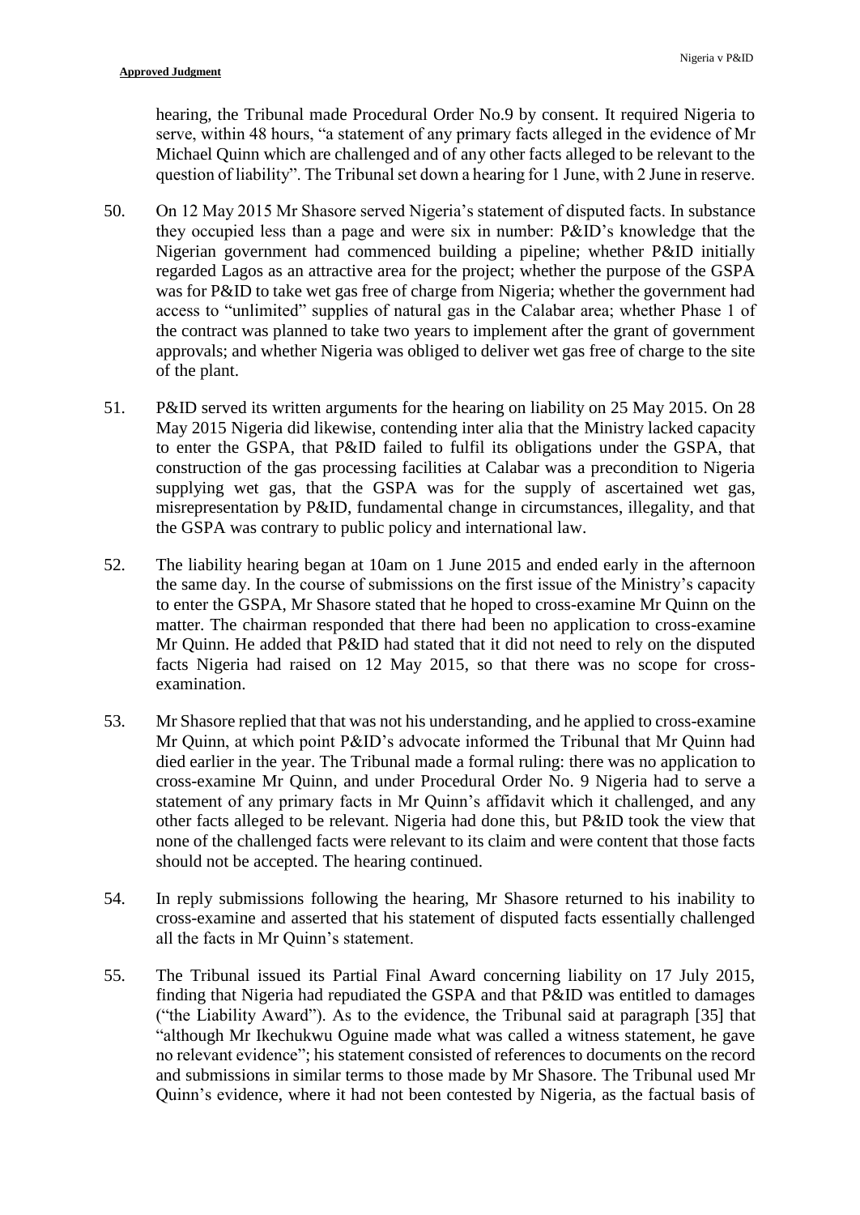hearing, the Tribunal made Procedural Order No.9 by consent. It required Nigeria to serve, within 48 hours, "a statement of any primary facts alleged in the evidence of Mr Michael Quinn which are challenged and of any other facts alleged to be relevant to the question of liability". The Tribunal set down a hearing for 1 June, with 2 June in reserve.

50. On 12 May 2015 Mr Shasore served Nigeria's statement of disputed facts. In substance they occupied less than a page and were six in number: P&ID's knowledge that the Nigerian government had commenced building a pipeline; whether P&ID initially regarded Lagos as an attractive area for the project; whether the purpose of the GSPA was for P&ID to take wet gas free of charge from Nigeria; whether the government had access to "unlimited" supplies of natural gas in the Calabar area; whether Phase 1 of the contract was planned to take two years to implement after the grant of government approvals; and whether Nigeria was obliged to deliver wet gas free of charge to the site of the plant.

51. P&ID served its written arguments for the hearing on liability on 25 May 2015. On 28 May 2015 Nigeria did likewise, contending inter alia that the Ministry lacked capacity to enter the GSPA, that P&ID failed to fulfil its obligations under the GSPA, that construction of the gas processing facilities at Calabar was a precondition to Nigeria supplying wet gas, that the GSPA was for the supply of ascertained wet gas, misrepresentation by P&ID, fundamental change in circumstances, illegality, and that the GSPA was contrary to public policy and international law.

52. The liability hearing began at 10am on 1 June 2015 and ended early in the afternoon the same day. In the course of submissions on the first issue of the Ministry's capacity to enter the GSPA, Mr Shasore stated that he hoped to cross-examine Mr Quinn on the matter. The chairman responded that there had been no application to cross-examine Mr Quinn. He added that P&ID had stated that it did not need to rely on the disputed facts Nigeria had raised on 12 May 2015, so that there was no scope for cross-examination.

53. Mr Shasore replied that that was not his understanding, and he applied to cross-examine Mr Quinn, at which point P&ID's advocate informed the Tribunal that Mr Quinn had died earlier in the year. The Tribunal made a formal ruling: there was no application to cross-examine Mr Quinn, and under Procedural Order No. 9 Nigeria had to serve a statement of any primary facts in Mr Quinn's affidavit which it challenged, and any other facts alleged to be relevant. Nigeria had done this, but P&ID took the view that none of the challenged facts were relevant to its claim and were content that those facts should not be accepted. The hearing continued.

54. In reply submissions following the hearing, Mr Shasore returned to his inability to cross-examine and asserted that his statement of disputed facts essentially challenged all the facts in Mr Quinn's statement.

55. The Tribunal issued its Partial Final Award concerning liability on 17 July 2015, finding that Nigeria had repudiated the GSPA and that P&ID was entitled to damages ("the Liability Award"). As to the evidence, the Tribunal said at paragraph [35] that "although Mr Ikechukwu Oguine made what was called a witness statement, he gave no relevant evidence"; his statement consisted of references to documents on the record and submissions in similar terms to those made by Mr Shasore. The Tribunal used Mr Quinn's evidence, where it had not been contested by Nigeria, as the factual basis of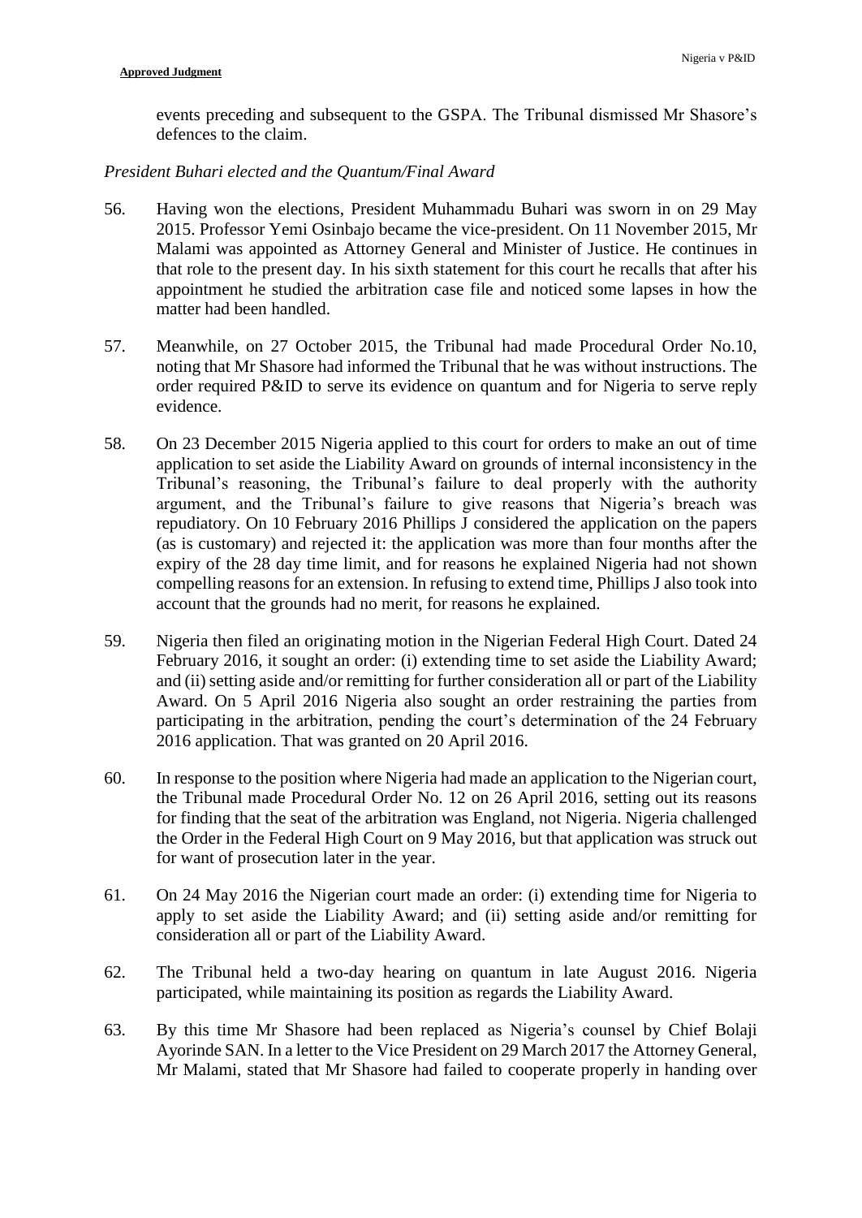events preceding and subsequent to the GSPA. The Tribunal dismissed Mr Shasore's defences to the claim.

*President Buhari elected and the Quantum/Final Award*

56. Having won the elections, President Muhammadu Buhari was sworn in on 29 May 2015. Professor Yemi Osinbajo became the vice-president. On 11 November 2015, Mr Malami was appointed as Attorney General and Minister of Justice. He continues in that role to the present day. In his sixth statement for this court he recalls that after his appointment he studied the arbitration case file and noticed some lapses in how the matter had been handled.

57. Meanwhile, on 27 October 2015, the Tribunal had made Procedural Order No.10, noting that Mr Shasore had informed the Tribunal that he was without instructions. The order required P&ID to serve its evidence on quantum and for Nigeria to serve reply evidence.

58. On 23 December 2015 Nigeria applied to this court for orders to make an out of time application to set aside the Liability Award on grounds of internal inconsistency in the Tribunal's reasoning, the Tribunal's failure to deal properly with the authority argument, and the Tribunal's failure to give reasons that Nigeria's breach was repudiatory. On 10 February 2016 Phillips J considered the application on the papers (as is customary) and rejected it: the application was more than four months after the expiry of the 28 day time limit, and for reasons he explained Nigeria had not shown compelling reasons for an extension. In refusing to extend time, Phillips J also took into account that the grounds had no merit, for reasons he explained.

59. Nigeria then filed an originating motion in the Nigerian Federal High Court. Dated 24 February 2016, it sought an order: (i) extending time to set aside the Liability Award; and (ii) setting aside and/or remitting for further consideration all or part of the Liability Award. On 5 April 2016 Nigeria also sought an order restraining the parties from participating in the arbitration, pending the court's determination of the 24 February 2016 application. That was granted on 20 April 2016.

60. In response to the position where Nigeria had made an application to the Nigerian court, the Tribunal made Procedural Order No. 12 on 26 April 2016, setting out its reasons for finding that the seat of the arbitration was England, not Nigeria. Nigeria challenged the Order in the Federal High Court on 9 May 2016, but that application was struck out for want of prosecution later in the year.

61. On 24 May 2016 the Nigerian court made an order: (i) extending time for Nigeria to apply to set aside the Liability Award; and (ii) setting aside and/or remitting for consideration all or part of the Liability Award.

62. The Tribunal held a two-day hearing on quantum in late August 2016. Nigeria participated, while maintaining its position as regards the Liability Award.

63. By this time Mr Shasore had been replaced as Nigeria's counsel by Chief Bolaji Ayorinde SAN. In a letter to the Vice President on 29 March 2017 the Attorney General, Mr Malami, stated that Mr Shasore had failed to cooperate properly in handing over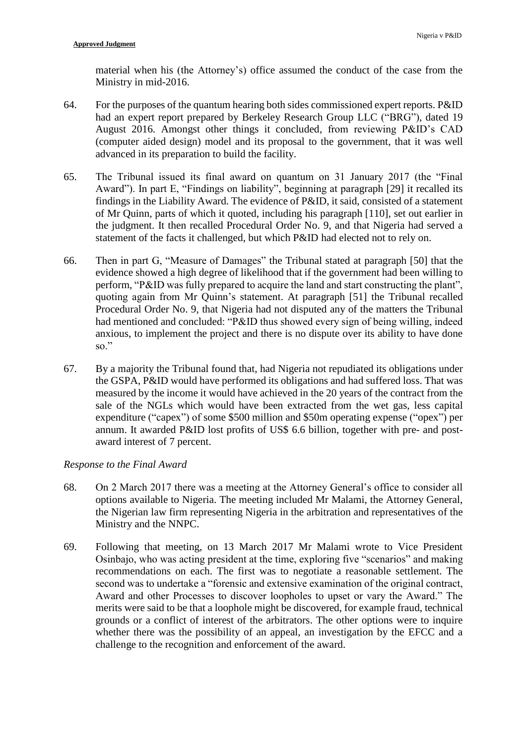material when his (the Attorney's) office assumed the conduct of the case from the Ministry in mid-2016.

64. For the purposes of the quantum hearing both sides commissioned expert reports. P&ID had an expert report prepared by Berkeley Research Group LLC ("BRG"), dated 19 August 2016. Amongst other things it concluded, from reviewing P&ID's CAD (computer aided design) model and its proposal to the government, that it was well advanced in its preparation to build the facility.

65. The Tribunal issued its final award on quantum on 31 January 2017 (the "Final Award"). In part E, "Findings on liability", beginning at paragraph [29] it recalled its findings in the Liability Award. The evidence of P&ID, it said, consisted of a statement of Mr Quinn, parts of which it quoted, including his paragraph [110], set out earlier in the judgment. It then recalled Procedural Order No. 9, and that Nigeria had served a statement of the facts it challenged, but which P&ID had elected not to rely on.

66. Then in part G, "Measure of Damages" the Tribunal stated at paragraph [50] that the evidence showed a high degree of likelihood that if the government had been willing to perform, "P&ID was fully prepared to acquire the land and start constructing the plant", quoting again from Mr Quinn's statement. At paragraph [51] the Tribunal recalled Procedural Order No. 9, that Nigeria had not disputed any of the matters the Tribunal had mentioned and concluded: "P&ID thus showed every sign of being willing, indeed anxious, to implement the project and there is no dispute over its ability to have done so."

67. By a majority the Tribunal found that, had Nigeria not repudiated its obligations under the GSPA, P&ID would have performed its obligations and had suffered loss. That was measured by the income it would have achieved in the 20 years of the contract from the sale of the NGLs which would have been extracted from the wet gas, less capital expenditure ("capex") of some $500 million and $50m operating expense ("opex") per annum. It awarded P&ID lost profits of US$ 6.6 billion, together with pre- and post-award interest of 7 percent.

*Response to the Final Award*

68. On 2 March 2017 there was a meeting at the Attorney General's office to consider all options available to Nigeria. The meeting included Mr Malami, the Attorney General, the Nigerian law firm representing Nigeria in the arbitration and representatives of the Ministry and the NNPC.

69. Following that meeting, on 13 March 2017 Mr Malami wrote to Vice President Osinbajo, who was acting president at the time, exploring five "scenarios" and making recommendations on each. The first was to negotiate a reasonable settlement. The second was to undertake a "forensic and extensive examination of the original contract, Award and other Processes to discover loopholes to upset or vary the Award." The merits were said to be that a loophole might be discovered, for example fraud, technical grounds or a conflict of interest of the arbitrators. The other options were to inquire whether there was the possibility of an appeal, an investigation by the EFCC and a challenge to the recognition and enforcement of the award.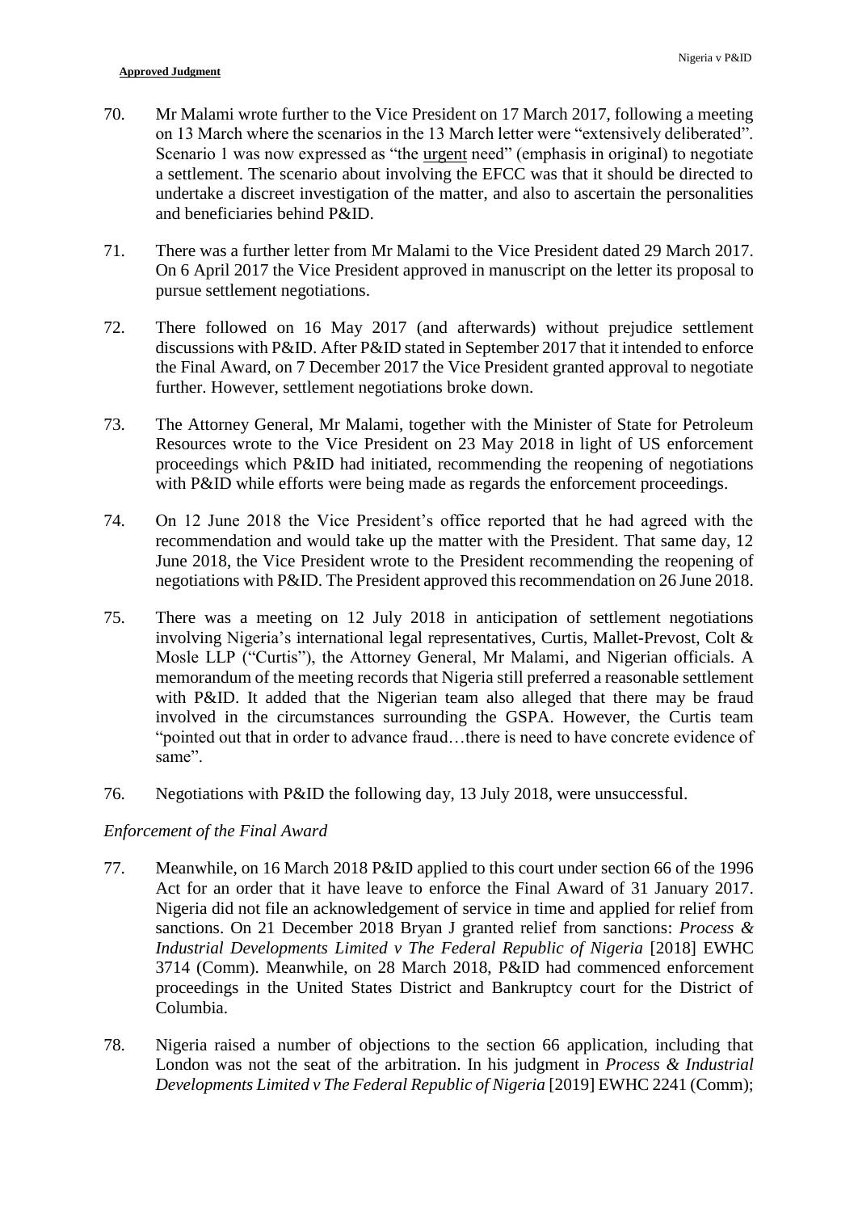70. Mr Malami wrote further to the Vice President on 17 March 2017, following a meeting on 13 March where the scenarios in the 13 March letter were "extensively deliberated". Scenario 1 was now expressed as "the urgent need" (emphasis in original) to negotiate a settlement. The scenario about involving the EFCC was that it should be directed to undertake a discreet investigation of the matter, and also to ascertain the personalities and beneficiaries behind P&ID.

71. There was a further letter from Mr Malami to the Vice President dated 29 March 2017. On 6 April 2017 the Vice President approved in manuscript on the letter its proposal to pursue settlement negotiations.

72. There followed on 16 May 2017 (and afterwards) without prejudice settlement discussions with P&ID. After P&ID stated in September 2017 that it intended to enforce the Final Award, on 7 December 2017 the Vice President granted approval to negotiate further. However, settlement negotiations broke down.

73. The Attorney General, Mr Malami, together with the Minister of State for Petroleum Resources wrote to the Vice President on 23 May 2018 in light of US enforcement proceedings which P&ID had initiated, recommending the reopening of negotiations with P&ID while efforts were being made as regards the enforcement proceedings.

74. On 12 June 2018 the Vice President's office reported that he had agreed with the recommendation and would take up the matter with the President. That same day, 12 June 2018, the Vice President wrote to the President recommending the reopening of negotiations with P&ID. The President approved this recommendation on 26 June 2018.

75. There was a meeting on 12 July 2018 in anticipation of settlement negotiations involving Nigeria's international legal representatives, Curtis, Mallet-Prevost, Colt & Mosle LLP ("Curtis"), the Attorney General, Mr Malami, and Nigerian officials. A memorandum of the meeting records that Nigeria still preferred a reasonable settlement with P&ID. It added that the Nigerian team also alleged that there may be fraud involved in the circumstances surrounding the GSPA. However, the Curtis team "pointed out that in order to advance fraud…there is need to have concrete evidence of same".

76. Negotiations with P&ID the following day, 13 July 2018, were unsuccessful.

*Enforcement of the Final Award*

77. Meanwhile, on 16 March 2018 P&ID applied to this court under section 66 of the 1996 Act for an order that it have leave to enforce the Final Award of 31 January 2017. Nigeria did not file an acknowledgement of service in time and applied for relief from sanctions. On 21 December 2018 Bryan J granted relief from sanctions: *Process & Industrial Developments Limited v The Federal Republic of Nigeria* [2018] EWHC 3714 (Comm). Meanwhile, on 28 March 2018, P&ID had commenced enforcement proceedings in the United States District and Bankruptcy court for the District of Columbia.

78. Nigeria raised a number of objections to the section 66 application, including that London was not the seat of the arbitration. In his judgment in *Process & Industrial Developments Limited v The Federal Republic of Nigeria* [2019] EWHC 2241 (Comm);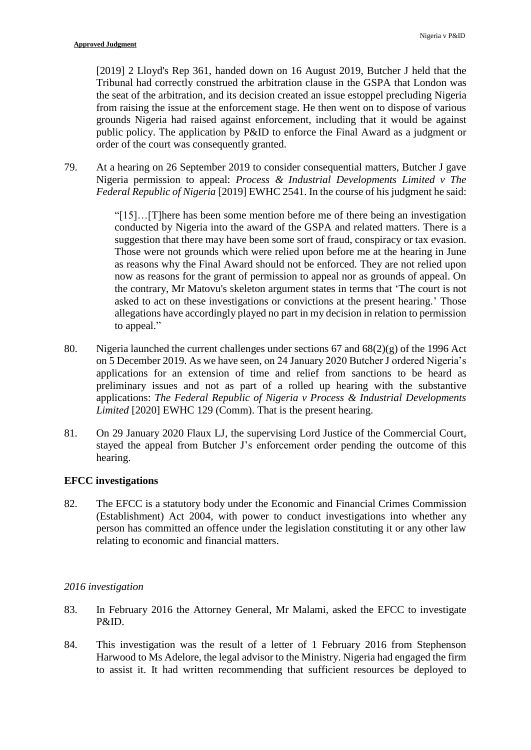[2019] 2 Lloyd's Rep 361, handed down on 16 August 2019, Butcher J held that the Tribunal had correctly construed the arbitration clause in the GSPA that London was the seat of the arbitration, and its decision created an issue estoppel precluding Nigeria from raising the issue at the enforcement stage. He then went on to dispose of various grounds Nigeria had raised against enforcement, including that it would be against public policy. The application by P&ID to enforce the Final Award as a judgment or order of the court was consequently granted.

79. At a hearing on 26 September 2019 to consider consequential matters, Butcher J gave Nigeria permission to appeal: *Process & Industrial Developments Limited v The Federal Republic of Nigeria* [2019] EWHC 2541. In the course of his judgment he said:

> "[15]…[T]here has been some mention before me of there being an investigation conducted by Nigeria into the award of the GSPA and related matters. There is a suggestion that there may have been some sort of fraud, conspiracy or tax evasion. Those were not grounds which were relied upon before me at the hearing in June as reasons why the Final Award should not be enforced. They are not relied upon now as reasons for the grant of permission to appeal nor as grounds of appeal. On the contrary, Mr Matovu's skeleton argument states in terms that 'The court is not asked to act on these investigations or convictions at the present hearing.' Those allegations have accordingly played no part in my decision in relation to permission to appeal."

80. Nigeria launched the current challenges under sections 67 and 68(2)(g) of the 1996 Act on 5 December 2019. As we have seen, on 24 January 2020 Butcher J ordered Nigeria's applications for an extension of time and relief from sanctions to be heard as preliminary issues and not as part of a rolled up hearing with the substantive applications: *The Federal Republic of Nigeria v Process & Industrial Developments Limited* [2020] EWHC 129 (Comm). That is the present hearing.

81. On 29 January 2020 Flaux LJ, the supervising Lord Justice of the Commercial Court, stayed the appeal from Butcher J's enforcement order pending the outcome of this hearing.

## EFCC investigations

82. The EFCC is a statutory body under the Economic and Financial Crimes Commission (Establishment) Act 2004, with power to conduct investigations into whether any person has committed an offence under the legislation constituting it or any other law relating to economic and financial matters.

*2016 investigation*

83. In February 2016 the Attorney General, Mr Malami, asked the EFCC to investigate P&ID.

84. This investigation was the result of a letter of 1 February 2016 from Stephenson Harwood to Ms Adelore, the legal advisor to the Ministry. Nigeria had engaged the firm to assist it. It had written recommending that sufficient resources be deployed to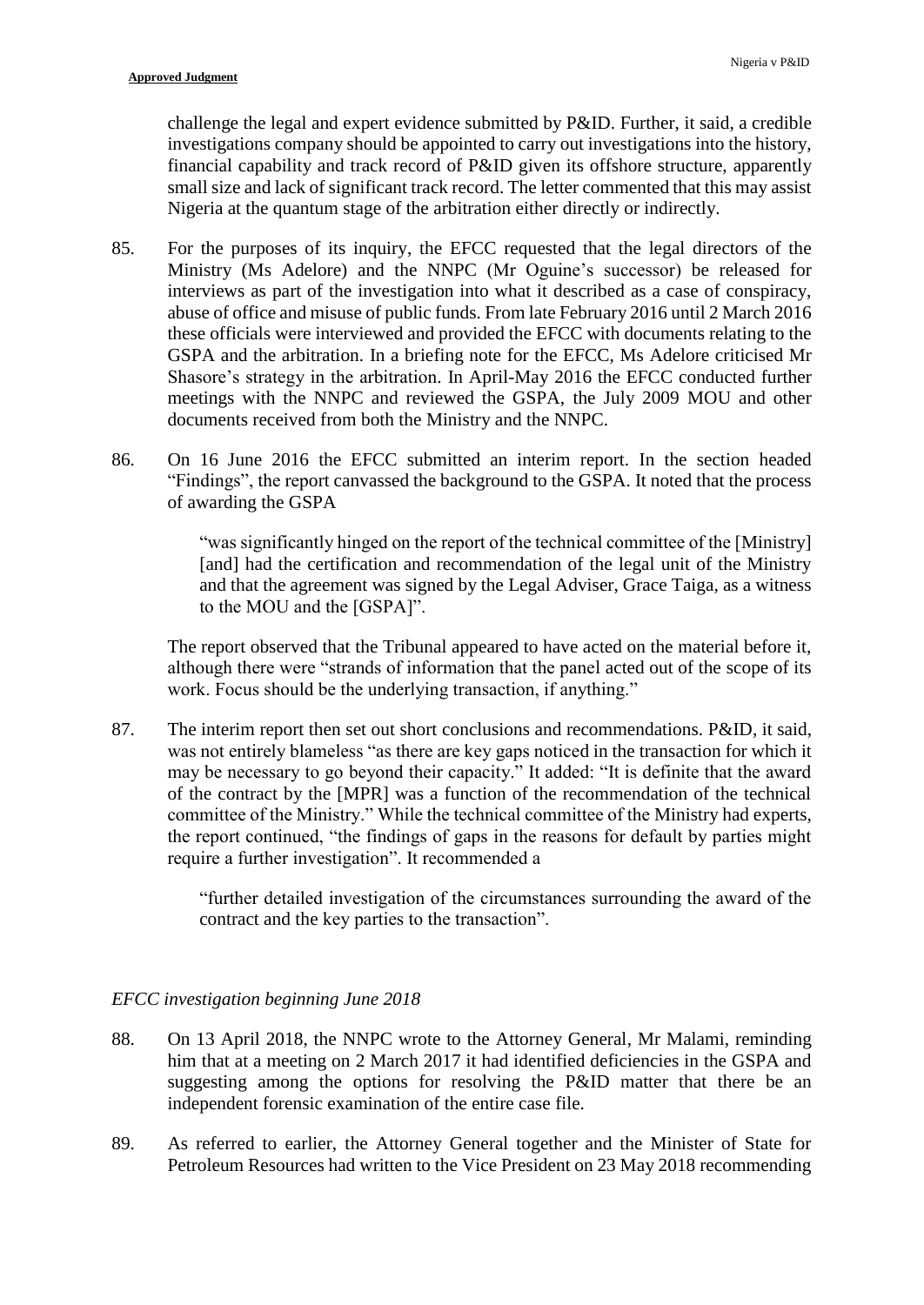challenge the legal and expert evidence submitted by P&ID. Further, it said, a credible investigations company should be appointed to carry out investigations into the history, financial capability and track record of P&ID given its offshore structure, apparently small size and lack of significant track record. The letter commented that this may assist Nigeria at the quantum stage of the arbitration either directly or indirectly.

85. For the purposes of its inquiry, the EFCC requested that the legal directors of the Ministry (Ms Adelore) and the NNPC (Mr Oguine's successor) be released for interviews as part of the investigation into what it described as a case of conspiracy, abuse of office and misuse of public funds. From late February 2016 until 2 March 2016 these officials were interviewed and provided the EFCC with documents relating to the GSPA and the arbitration. In a briefing note for the EFCC, Ms Adelore criticised Mr Shasore's strategy in the arbitration. In April-May 2016 the EFCC conducted further meetings with the NNPC and reviewed the GSPA, the July 2009 MOU and other documents received from both the Ministry and the NNPC.

86. On 16 June 2016 the EFCC submitted an interim report. In the section headed "Findings", the report canvassed the background to the GSPA. It noted that the process of awarding the GSPA

> "was significantly hinged on the report of the technical committee of the [Ministry] [and] had the certification and recommendation of the legal unit of the Ministry and that the agreement was signed by the Legal Adviser, Grace Taiga, as a witness to the MOU and the [GSPA]".

The report observed that the Tribunal appeared to have acted on the material before it, although there were "strands of information that the panel acted out of the scope of its work. Focus should be the underlying transaction, if anything."

87. The interim report then set out short conclusions and recommendations. P&ID, it said, was not entirely blameless "as there are key gaps noticed in the transaction for which it may be necessary to go beyond their capacity." It added: "It is definite that the award of the contract by the [MPR] was a function of the recommendation of the technical committee of the Ministry." While the technical committee of the Ministry had experts, the report continued, "the findings of gaps in the reasons for default by parties might require a further investigation". It recommended a

> "further detailed investigation of the circumstances surrounding the award of the contract and the key parties to the transaction".

*EFCC investigation beginning June 2018*

88. On 13 April 2018, the NNPC wrote to the Attorney General, Mr Malami, reminding him that at a meeting on 2 March 2017 it had identified deficiencies in the GSPA and suggesting among the options for resolving the P&ID matter that there be an independent forensic examination of the entire case file.

89. As referred to earlier, the Attorney General together and the Minister of State for Petroleum Resources had written to the Vice President on 23 May 2018 recommending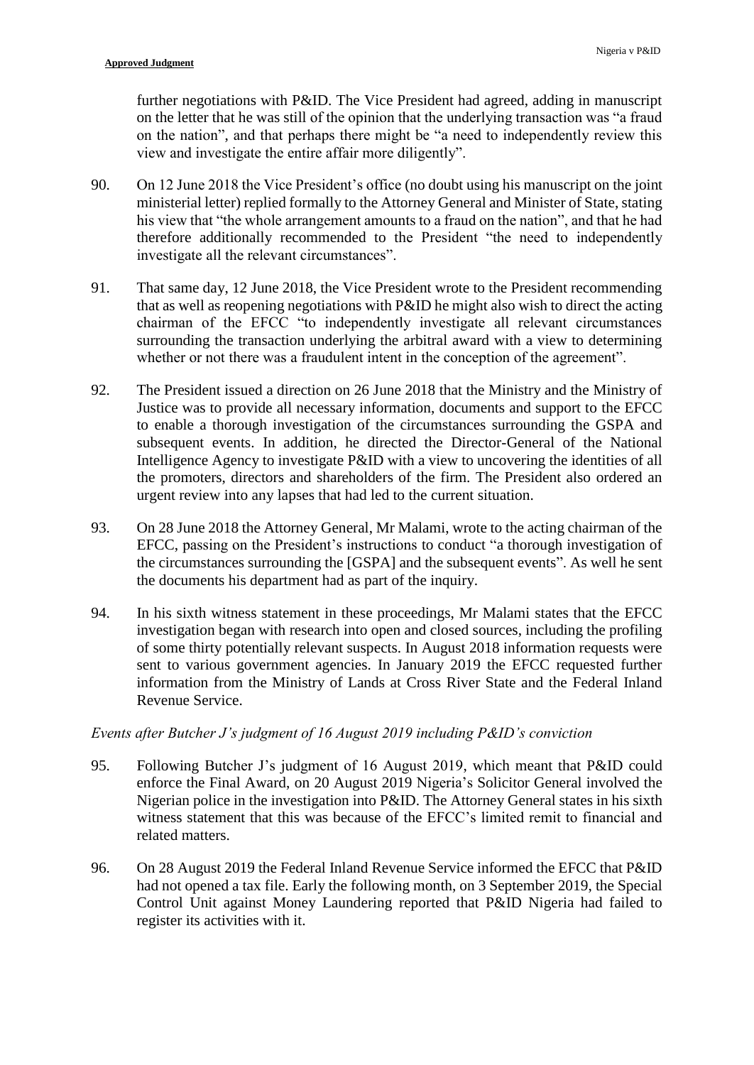further negotiations with P&ID. The Vice President had agreed, adding in manuscript on the letter that he was still of the opinion that the underlying transaction was "a fraud on the nation", and that perhaps there might be "a need to independently review this view and investigate the entire affair more diligently".

90. On 12 June 2018 the Vice President's office (no doubt using his manuscript on the joint ministerial letter) replied formally to the Attorney General and Minister of State, stating his view that "the whole arrangement amounts to a fraud on the nation", and that he had therefore additionally recommended to the President "the need to independently investigate all the relevant circumstances".

91. That same day, 12 June 2018, the Vice President wrote to the President recommending that as well as reopening negotiations with P&ID he might also wish to direct the acting chairman of the EFCC "to independently investigate all relevant circumstances surrounding the transaction underlying the arbitral award with a view to determining whether or not there was a fraudulent intent in the conception of the agreement".

92. The President issued a direction on 26 June 2018 that the Ministry and the Ministry of Justice was to provide all necessary information, documents and support to the EFCC to enable a thorough investigation of the circumstances surrounding the GSPA and subsequent events. In addition, he directed the Director-General of the National Intelligence Agency to investigate P&ID with a view to uncovering the identities of all the promoters, directors and shareholders of the firm. The President also ordered an urgent review into any lapses that had led to the current situation.

93. On 28 June 2018 the Attorney General, Mr Malami, wrote to the acting chairman of the EFCC, passing on the President's instructions to conduct "a thorough investigation of the circumstances surrounding the [GSPA] and the subsequent events". As well he sent the documents his department had as part of the inquiry.

94. In his sixth witness statement in these proceedings, Mr Malami states that the EFCC investigation began with research into open and closed sources, including the profiling of some thirty potentially relevant suspects. In August 2018 information requests were sent to various government agencies. In January 2019 the EFCC requested further information from the Ministry of Lands at Cross River State and the Federal Inland Revenue Service.

*Events after Butcher J's judgment of 16 August 2019 including P&ID's conviction*

95. Following Butcher J's judgment of 16 August 2019, which meant that P&ID could enforce the Final Award, on 20 August 2019 Nigeria's Solicitor General involved the Nigerian police in the investigation into P&ID. The Attorney General states in his sixth witness statement that this was because of the EFCC's limited remit to financial and related matters.

96. On 28 August 2019 the Federal Inland Revenue Service informed the EFCC that P&ID had not opened a tax file. Early the following month, on 3 September 2019, the Special Control Unit against Money Laundering reported that P&ID Nigeria had failed to register its activities with it.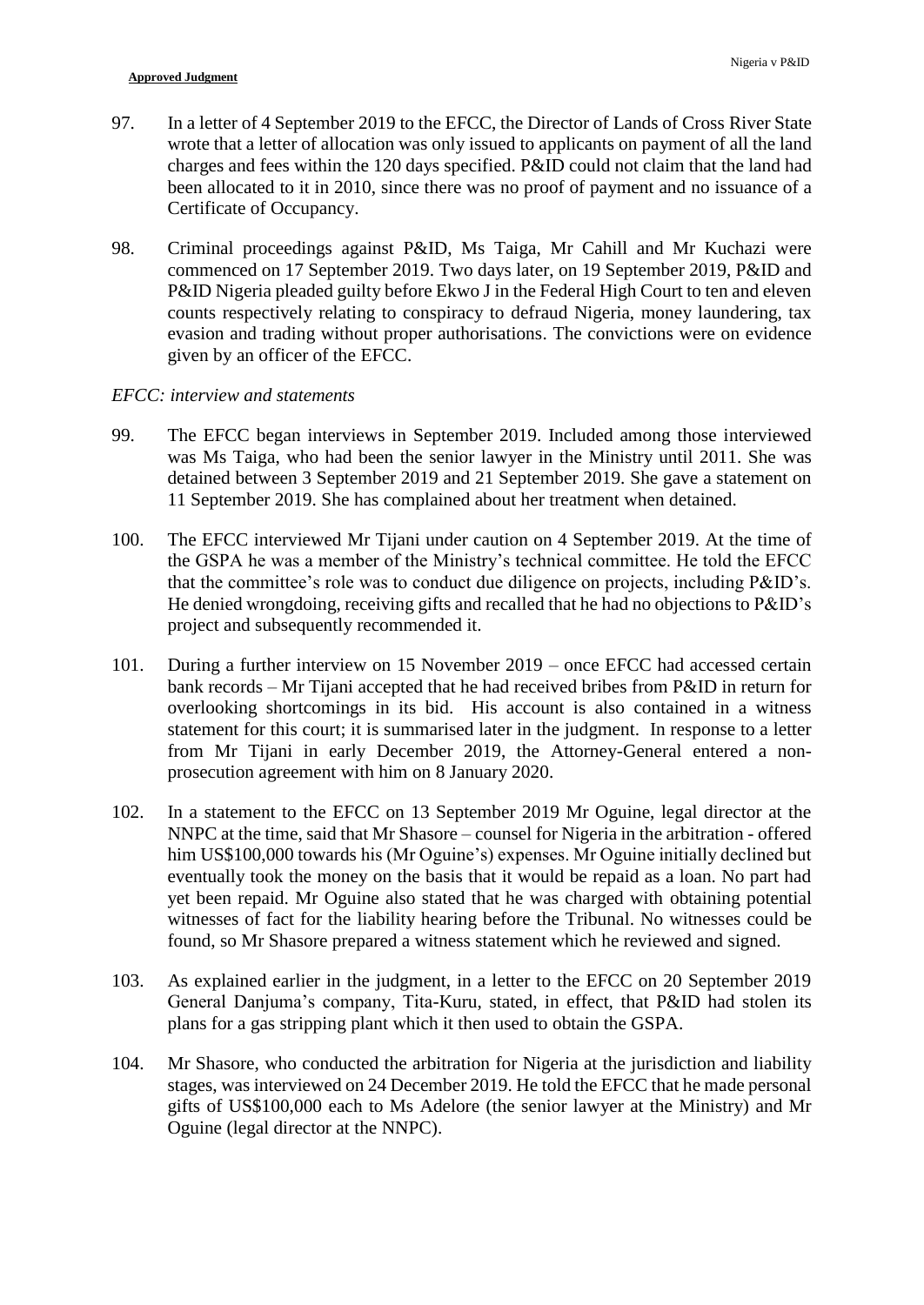97. In a letter of 4 September 2019 to the EFCC, the Director of Lands of Cross River State wrote that a letter of allocation was only issued to applicants on payment of all the land charges and fees within the 120 days specified. P&ID could not claim that the land had been allocated to it in 2010, since there was no proof of payment and no issuance of a Certificate of Occupancy.

98. Criminal proceedings against P&ID, Ms Taiga, Mr Cahill and Mr Kuchazi were commenced on 17 September 2019. Two days later, on 19 September 2019, P&ID and P&ID Nigeria pleaded guilty before Ekwo J in the Federal High Court to ten and eleven counts respectively relating to conspiracy to defraud Nigeria, money laundering, tax evasion and trading without proper authorisations. The convictions were on evidence given by an officer of the EFCC.

*EFCC: interview and statements*

99. The EFCC began interviews in September 2019. Included among those interviewed was Ms Taiga, who had been the senior lawyer in the Ministry until 2011. She was detained between 3 September 2019 and 21 September 2019. She gave a statement on 11 September 2019. She has complained about her treatment when detained.

100. The EFCC interviewed Mr Tijani under caution on 4 September 2019. At the time of the GSPA he was a member of the Ministry's technical committee. He told the EFCC that the committee's role was to conduct due diligence on projects, including P&ID's. He denied wrongdoing, receiving gifts and recalled that he had no objections to P&ID's project and subsequently recommended it.

101. During a further interview on 15 November 2019 – once EFCC had accessed certain bank records – Mr Tijani accepted that he had received bribes from P&ID in return for overlooking shortcomings in its bid. His account is also contained in a witness statement for this court; it is summarised later in the judgment. In response to a letter from Mr Tijani in early December 2019, the Attorney-General entered a non-prosecution agreement with him on 8 January 2020.

102. In a statement to the EFCC on 13 September 2019 Mr Oguine, legal director at the NNPC at the time, said that Mr Shasore – counsel for Nigeria in the arbitration - offered him US$100,000 towards his (Mr Oguine's) expenses. Mr Oguine initially declined but eventually took the money on the basis that it would be repaid as a loan. No part had yet been repaid. Mr Oguine also stated that he was charged with obtaining potential witnesses of fact for the liability hearing before the Tribunal. No witnesses could be found, so Mr Shasore prepared a witness statement which he reviewed and signed.

103. As explained earlier in the judgment, in a letter to the EFCC on 20 September 2019 General Danjuma's company, Tita-Kuru, stated, in effect, that P&ID had stolen its plans for a gas stripping plant which it then used to obtain the GSPA.

104. Mr Shasore, who conducted the arbitration for Nigeria at the jurisdiction and liability stages, was interviewed on 24 December 2019. He told the EFCC that he made personal gifts of US$100,000 each to Ms Adelore (the senior lawyer at the Ministry) and Mr Oguine (legal director at the NNPC).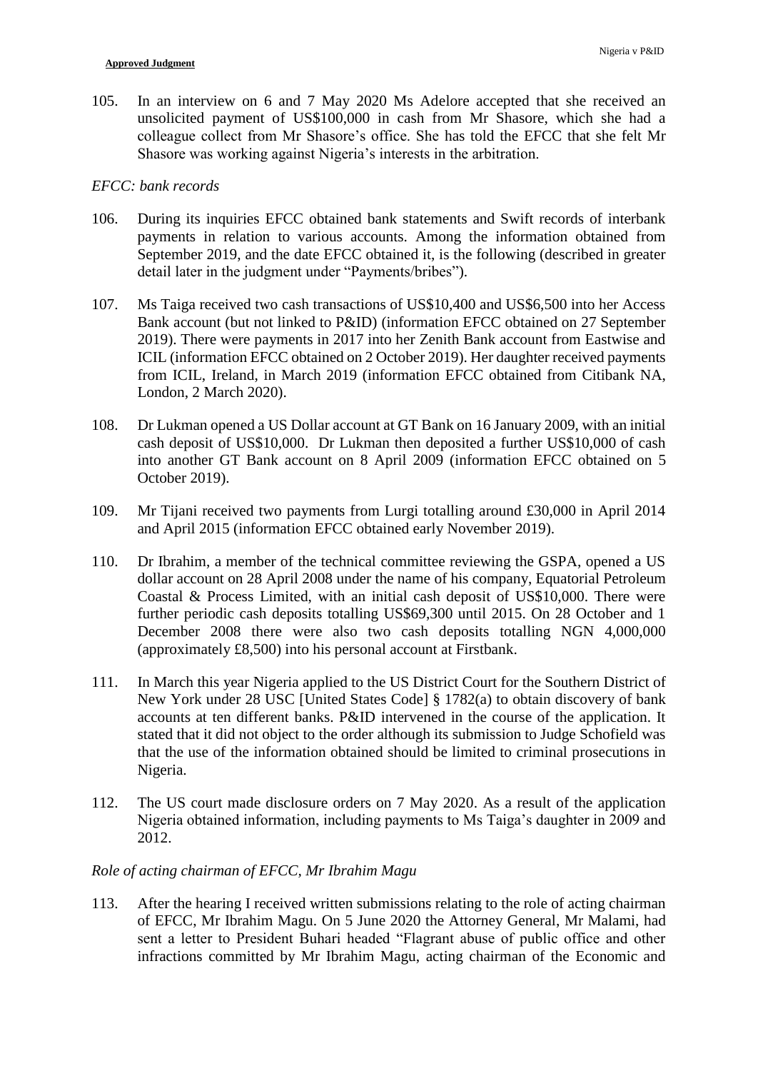105. In an interview on 6 and 7 May 2020 Ms Adelore accepted that she received an unsolicited payment of US$100,000 in cash from Mr Shasore, which she had a colleague collect from Mr Shasore's office. She has told the EFCC that she felt Mr Shasore was working against Nigeria's interests in the arbitration.

*EFCC: bank records*

106. During its inquiries EFCC obtained bank statements and Swift records of interbank payments in relation to various accounts. Among the information obtained from September 2019, and the date EFCC obtained it, is the following (described in greater detail later in the judgment under "Payments/bribes").

107. Ms Taiga received two cash transactions of US$10,400 and US$6,500 into her Access Bank account (but not linked to P&ID) (information EFCC obtained on 27 September 2019). There were payments in 2017 into her Zenith Bank account from Eastwise and ICIL (information EFCC obtained on 2 October 2019). Her daughter received payments from ICIL, Ireland, in March 2019 (information EFCC obtained from Citibank NA, London, 2 March 2020).

108. Dr Lukman opened a US Dollar account at GT Bank on 16 January 2009, with an initial cash deposit of US$10,000. Dr Lukman then deposited a further US$10,000 of cash into another GT Bank account on 8 April 2009 (information EFCC obtained on 5 October 2019).

109. Mr Tijani received two payments from Lurgi totalling around £30,000 in April 2014 and April 2015 (information EFCC obtained early November 2019).

110. Dr Ibrahim, a member of the technical committee reviewing the GSPA, opened a US dollar account on 28 April 2008 under the name of his company, Equatorial Petroleum Coastal & Process Limited, with an initial cash deposit of US$10,000. There were further periodic cash deposits totalling US$69,300 until 2015. On 28 October and 1 December 2008 there were also two cash deposits totalling NGN 4,000,000 (approximately £8,500) into his personal account at Firstbank.

111. In March this year Nigeria applied to the US District Court for the Southern District of New York under 28 USC [United States Code] § 1782(a) to obtain discovery of bank accounts at ten different banks. P&ID intervened in the course of the application. It stated that it did not object to the order although its submission to Judge Schofield was that the use of the information obtained should be limited to criminal prosecutions in Nigeria.

112. The US court made disclosure orders on 7 May 2020. As a result of the application Nigeria obtained information, including payments to Ms Taiga's daughter in 2009 and 2012.

*Role of acting chairman of EFCC, Mr Ibrahim Magu*

113. After the hearing I received written submissions relating to the role of acting chairman of EFCC, Mr Ibrahim Magu. On 5 June 2020 the Attorney General, Mr Malami, had sent a letter to President Buhari headed "Flagrant abuse of public office and other infractions committed by Mr Ibrahim Magu, acting chairman of the Economic and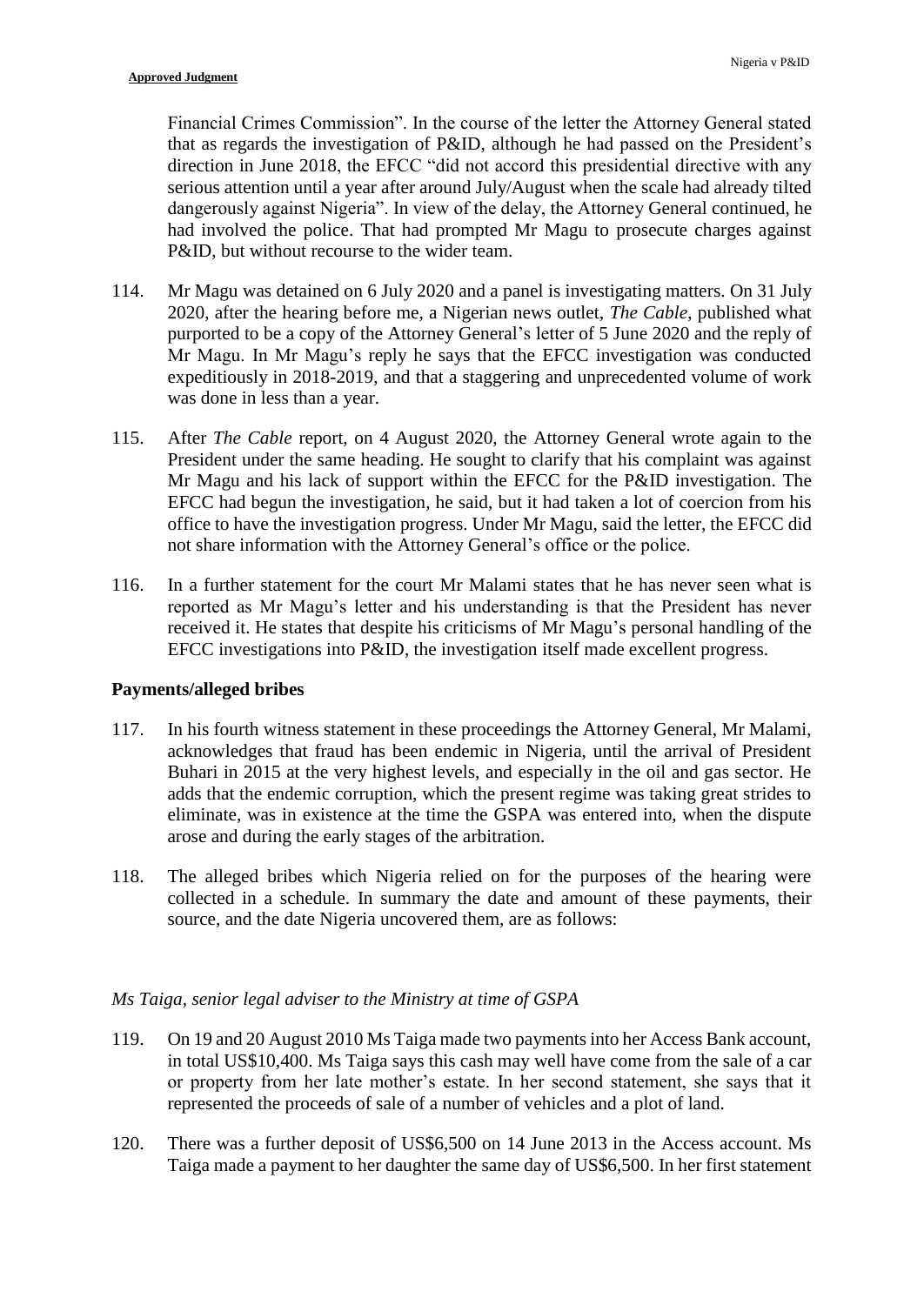Financial Crimes Commission". In the course of the letter the Attorney General stated that as regards the investigation of P&ID, although he had passed on the President's direction in June 2018, the EFCC "did not accord this presidential directive with any serious attention until a year after around July/August when the scale had already tilted dangerously against Nigeria". In view of the delay, the Attorney General continued, he had involved the police. That had prompted Mr Magu to prosecute charges against P&ID, but without recourse to the wider team.

114. Mr Magu was detained on 6 July 2020 and a panel is investigating matters. On 31 July 2020, after the hearing before me, a Nigerian news outlet, *The Cable*, published what purported to be a copy of the Attorney General's letter of 5 June 2020 and the reply of Mr Magu. In Mr Magu's reply he says that the EFCC investigation was conducted expeditiously in 2018-2019, and that a staggering and unprecedented volume of work was done in less than a year.

115. After *The Cable* report, on 4 August 2020, the Attorney General wrote again to the President under the same heading. He sought to clarify that his complaint was against Mr Magu and his lack of support within the EFCC for the P&ID investigation. The EFCC had begun the investigation, he said, but it had taken a lot of coercion from his office to have the investigation progress. Under Mr Magu, said the letter, the EFCC did not share information with the Attorney General's office or the police.

116. In a further statement for the court Mr Malami states that he has never seen what is reported as Mr Magu's letter and his understanding is that the President has never received it. He states that despite his criticisms of Mr Magu's personal handling of the EFCC investigations into P&ID, the investigation itself made excellent progress.

### Payments/alleged bribes

117. In his fourth witness statement in these proceedings the Attorney General, Mr Malami, acknowledges that fraud has been endemic in Nigeria, until the arrival of President Buhari in 2015 at the very highest levels, and especially in the oil and gas sector. He adds that the endemic corruption, which the present regime was taking great strides to eliminate, was in existence at the time the GSPA was entered into, when the dispute arose and during the early stages of the arbitration.

118. The alleged bribes which Nigeria relied on for the purposes of the hearing were collected in a schedule. In summary the date and amount of these payments, their source, and the date Nigeria uncovered them, are as follows:

*Ms Taiga, senior legal adviser to the Ministry at time of GSPA*

119. On 19 and 20 August 2010 Ms Taiga made two payments into her Access Bank account, in total US$10,400. Ms Taiga says this cash may well have come from the sale of a car or property from her late mother's estate. In her second statement, she says that it represented the proceeds of sale of a number of vehicles and a plot of land.

120. There was a further deposit of US$6,500 on 14 June 2013 in the Access account. Ms Taiga made a payment to her daughter the same day of US$6,500. In her first statement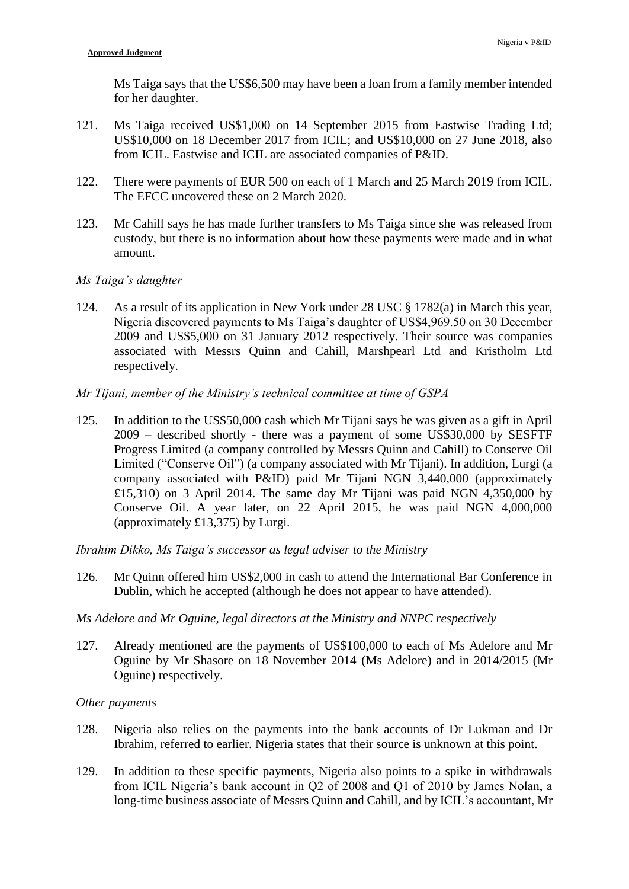Ms Taiga says that the US$6,500 may have been a loan from a family member intended for her daughter.

121. Ms Taiga received US$1,000 on 14 September 2015 from Eastwise Trading Ltd; US$10,000 on 18 December 2017 from ICIL; and US$10,000 on 27 June 2018, also from ICIL. Eastwise and ICIL are associated companies of P&ID.

122. There were payments of EUR 500 on each of 1 March and 25 March 2019 from ICIL. The EFCC uncovered these on 2 March 2020.

123. Mr Cahill says he has made further transfers to Ms Taiga since she was released from custody, but there is no information about how these payments were made and in what amount.

*Ms Taiga's daughter*

124. As a result of its application in New York under 28 USC § 1782(a) in March this year, Nigeria discovered payments to Ms Taiga's daughter of US$4,969.50 on 30 December 2009 and US$5,000 on 31 January 2012 respectively. Their source was companies associated with Messrs Quinn and Cahill, Marshpearl Ltd and Kristholm Ltd respectively.

*Mr Tijani, member of the Ministry's technical committee at time of GSPA*

125. In addition to the US$50,000 cash which Mr Tijani says he was given as a gift in April 2009 – described shortly - there was a payment of some US$30,000 by SESFTF Progress Limited (a company controlled by Messrs Quinn and Cahill) to Conserve Oil Limited ("Conserve Oil") (a company associated with Mr Tijani). In addition, Lurgi (a company associated with P&ID) paid Mr Tijani NGN 3,440,000 (approximately £15,310) on 3 April 2014. The same day Mr Tijani was paid NGN 4,350,000 by Conserve Oil. A year later, on 22 April 2015, he was paid NGN 4,000,000 (approximately £13,375) by Lurgi.

*Ibrahim Dikko, Ms Taiga's successor as legal adviser to the Ministry*

126. Mr Quinn offered him US$2,000 in cash to attend the International Bar Conference in Dublin, which he accepted (although he does not appear to have attended).

*Ms Adelore and Mr Oguine, legal directors at the Ministry and NNPC respectively*

127. Already mentioned are the payments of US$100,000 to each of Ms Adelore and Mr Oguine by Mr Shasore on 18 November 2014 (Ms Adelore) and in 2014/2015 (Mr Oguine) respectively.

*Other payments*

128. Nigeria also relies on the payments into the bank accounts of Dr Lukman and Dr Ibrahim, referred to earlier. Nigeria states that their source is unknown at this point.

129. In addition to these specific payments, Nigeria also points to a spike in withdrawals from ICIL Nigeria's bank account in Q2 of 2008 and Q1 of 2010 by James Nolan, a long-time business associate of Messrs Quinn and Cahill, and by ICIL's accountant, Mr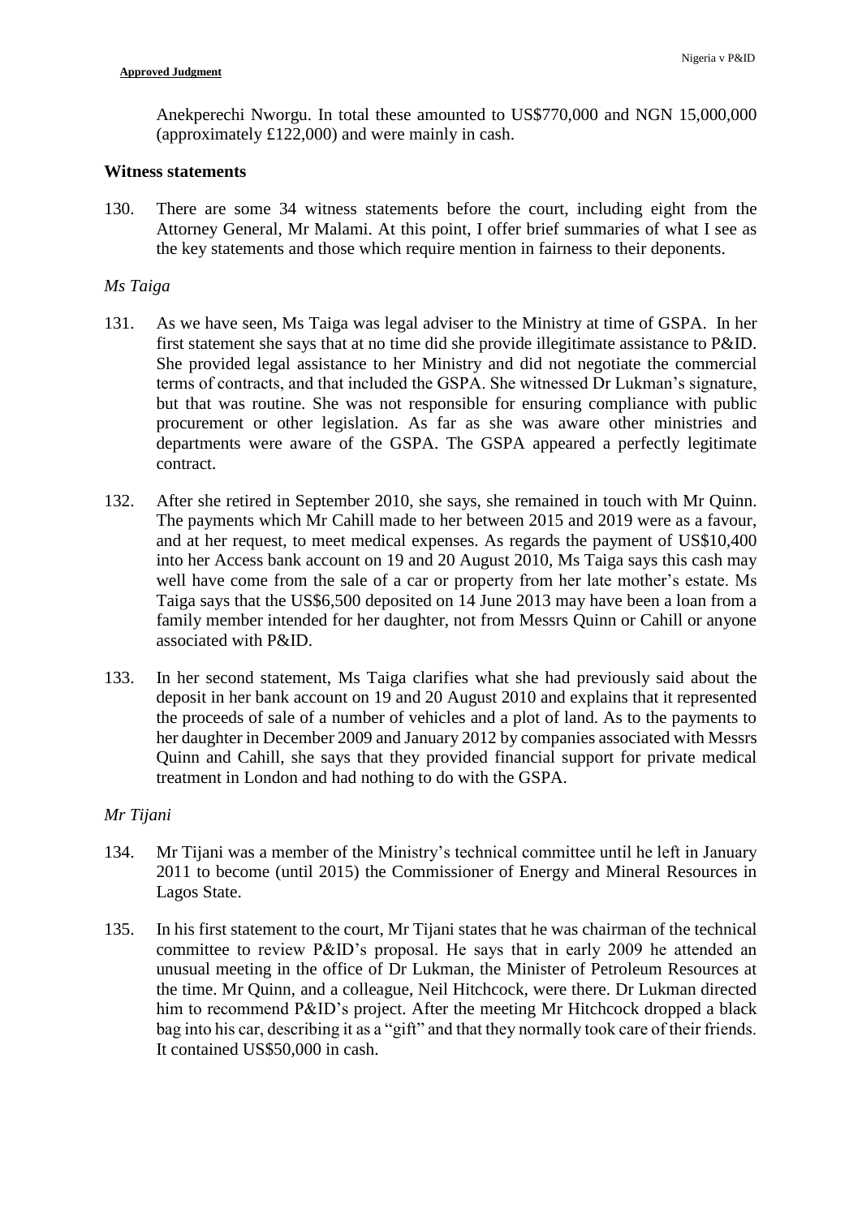Anekperechi Nworgu. In total these amounted to US$770,000 and NGN 15,000,000 (approximately £122,000) and were mainly in cash.

## Witness statements

130. There are some 34 witness statements before the court, including eight from the Attorney General, Mr Malami. At this point, I offer brief summaries of what I see as the key statements and those which require mention in fairness to their deponents.

*Ms Taiga*

131. As we have seen, Ms Taiga was legal adviser to the Ministry at time of GSPA. In her first statement she says that at no time did she provide illegitimate assistance to P&ID. She provided legal assistance to her Ministry and did not negotiate the commercial terms of contracts, and that included the GSPA. She witnessed Dr Lukman's signature, but that was routine. She was not responsible for ensuring compliance with public procurement or other legislation. As far as she was aware other ministries and departments were aware of the GSPA. The GSPA appeared a perfectly legitimate contract.

132. After she retired in September 2010, she says, she remained in touch with Mr Quinn. The payments which Mr Cahill made to her between 2015 and 2019 were as a favour, and at her request, to meet medical expenses. As regards the payment of US$10,400 into her Access bank account on 19 and 20 August 2010, Ms Taiga says this cash may well have come from the sale of a car or property from her late mother's estate. Ms Taiga says that the US$6,500 deposited on 14 June 2013 may have been a loan from a family member intended for her daughter, not from Messrs Quinn or Cahill or anyone associated with P&ID.

133. In her second statement, Ms Taiga clarifies what she had previously said about the deposit in her bank account on 19 and 20 August 2010 and explains that it represented the proceeds of sale of a number of vehicles and a plot of land. As to the payments to her daughter in December 2009 and January 2012 by companies associated with Messrs Quinn and Cahill, she says that they provided financial support for private medical treatment in London and had nothing to do with the GSPA.

*Mr Tijani*

134. Mr Tijani was a member of the Ministry's technical committee until he left in January 2011 to become (until 2015) the Commissioner of Energy and Mineral Resources in Lagos State.

135. In his first statement to the court, Mr Tijani states that he was chairman of the technical committee to review P&ID's proposal. He says that in early 2009 he attended an unusual meeting in the office of Dr Lukman, the Minister of Petroleum Resources at the time. Mr Quinn, and a colleague, Neil Hitchcock, were there. Dr Lukman directed him to recommend P&ID's project. After the meeting Mr Hitchcock dropped a black bag into his car, describing it as a "gift" and that they normally took care of their friends. It contained US$50,000 in cash.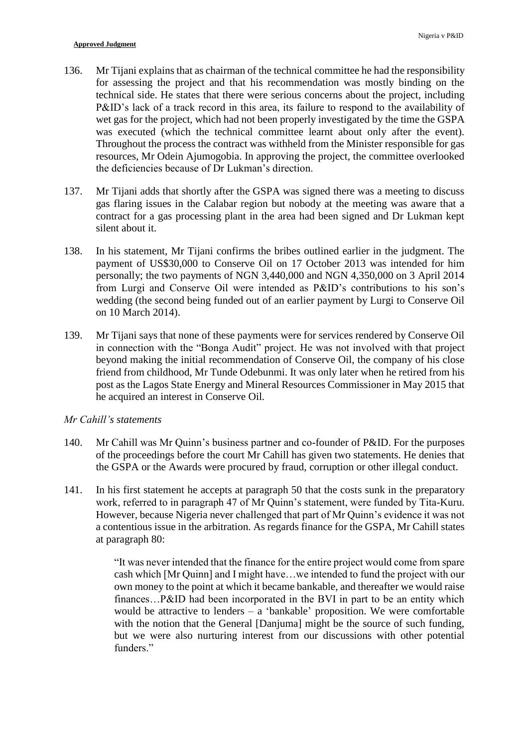136. Mr Tijani explains that as chairman of the technical committee he had the responsibility for assessing the project and that his recommendation was mostly binding on the technical side. He states that there were serious concerns about the project, including P&ID's lack of a track record in this area, its failure to respond to the availability of wet gas for the project, which had not been properly investigated by the time the GSPA was executed (which the technical committee learnt about only after the event). Throughout the process the contract was withheld from the Minister responsible for gas resources, Mr Odein Ajumogobia. In approving the project, the committee overlooked the deficiencies because of Dr Lukman's direction.

137. Mr Tijani adds that shortly after the GSPA was signed there was a meeting to discuss gas flaring issues in the Calabar region but nobody at the meeting was aware that a contract for a gas processing plant in the area had been signed and Dr Lukman kept silent about it.

138. In his statement, Mr Tijani confirms the bribes outlined earlier in the judgment. The payment of US$30,000 to Conserve Oil on 17 October 2013 was intended for him personally; the two payments of NGN 3,440,000 and NGN 4,350,000 on 3 April 2014 from Lurgi and Conserve Oil were intended as P&ID's contributions to his son's wedding (the second being funded out of an earlier payment by Lurgi to Conserve Oil on 10 March 2014).

139. Mr Tijani says that none of these payments were for services rendered by Conserve Oil in connection with the "Bonga Audit" project. He was not involved with that project beyond making the initial recommendation of Conserve Oil, the company of his close friend from childhood, Mr Tunde Odebunmi. It was only later when he retired from his post as the Lagos State Energy and Mineral Resources Commissioner in May 2015 that he acquired an interest in Conserve Oil.

*Mr Cahill's statements*

140. Mr Cahill was Mr Quinn's business partner and co-founder of P&ID. For the purposes of the proceedings before the court Mr Cahill has given two statements. He denies that the GSPA or the Awards were procured by fraud, corruption or other illegal conduct.

141. In his first statement he accepts at paragraph 50 that the costs sunk in the preparatory work, referred to in paragraph 47 of Mr Quinn's statement, were funded by Tita-Kuru. However, because Nigeria never challenged that part of Mr Quinn's evidence it was not a contentious issue in the arbitration. As regards finance for the GSPA, Mr Cahill states at paragraph 80:

> "It was never intended that the finance for the entire project would come from spare cash which [Mr Quinn] and I might have…we intended to fund the project with our own money to the point at which it became bankable, and thereafter we would raise finances…P&ID had been incorporated in the BVI in part to be an entity which would be attractive to lenders – a 'bankable' proposition. We were comfortable with the notion that the General [Danjuma] might be the source of such funding, but we were also nurturing interest from our discussions with other potential funders."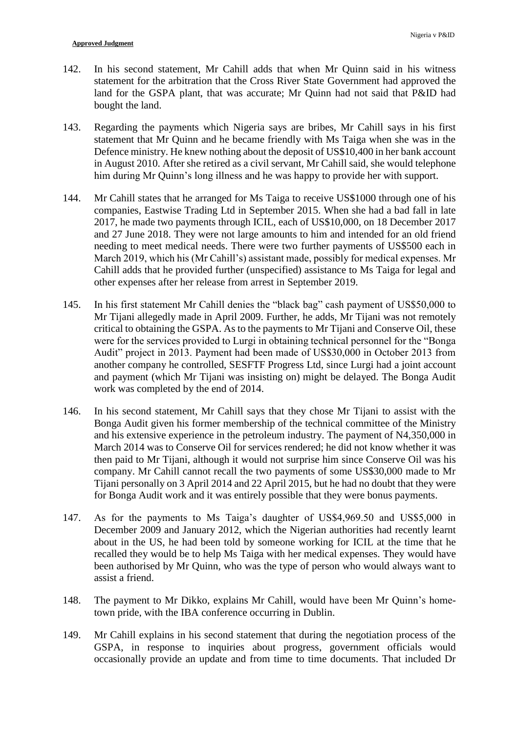142. In his second statement, Mr Cahill adds that when Mr Quinn said in his witness statement for the arbitration that the Cross River State Government had approved the land for the GSPA plant, that was accurate; Mr Quinn had not said that P&ID had bought the land.

143. Regarding the payments which Nigeria says are bribes, Mr Cahill says in his first statement that Mr Quinn and he became friendly with Ms Taiga when she was in the Defence ministry. He knew nothing about the deposit of US$10,400 in her bank account in August 2010. After she retired as a civil servant, Mr Cahill said, she would telephone him during Mr Quinn's long illness and he was happy to provide her with support.

144. Mr Cahill states that he arranged for Ms Taiga to receive US$1000 through one of his companies, Eastwise Trading Ltd in September 2015. When she had a bad fall in late 2017, he made two payments through ICIL, each of US$10,000, on 18 December 2017 and 27 June 2018. They were not large amounts to him and intended for an old friend needing to meet medical needs. There were two further payments of US$500 each in March 2019, which his (Mr Cahill's) assistant made, possibly for medical expenses. Mr Cahill adds that he provided further (unspecified) assistance to Ms Taiga for legal and other expenses after her release from arrest in September 2019.

145. In his first statement Mr Cahill denies the "black bag" cash payment of US$50,000 to Mr Tijani allegedly made in April 2009. Further, he adds, Mr Tijani was not remotely critical to obtaining the GSPA. As to the payments to Mr Tijani and Conserve Oil, these were for the services provided to Lurgi in obtaining technical personnel for the "Bonga Audit" project in 2013. Payment had been made of US$30,000 in October 2013 from another company he controlled, SESFTF Progress Ltd, since Lurgi had a joint account and payment (which Mr Tijani was insisting on) might be delayed. The Bonga Audit work was completed by the end of 2014.

146. In his second statement, Mr Cahill says that they chose Mr Tijani to assist with the Bonga Audit given his former membership of the technical committee of the Ministry and his extensive experience in the petroleum industry. The payment of N4,350,000 in March 2014 was to Conserve Oil for services rendered; he did not know whether it was then paid to Mr Tijani, although it would not surprise him since Conserve Oil was his company. Mr Cahill cannot recall the two payments of some US$30,000 made to Mr Tijani personally on 3 April 2014 and 22 April 2015, but he had no doubt that they were for Bonga Audit work and it was entirely possible that they were bonus payments.

147. As for the payments to Ms Taiga's daughter of US$4,969.50 and US$5,000 in December 2009 and January 2012, which the Nigerian authorities had recently learnt about in the US, he had been told by someone working for ICIL at the time that he recalled they would be to help Ms Taiga with her medical expenses. They would have been authorised by Mr Quinn, who was the type of person who would always want to assist a friend.

148. The payment to Mr Dikko, explains Mr Cahill, would have been Mr Quinn's home-town pride, with the IBA conference occurring in Dublin.

149. Mr Cahill explains in his second statement that during the negotiation process of the GSPA, in response to inquiries about progress, government officials would occasionally provide an update and from time to time documents. That included Dr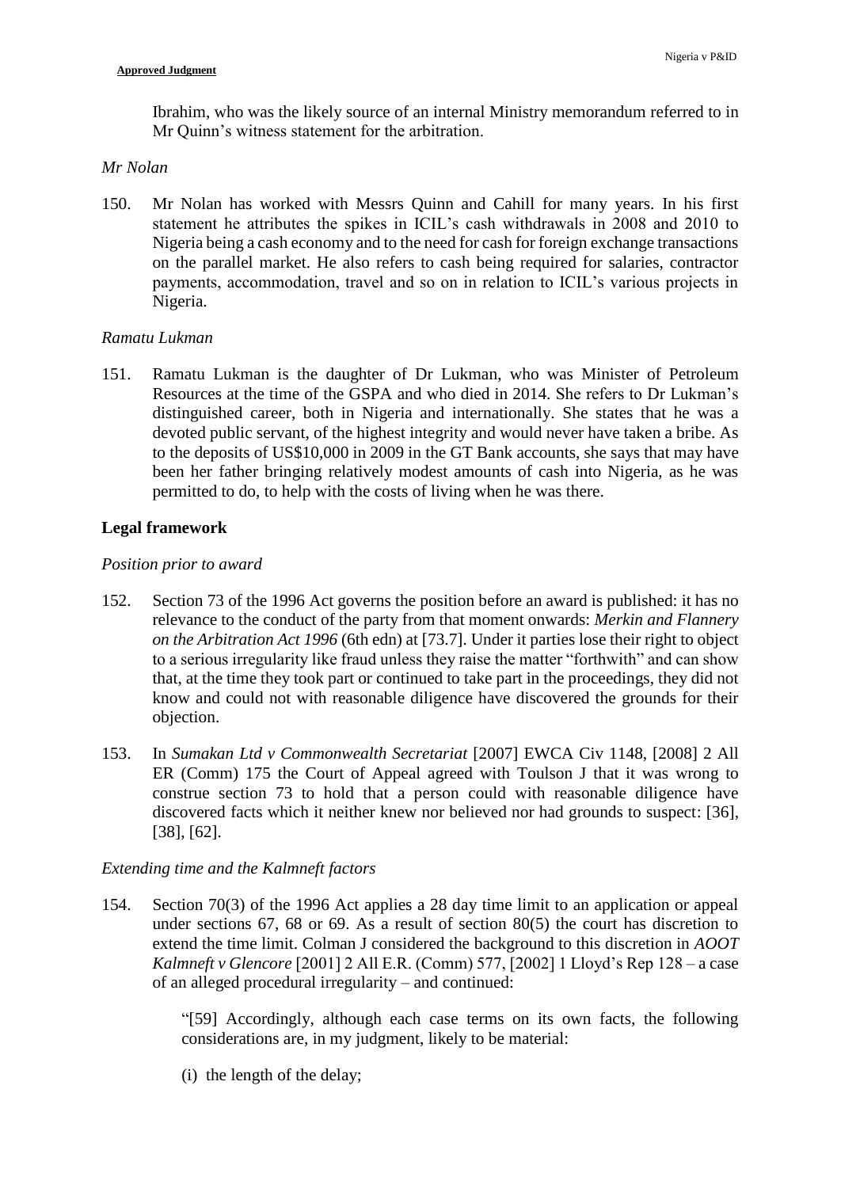Ibrahim, who was the likely source of an internal Ministry memorandum referred to in Mr Quinn's witness statement for the arbitration.

*Mr Nolan*

150. Mr Nolan has worked with Messrs Quinn and Cahill for many years. In his first statement he attributes the spikes in ICIL's cash withdrawals in 2008 and 2010 to Nigeria being a cash economy and to the need for cash for foreign exchange transactions on the parallel market. He also refers to cash being required for salaries, contractor payments, accommodation, travel and so on in relation to ICIL's various projects in Nigeria.

*Ramatu Lukman*

151. Ramatu Lukman is the daughter of Dr Lukman, who was Minister of Petroleum Resources at the time of the GSPA and who died in 2014. She refers to Dr Lukman's distinguished career, both in Nigeria and internationally. She states that he was a devoted public servant, of the highest integrity and would never have taken a bribe. As to the deposits of US$10,000 in 2009 in the GT Bank accounts, she says that may have been her father bringing relatively modest amounts of cash into Nigeria, as he was permitted to do, to help with the costs of living when he was there.

## Legal framework

*Position prior to award*

152. Section 73 of the 1996 Act governs the position before an award is published: it has no relevance to the conduct of the party from that moment onwards: *Merkin and Flannery on the Arbitration Act 1996* (6th edn) at [73.7]. Under it parties lose their right to object to a serious irregularity like fraud unless they raise the matter "forthwith" and can show that, at the time they took part or continued to take part in the proceedings, they did not know and could not with reasonable diligence have discovered the grounds for their objection.

153. In *Sumakan Ltd v Commonwealth Secretariat* [2007] EWCA Civ 1148, [2008] 2 All ER (Comm) 175 the Court of Appeal agreed with Toulson J that it was wrong to construe section 73 to hold that a person could with reasonable diligence have discovered facts which it neither knew nor believed nor had grounds to suspect: [36], [38], [62].

*Extending time and the Kalmneft factors*

154. Section 70(3) of the 1996 Act applies a 28 day time limit to an application or appeal under sections 67, 68 or 69. As a result of section 80(5) the court has discretion to extend the time limit. Colman J considered the background to this discretion in *AOOT Kalmneft v Glencore* [2001] 2 All E.R. (Comm) 577, [2002] 1 Lloyd's Rep 128 – a case of an alleged procedural irregularity – and continued:

> "[59] Accordingly, although each case terms on its own facts, the following considerations are, in my judgment, likely to be material:
>
> (i) the length of the delay;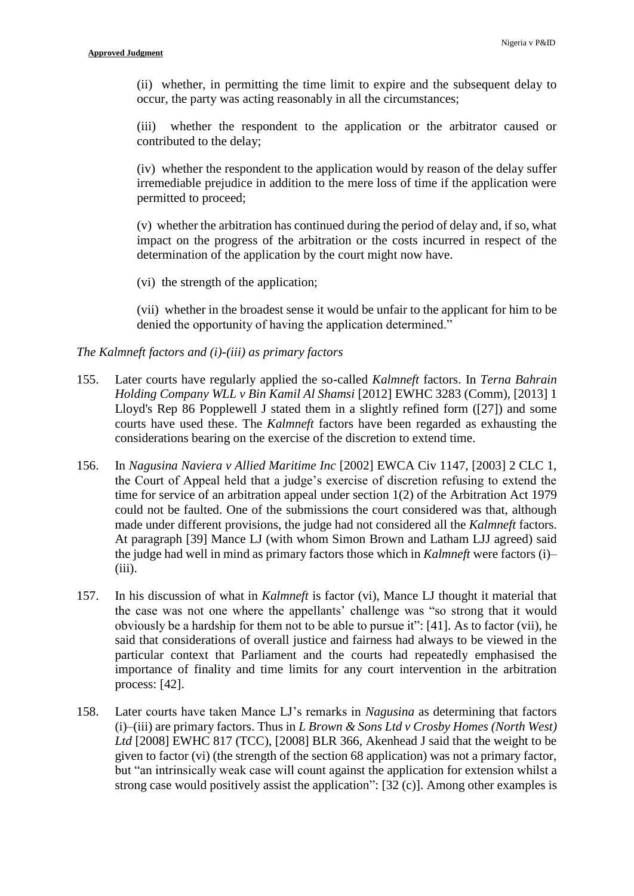(ii) whether, in permitting the time limit to expire and the subsequent delay to occur, the party was acting reasonably in all the circumstances;

(iii) whether the respondent to the application or the arbitrator caused or contributed to the delay;

(iv) whether the respondent to the application would by reason of the delay suffer irremediable prejudice in addition to the mere loss of time if the application were permitted to proceed;

(v) whether the arbitration has continued during the period of delay and, if so, what impact on the progress of the arbitration or the costs incurred in respect of the determination of the application by the court might now have.

(vi) the strength of the application;

(vii) whether in the broadest sense it would be unfair to the applicant for him to be denied the opportunity of having the application determined."

*The Kalmneft factors and (i)-(iii) as primary factors*

155. Later courts have regularly applied the so-called *Kalmneft* factors. In *Terna Bahrain Holding Company WLL v Bin Kamil Al Shamsi* [2012] EWHC 3283 (Comm), [2013] 1 Lloyd's Rep 86 Popplewell J stated them in a slightly refined form ([27]) and some courts have used these. The *Kalmneft* factors have been regarded as exhausting the considerations bearing on the exercise of the discretion to extend time.

156. In *Nagusina Naviera v Allied Maritime Inc* [2002] EWCA Civ 1147, [2003] 2 CLC 1, the Court of Appeal held that a judge's exercise of discretion refusing to extend the time for service of an arbitration appeal under section 1(2) of the Arbitration Act 1979 could not be faulted. One of the submissions the court considered was that, although made under different provisions, the judge had not considered all the *Kalmneft* factors. At paragraph [39] Mance LJ (with whom Simon Brown and Latham LJJ agreed) said the judge had well in mind as primary factors those which in *Kalmneft* were factors (i)–(iii).

157. In his discussion of what in *Kalmneft* is factor (vi), Mance LJ thought it material that the case was not one where the appellants' challenge was "so strong that it would obviously be a hardship for them not to be able to pursue it": [41]. As to factor (vii), he said that considerations of overall justice and fairness had always to be viewed in the particular context that Parliament and the courts had repeatedly emphasised the importance of finality and time limits for any court intervention in the arbitration process: [42].

158. Later courts have taken Mance LJ's remarks in *Nagusina* as determining that factors (i)–(iii) are primary factors. Thus in *L Brown & Sons Ltd v Crosby Homes (North West) Ltd* [2008] EWHC 817 (TCC), [2008] BLR 366, Akenhead J said that the weight to be given to factor (vi) (the strength of the section 68 application) was not a primary factor, but "an intrinsically weak case will count against the application for extension whilst a strong case would positively assist the application": [32 (c)]. Among other examples is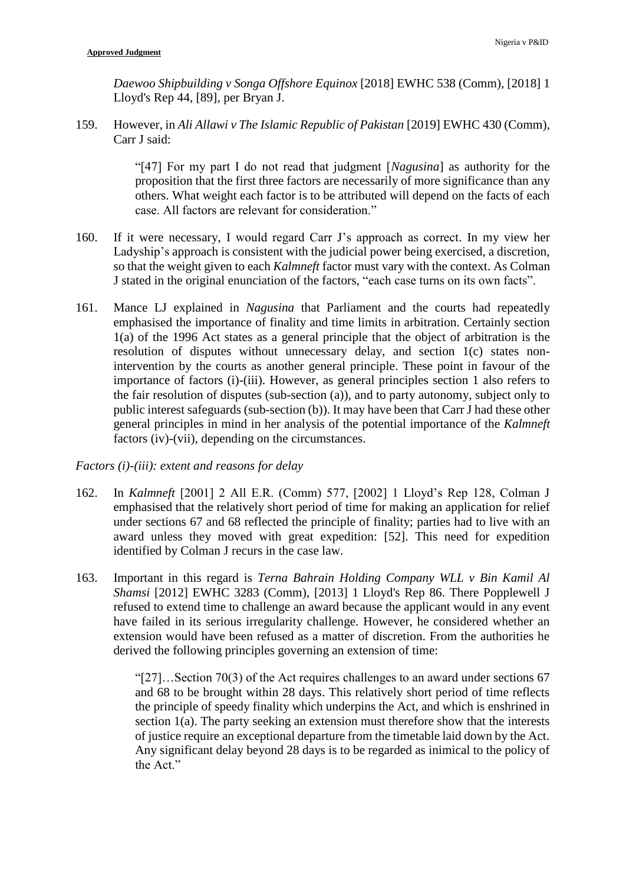*Daewoo Shipbuilding v Songa Offshore Equinox* [2018] EWHC 538 (Comm), [2018] 1 Lloyd's Rep 44, [89], per Bryan J.

159. However, in *Ali Allawi v The Islamic Republic of Pakistan* [2019] EWHC 430 (Comm), Carr J said:

> "[47] For my part I do not read that judgment [*Nagusina*] as authority for the proposition that the first three factors are necessarily of more significance than any others. What weight each factor is to be attributed will depend on the facts of each case. All factors are relevant for consideration."

160. If it were necessary, I would regard Carr J's approach as correct. In my view her Ladyship's approach is consistent with the judicial power being exercised, a discretion, so that the weight given to each *Kalmneft* factor must vary with the context. As Colman J stated in the original enunciation of the factors, "each case turns on its own facts".

161. Mance LJ explained in *Nagusina* that Parliament and the courts had repeatedly emphasised the importance of finality and time limits in arbitration. Certainly section 1(a) of the 1996 Act states as a general principle that the object of arbitration is the resolution of disputes without unnecessary delay, and section 1(c) states non-intervention by the courts as another general principle. These point in favour of the importance of factors (i)-(iii). However, as general principles section 1 also refers to the fair resolution of disputes (sub-section (a)), and to party autonomy, subject only to public interest safeguards (sub-section (b)). It may have been that Carr J had these other general principles in mind in her analysis of the potential importance of the *Kalmneft* factors (iv)-(vii), depending on the circumstances.

*Factors (i)-(iii): extent and reasons for delay*

162. In *Kalmneft* [2001] 2 All E.R. (Comm) 577, [2002] 1 Lloyd's Rep 128, Colman J emphasised that the relatively short period of time for making an application for relief under sections 67 and 68 reflected the principle of finality; parties had to live with an award unless they moved with great expedition: [52]. This need for expedition identified by Colman J recurs in the case law.

163. Important in this regard is *Terna Bahrain Holding Company WLL v Bin Kamil Al Shamsi* [2012] EWHC 3283 (Comm), [2013] 1 Lloyd's Rep 86. There Popplewell J refused to extend time to challenge an award because the applicant would in any event have failed in its serious irregularity challenge. However, he considered whether an extension would have been refused as a matter of discretion. From the authorities he derived the following principles governing an extension of time:

> "[27]…Section 70(3) of the Act requires challenges to an award under sections 67 and 68 to be brought within 28 days. This relatively short period of time reflects the principle of speedy finality which underpins the Act, and which is enshrined in section 1(a). The party seeking an extension must therefore show that the interests of justice require an exceptional departure from the timetable laid down by the Act. Any significant delay beyond 28 days is to be regarded as inimical to the policy of the Act."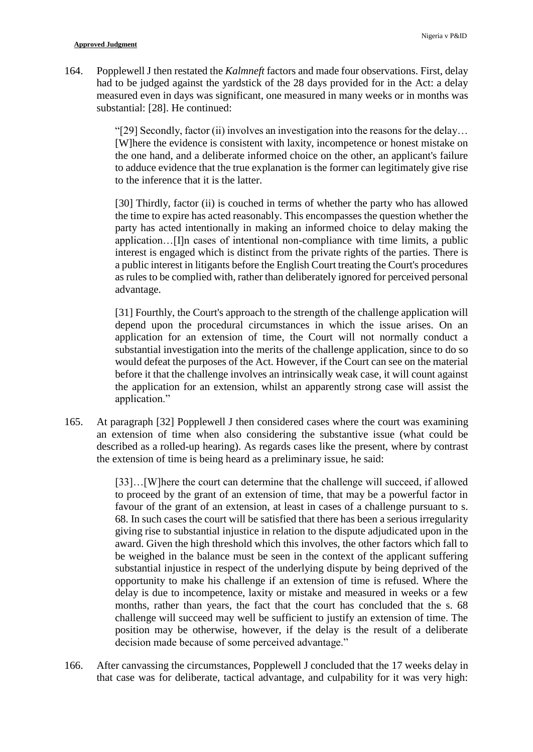164. Popplewell J then restated the *Kalmneft* factors and made four observations. First, delay had to be judged against the yardstick of the 28 days provided for in the Act: a delay measured even in days was significant, one measured in many weeks or in months was substantial: [28]. He continued:

> "[29] Secondly, factor (ii) involves an investigation into the reasons for the delay… [W]here the evidence is consistent with laxity, incompetence or honest mistake on the one hand, and a deliberate informed choice on the other, an applicant's failure to adduce evidence that the true explanation is the former can legitimately give rise to the inference that it is the latter.
>
> [30] Thirdly, factor (ii) is couched in terms of whether the party who has allowed the time to expire has acted reasonably. This encompasses the question whether the party has acted intentionally in making an informed choice to delay making the application…[I]n cases of intentional non-compliance with time limits, a public interest is engaged which is distinct from the private rights of the parties. There is a public interest in litigants before the English Court treating the Court's procedures as rules to be complied with, rather than deliberately ignored for perceived personal advantage.
>
> [31] Fourthly, the Court's approach to the strength of the challenge application will depend upon the procedural circumstances in which the issue arises. On an application for an extension of time, the Court will not normally conduct a substantial investigation into the merits of the challenge application, since to do so would defeat the purposes of the Act. However, if the Court can see on the material before it that the challenge involves an intrinsically weak case, it will count against the application for an extension, whilst an apparently strong case will assist the application."

165. At paragraph [32] Popplewell J then considered cases where the court was examining an extension of time when also considering the substantive issue (what could be described as a rolled-up hearing). As regards cases like the present, where by contrast the extension of time is being heard as a preliminary issue, he said:

> [33]…[W]here the court can determine that the challenge will succeed, if allowed to proceed by the grant of an extension of time, that may be a powerful factor in favour of the grant of an extension, at least in cases of a challenge pursuant to s. 68. In such cases the court will be satisfied that there has been a serious irregularity giving rise to substantial injustice in relation to the dispute adjudicated upon in the award. Given the high threshold which this involves, the other factors which fall to be weighed in the balance must be seen in the context of the applicant suffering substantial injustice in respect of the underlying dispute by being deprived of the opportunity to make his challenge if an extension of time is refused. Where the delay is due to incompetence, laxity or mistake and measured in weeks or a few months, rather than years, the fact that the court has concluded that the s. 68 challenge will succeed may well be sufficient to justify an extension of time. The position may be otherwise, however, if the delay is the result of a deliberate decision made because of some perceived advantage."

166. After canvassing the circumstances, Popplewell J concluded that the 17 weeks delay in that case was for deliberate, tactical advantage, and culpability for it was very high: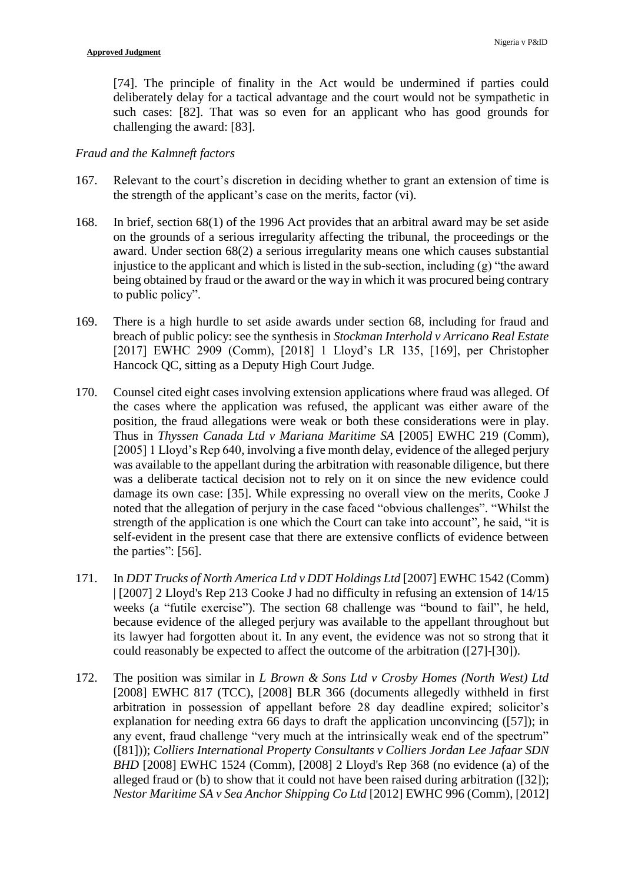[74]. The principle of finality in the Act would be undermined if parties could deliberately delay for a tactical advantage and the court would not be sympathetic in such cases: [82]. That was so even for an applicant who has good grounds for challenging the award: [83].

*Fraud and the Kalmneft factors*

167. Relevant to the court's discretion in deciding whether to grant an extension of time is the strength of the applicant's case on the merits, factor (vi).

168. In brief, section 68(1) of the 1996 Act provides that an arbitral award may be set aside on the grounds of a serious irregularity affecting the tribunal, the proceedings or the award. Under section 68(2) a serious irregularity means one which causes substantial injustice to the applicant and which is listed in the sub-section, including (g) "the award being obtained by fraud or the award or the way in which it was procured being contrary to public policy".

169. There is a high hurdle to set aside awards under section 68, including for fraud and breach of public policy: see the synthesis in *Stockman Interhold v Arricano Real Estate* [2017] EWHC 2909 (Comm), [2018] 1 Lloyd's LR 135, [169], per Christopher Hancock QC, sitting as a Deputy High Court Judge.

170. Counsel cited eight cases involving extension applications where fraud was alleged. Of the cases where the application was refused, the applicant was either aware of the position, the fraud allegations were weak or both these considerations were in play. Thus in *Thyssen Canada Ltd v Mariana Maritime SA* [2005] EWHC 219 (Comm), [2005] 1 Lloyd's Rep 640, involving a five month delay, evidence of the alleged perjury was available to the appellant during the arbitration with reasonable diligence, but there was a deliberate tactical decision not to rely on it on since the new evidence could damage its own case: [35]. While expressing no overall view on the merits, Cooke J noted that the allegation of perjury in the case faced "obvious challenges". "Whilst the strength of the application is one which the Court can take into account", he said, "it is self-evident in the present case that there are extensive conflicts of evidence between the parties": [56].

171. In *DDT Trucks of North America Ltd v DDT Holdings Ltd* [2007] EWHC 1542 (Comm) | [2007] 2 Lloyd's Rep 213 Cooke J had no difficulty in refusing an extension of 14/15 weeks (a "futile exercise"). The section 68 challenge was "bound to fail", he held, because evidence of the alleged perjury was available to the appellant throughout but its lawyer had forgotten about it. In any event, the evidence was not so strong that it could reasonably be expected to affect the outcome of the arbitration ([27]-[30]).

172. The position was similar in *L Brown & Sons Ltd v Crosby Homes (North West) Ltd* [2008] EWHC 817 (TCC), [2008] BLR 366 (documents allegedly withheld in first arbitration in possession of appellant before 28 day deadline expired; solicitor's explanation for needing extra 66 days to draft the application unconvincing ([57]); in any event, fraud challenge "very much at the intrinsically weak end of the spectrum" ([81])); *Colliers International Property Consultants v Colliers Jordan Lee Jafaar SDN BHD* [2008] EWHC 1524 (Comm), [2008] 2 Lloyd's Rep 368 (no evidence (a) of the alleged fraud or (b) to show that it could not have been raised during arbitration ([32]); *Nestor Maritime SA v Sea Anchor Shipping Co Ltd* [2012] EWHC 996 (Comm), [2012]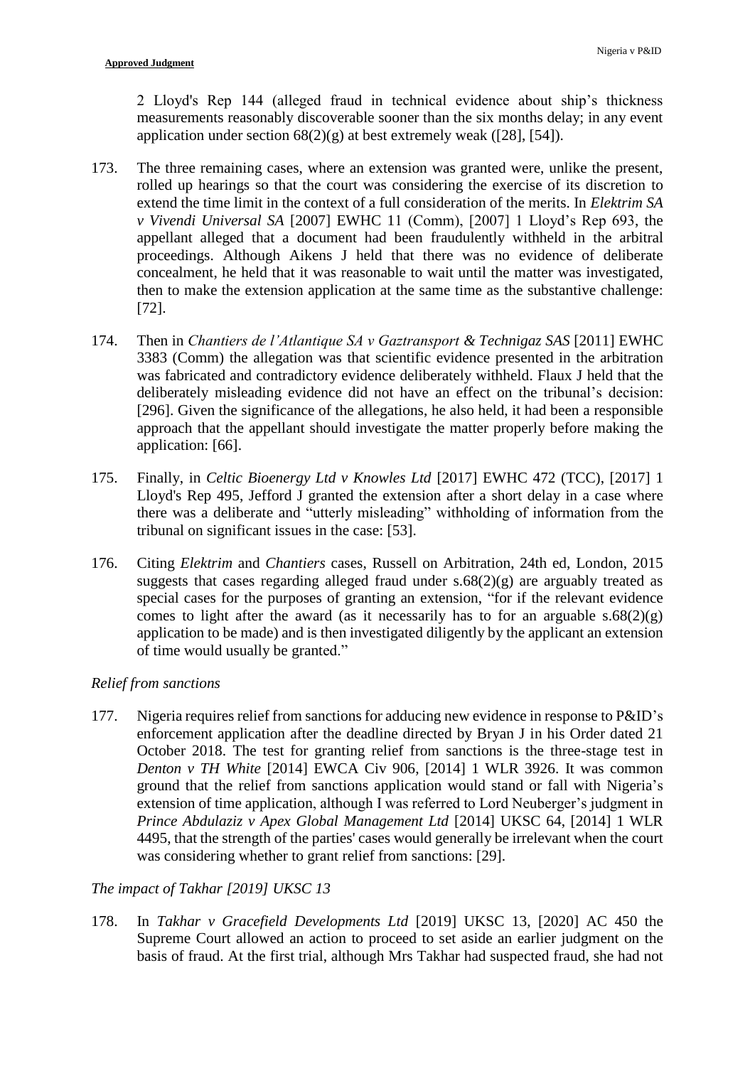2 Lloyd's Rep 144 (alleged fraud in technical evidence about ship's thickness measurements reasonably discoverable sooner than the six months delay; in any event application under section 68(2)(g) at best extremely weak ([28], [54]).

173. The three remaining cases, where an extension was granted were, unlike the present, rolled up hearings so that the court was considering the exercise of its discretion to extend the time limit in the context of a full consideration of the merits. In *Elektrim SA v Vivendi Universal SA* [2007] EWHC 11 (Comm), [2007] 1 Lloyd's Rep 693, the appellant alleged that a document had been fraudulently withheld in the arbitral proceedings. Although Aikens J held that there was no evidence of deliberate concealment, he held that it was reasonable to wait until the matter was investigated, then to make the extension application at the same time as the substantive challenge: [72].

174. Then in *Chantiers de l'Atlantique SA v Gaztransport & Technigaz SAS* [2011] EWHC 3383 (Comm) the allegation was that scientific evidence presented in the arbitration was fabricated and contradictory evidence deliberately withheld. Flaux J held that the deliberately misleading evidence did not have an effect on the tribunal's decision: [296]. Given the significance of the allegations, he also held, it had been a responsible approach that the appellant should investigate the matter properly before making the application: [66].

175. Finally, in *Celtic Bioenergy Ltd v Knowles Ltd* [2017] EWHC 472 (TCC), [2017] 1 Lloyd's Rep 495, Jefford J granted the extension after a short delay in a case where there was a deliberate and "utterly misleading" withholding of information from the tribunal on significant issues in the case: [53].

176. Citing *Elektrim* and *Chantiers* cases, Russell on Arbitration, 24th ed, London, 2015 suggests that cases regarding alleged fraud under s.68(2)(g) are arguably treated as special cases for the purposes of granting an extension, "for if the relevant evidence comes to light after the award (as it necessarily has to for an arguable s.68(2)(g) application to be made) and is then investigated diligently by the applicant an extension of time would usually be granted."

*Relief from sanctions*

177. Nigeria requires relief from sanctions for adducing new evidence in response to P&ID's enforcement application after the deadline directed by Bryan J in his Order dated 21 October 2018. The test for granting relief from sanctions is the three-stage test in *Denton v TH White* [2014] EWCA Civ 906, [2014] 1 WLR 3926. It was common ground that the relief from sanctions application would stand or fall with Nigeria's extension of time application, although I was referred to Lord Neuberger's judgment in *Prince Abdulaziz v Apex Global Management Ltd* [2014] UKSC 64, [2014] 1 WLR 4495, that the strength of the parties' cases would generally be irrelevant when the court was considering whether to grant relief from sanctions: [29].

*The impact of Takhar [2019] UKSC 13*

178. In *Takhar v Gracefield Developments Ltd* [2019] UKSC 13, [2020] AC 450 the Supreme Court allowed an action to proceed to set aside an earlier judgment on the basis of fraud. At the first trial, although Mrs Takhar had suspected fraud, she had not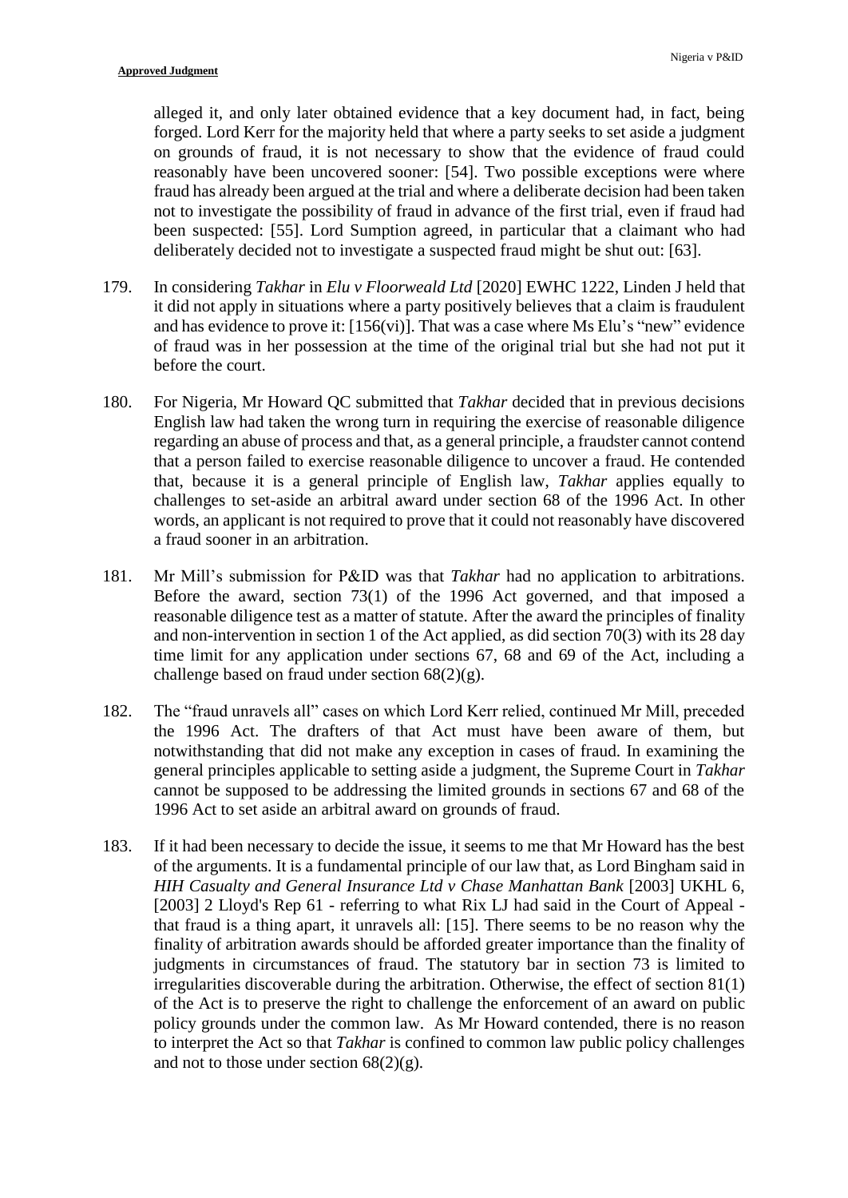alleged it, and only later obtained evidence that a key document had, in fact, being forged. Lord Kerr for the majority held that where a party seeks to set aside a judgment on grounds of fraud, it is not necessary to show that the evidence of fraud could reasonably have been uncovered sooner: [54]. Two possible exceptions were where fraud has already been argued at the trial and where a deliberate decision had been taken not to investigate the possibility of fraud in advance of the first trial, even if fraud had been suspected: [55]. Lord Sumption agreed, in particular that a claimant who had deliberately decided not to investigate a suspected fraud might be shut out: [63].

179. In considering *Takhar* in *Elu v Floorweald Ltd* [2020] EWHC 1222, Linden J held that it did not apply in situations where a party positively believes that a claim is fraudulent and has evidence to prove it: [156(vi)]. That was a case where Ms Elu's "new" evidence of fraud was in her possession at the time of the original trial but she had not put it before the court.

180. For Nigeria, Mr Howard QC submitted that *Takhar* decided that in previous decisions English law had taken the wrong turn in requiring the exercise of reasonable diligence regarding an abuse of process and that, as a general principle, a fraudster cannot contend that a person failed to exercise reasonable diligence to uncover a fraud. He contended that, because it is a general principle of English law, *Takhar* applies equally to challenges to set-aside an arbitral award under section 68 of the 1996 Act. In other words, an applicant is not required to prove that it could not reasonably have discovered a fraud sooner in an arbitration.

181. Mr Mill's submission for P&ID was that *Takhar* had no application to arbitrations. Before the award, section 73(1) of the 1996 Act governed, and that imposed a reasonable diligence test as a matter of statute. After the award the principles of finality and non-intervention in section 1 of the Act applied, as did section 70(3) with its 28 day time limit for any application under sections 67, 68 and 69 of the Act, including a challenge based on fraud under section 68(2)(g).

182. The "fraud unravels all" cases on which Lord Kerr relied, continued Mr Mill, preceded the 1996 Act. The drafters of that Act must have been aware of them, but notwithstanding that did not make any exception in cases of fraud. In examining the general principles applicable to setting aside a judgment, the Supreme Court in *Takhar* cannot be supposed to be addressing the limited grounds in sections 67 and 68 of the 1996 Act to set aside an arbitral award on grounds of fraud.

183. If it had been necessary to decide the issue, it seems to me that Mr Howard has the best of the arguments. It is a fundamental principle of our law that, as Lord Bingham said in *HIH Casualty and General Insurance Ltd v Chase Manhattan Bank* [2003] UKHL 6, [2003] 2 Lloyd's Rep 61 - referring to what Rix LJ had said in the Court of Appeal - that fraud is a thing apart, it unravels all: [15]. There seems to be no reason why the finality of arbitration awards should be afforded greater importance than the finality of judgments in circumstances of fraud. The statutory bar in section 73 is limited to irregularities discoverable during the arbitration. Otherwise, the effect of section 81(1) of the Act is to preserve the right to challenge the enforcement of an award on public policy grounds under the common law. As Mr Howard contended, there is no reason to interpret the Act so that *Takhar* is confined to common law public policy challenges and not to those under section 68(2)(g).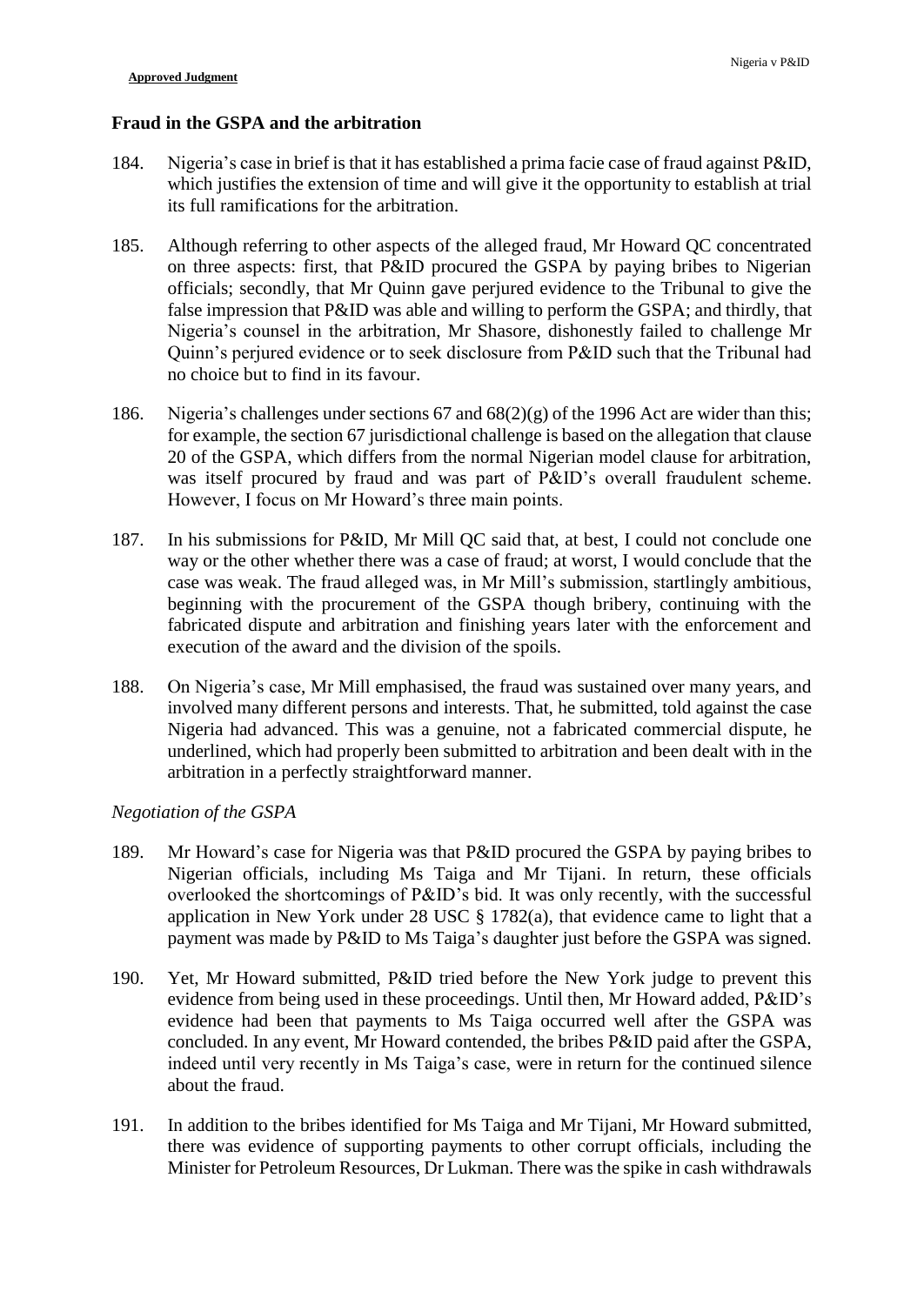## Fraud in the GSPA and the arbitration

184. Nigeria's case in brief is that it has established a prima facie case of fraud against P&ID, which justifies the extension of time and will give it the opportunity to establish at trial its full ramifications for the arbitration.

185. Although referring to other aspects of the alleged fraud, Mr Howard QC concentrated on three aspects: first, that P&ID procured the GSPA by paying bribes to Nigerian officials; secondly, that Mr Quinn gave perjured evidence to the Tribunal to give the false impression that P&ID was able and willing to perform the GSPA; and thirdly, that Nigeria's counsel in the arbitration, Mr Shasore, dishonestly failed to challenge Mr Quinn's perjured evidence or to seek disclosure from P&ID such that the Tribunal had no choice but to find in its favour.

186. Nigeria's challenges under sections 67 and 68(2)(g) of the 1996 Act are wider than this; for example, the section 67 jurisdictional challenge is based on the allegation that clause 20 of the GSPA, which differs from the normal Nigerian model clause for arbitration, was itself procured by fraud and was part of P&ID's overall fraudulent scheme. However, I focus on Mr Howard's three main points.

187. In his submissions for P&ID, Mr Mill QC said that, at best, I could not conclude one way or the other whether there was a case of fraud; at worst, I would conclude that the case was weak. The fraud alleged was, in Mr Mill's submission, startlingly ambitious, beginning with the procurement of the GSPA though bribery, continuing with the fabricated dispute and arbitration and finishing years later with the enforcement and execution of the award and the division of the spoils.

188. On Nigeria's case, Mr Mill emphasised, the fraud was sustained over many years, and involved many different persons and interests. That, he submitted, told against the case Nigeria had advanced. This was a genuine, not a fabricated commercial dispute, he underlined, which had properly been submitted to arbitration and been dealt with in the arbitration in a perfectly straightforward manner.

### *Negotiation of the GSPA*

189. Mr Howard's case for Nigeria was that P&ID procured the GSPA by paying bribes to Nigerian officials, including Ms Taiga and Mr Tijani. In return, these officials overlooked the shortcomings of P&ID's bid. It was only recently, with the successful application in New York under 28 USC § 1782(a), that evidence came to light that a payment was made by P&ID to Ms Taiga's daughter just before the GSPA was signed.

190. Yet, Mr Howard submitted, P&ID tried before the New York judge to prevent this evidence from being used in these proceedings. Until then, Mr Howard added, P&ID's evidence had been that payments to Ms Taiga occurred well after the GSPA was concluded. In any event, Mr Howard contended, the bribes P&ID paid after the GSPA, indeed until very recently in Ms Taiga's case, were in return for the continued silence about the fraud.

191. In addition to the bribes identified for Ms Taiga and Mr Tijani, Mr Howard submitted, there was evidence of supporting payments to other corrupt officials, including the Minister for Petroleum Resources, Dr Lukman. There was the spike in cash withdrawals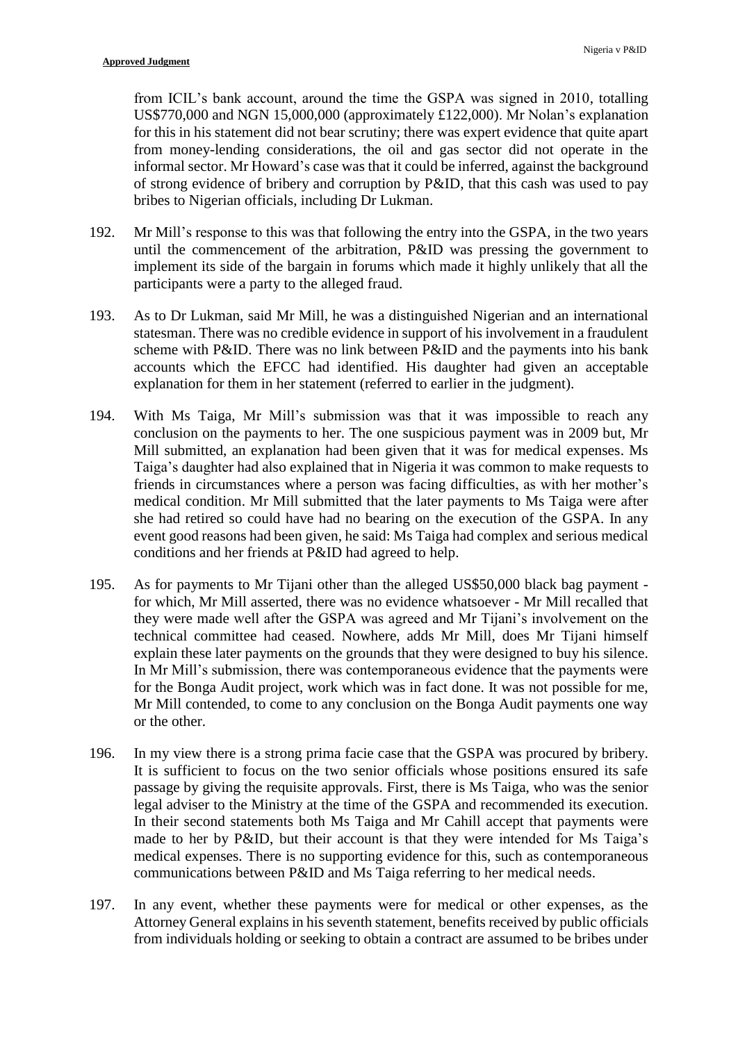from ICIL's bank account, around the time the GSPA was signed in 2010, totalling US$770,000 and NGN 15,000,000 (approximately £122,000). Mr Nolan's explanation for this in his statement did not bear scrutiny; there was expert evidence that quite apart from money-lending considerations, the oil and gas sector did not operate in the informal sector. Mr Howard's case was that it could be inferred, against the background of strong evidence of bribery and corruption by P&ID, that this cash was used to pay bribes to Nigerian officials, including Dr Lukman.

192. Mr Mill's response to this was that following the entry into the GSPA, in the two years until the commencement of the arbitration, P&ID was pressing the government to implement its side of the bargain in forums which made it highly unlikely that all the participants were a party to the alleged fraud.

193. As to Dr Lukman, said Mr Mill, he was a distinguished Nigerian and an international statesman. There was no credible evidence in support of his involvement in a fraudulent scheme with P&ID. There was no link between P&ID and the payments into his bank accounts which the EFCC had identified. His daughter had given an acceptable explanation for them in her statement (referred to earlier in the judgment).

194. With Ms Taiga, Mr Mill's submission was that it was impossible to reach any conclusion on the payments to her. The one suspicious payment was in 2009 but, Mr Mill submitted, an explanation had been given that it was for medical expenses. Ms Taiga's daughter had also explained that in Nigeria it was common to make requests to friends in circumstances where a person was facing difficulties, as with her mother's medical condition. Mr Mill submitted that the later payments to Ms Taiga were after she had retired so could have had no bearing on the execution of the GSPA. In any event good reasons had been given, he said: Ms Taiga had complex and serious medical conditions and her friends at P&ID had agreed to help.

195. As for payments to Mr Tijani other than the alleged US$50,000 black bag payment - for which, Mr Mill asserted, there was no evidence whatsoever - Mr Mill recalled that they were made well after the GSPA was agreed and Mr Tijani's involvement on the technical committee had ceased. Nowhere, adds Mr Mill, does Mr Tijani himself explain these later payments on the grounds that they were designed to buy his silence. In Mr Mill's submission, there was contemporaneous evidence that the payments were for the Bonga Audit project, work which was in fact done. It was not possible for me, Mr Mill contended, to come to any conclusion on the Bonga Audit payments one way or the other.

196. In my view there is a strong prima facie case that the GSPA was procured by bribery. It is sufficient to focus on the two senior officials whose positions ensured its safe passage by giving the requisite approvals. First, there is Ms Taiga, who was the senior legal adviser to the Ministry at the time of the GSPA and recommended its execution. In their second statements both Ms Taiga and Mr Cahill accept that payments were made to her by P&ID, but their account is that they were intended for Ms Taiga's medical expenses. There is no supporting evidence for this, such as contemporaneous communications between P&ID and Ms Taiga referring to her medical needs.

197. In any event, whether these payments were for medical or other expenses, as the Attorney General explains in his seventh statement, benefits received by public officials from individuals holding or seeking to obtain a contract are assumed to be bribes under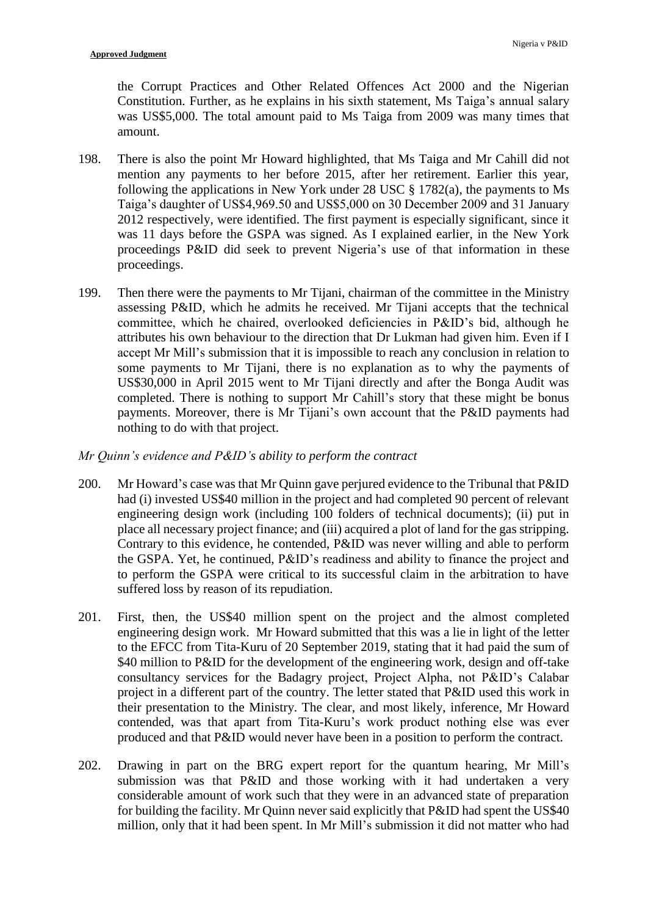the Corrupt Practices and Other Related Offences Act 2000 and the Nigerian Constitution. Further, as he explains in his sixth statement, Ms Taiga's annual salary was US$5,000. The total amount paid to Ms Taiga from 2009 was many times that amount.

198. There is also the point Mr Howard highlighted, that Ms Taiga and Mr Cahill did not mention any payments to her before 2015, after her retirement. Earlier this year, following the applications in New York under 28 USC § 1782(a), the payments to Ms Taiga's daughter of US$4,969.50 and US$5,000 on 30 December 2009 and 31 January 2012 respectively, were identified. The first payment is especially significant, since it was 11 days before the GSPA was signed. As I explained earlier, in the New York proceedings P&ID did seek to prevent Nigeria's use of that information in these proceedings.

199. Then there were the payments to Mr Tijani, chairman of the committee in the Ministry assessing P&ID, which he admits he received. Mr Tijani accepts that the technical committee, which he chaired, overlooked deficiencies in P&ID's bid, although he attributes his own behaviour to the direction that Dr Lukman had given him. Even if I accept Mr Mill's submission that it is impossible to reach any conclusion in relation to some payments to Mr Tijani, there is no explanation as to why the payments of US$30,000 in April 2015 went to Mr Tijani directly and after the Bonga Audit was completed. There is nothing to support Mr Cahill's story that these might be bonus payments. Moreover, there is Mr Tijani's own account that the P&ID payments had nothing to do with that project.

*Mr Quinn's evidence and P&ID's ability to perform the contract*

200. Mr Howard's case was that Mr Quinn gave perjured evidence to the Tribunal that P&ID had (i) invested US$40 million in the project and had completed 90 percent of relevant engineering design work (including 100 folders of technical documents); (ii) put in place all necessary project finance; and (iii) acquired a plot of land for the gas stripping. Contrary to this evidence, he contended, P&ID was never willing and able to perform the GSPA. Yet, he continued, P&ID's readiness and ability to finance the project and to perform the GSPA were critical to its successful claim in the arbitration to have suffered loss by reason of its repudiation.

201. First, then, the US$40 million spent on the project and the almost completed engineering design work. Mr Howard submitted that this was a lie in light of the letter to the EFCC from Tita-Kuru of 20 September 2019, stating that it had paid the sum of $40 million to P&ID for the development of the engineering work, design and off-take consultancy services for the Badagry project, Project Alpha, not P&ID's Calabar project in a different part of the country. The letter stated that P&ID used this work in their presentation to the Ministry. The clear, and most likely, inference, Mr Howard contended, was that apart from Tita-Kuru's work product nothing else was ever produced and that P&ID would never have been in a position to perform the contract.

202. Drawing in part on the BRG expert report for the quantum hearing, Mr Mill's submission was that P&ID and those working with it had undertaken a very considerable amount of work such that they were in an advanced state of preparation for building the facility. Mr Quinn never said explicitly that P&ID had spent the US$40 million, only that it had been spent. In Mr Mill's submission it did not matter who had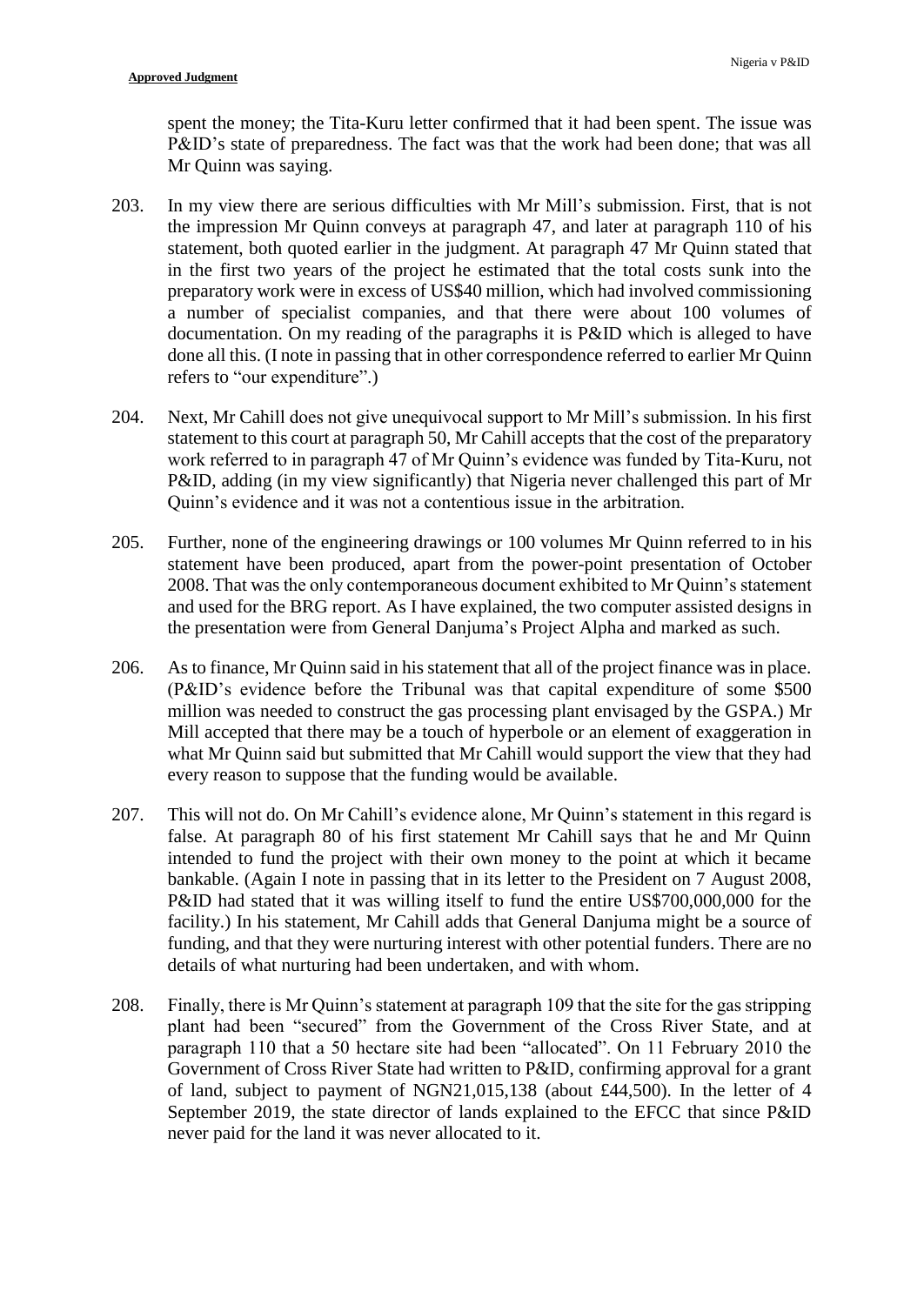spent the money; the Tita-Kuru letter confirmed that it had been spent. The issue was P&ID's state of preparedness. The fact was that the work had been done; that was all Mr Quinn was saying.

203. In my view there are serious difficulties with Mr Mill's submission. First, that is not the impression Mr Quinn conveys at paragraph 47, and later at paragraph 110 of his statement, both quoted earlier in the judgment. At paragraph 47 Mr Quinn stated that in the first two years of the project he estimated that the total costs sunk into the preparatory work were in excess of US$40 million, which had involved commissioning a number of specialist companies, and that there were about 100 volumes of documentation. On my reading of the paragraphs it is P&ID which is alleged to have done all this. (I note in passing that in other correspondence referred to earlier Mr Quinn refers to "our expenditure".)

204. Next, Mr Cahill does not give unequivocal support to Mr Mill's submission. In his first statement to this court at paragraph 50, Mr Cahill accepts that the cost of the preparatory work referred to in paragraph 47 of Mr Quinn's evidence was funded by Tita-Kuru, not P&ID, adding (in my view significantly) that Nigeria never challenged this part of Mr Quinn's evidence and it was not a contentious issue in the arbitration.

205. Further, none of the engineering drawings or 100 volumes Mr Quinn referred to in his statement have been produced, apart from the power-point presentation of October 2008. That was the only contemporaneous document exhibited to Mr Quinn's statement and used for the BRG report. As I have explained, the two computer assisted designs in the presentation were from General Danjuma's Project Alpha and marked as such.

206. As to finance, Mr Quinn said in his statement that all of the project finance was in place. (P&ID's evidence before the Tribunal was that capital expenditure of some $500 million was needed to construct the gas processing plant envisaged by the GSPA.) Mr Mill accepted that there may be a touch of hyperbole or an element of exaggeration in what Mr Quinn said but submitted that Mr Cahill would support the view that they had every reason to suppose that the funding would be available.

207. This will not do. On Mr Cahill's evidence alone, Mr Quinn's statement in this regard is false. At paragraph 80 of his first statement Mr Cahill says that he and Mr Quinn intended to fund the project with their own money to the point at which it became bankable. (Again I note in passing that in its letter to the President on 7 August 2008, P&ID had stated that it was willing itself to fund the entire US$700,000,000 for the facility.) In his statement, Mr Cahill adds that General Danjuma might be a source of funding, and that they were nurturing interest with other potential funders. There are no details of what nurturing had been undertaken, and with whom.

208. Finally, there is Mr Quinn's statement at paragraph 109 that the site for the gas stripping plant had been "secured" from the Government of the Cross River State, and at paragraph 110 that a 50 hectare site had been "allocated". On 11 February 2010 the Government of Cross River State had written to P&ID, confirming approval for a grant of land, subject to payment of NGN21,015,138 (about £44,500). In the letter of 4 September 2019, the state director of lands explained to the EFCC that since P&ID never paid for the land it was never allocated to it.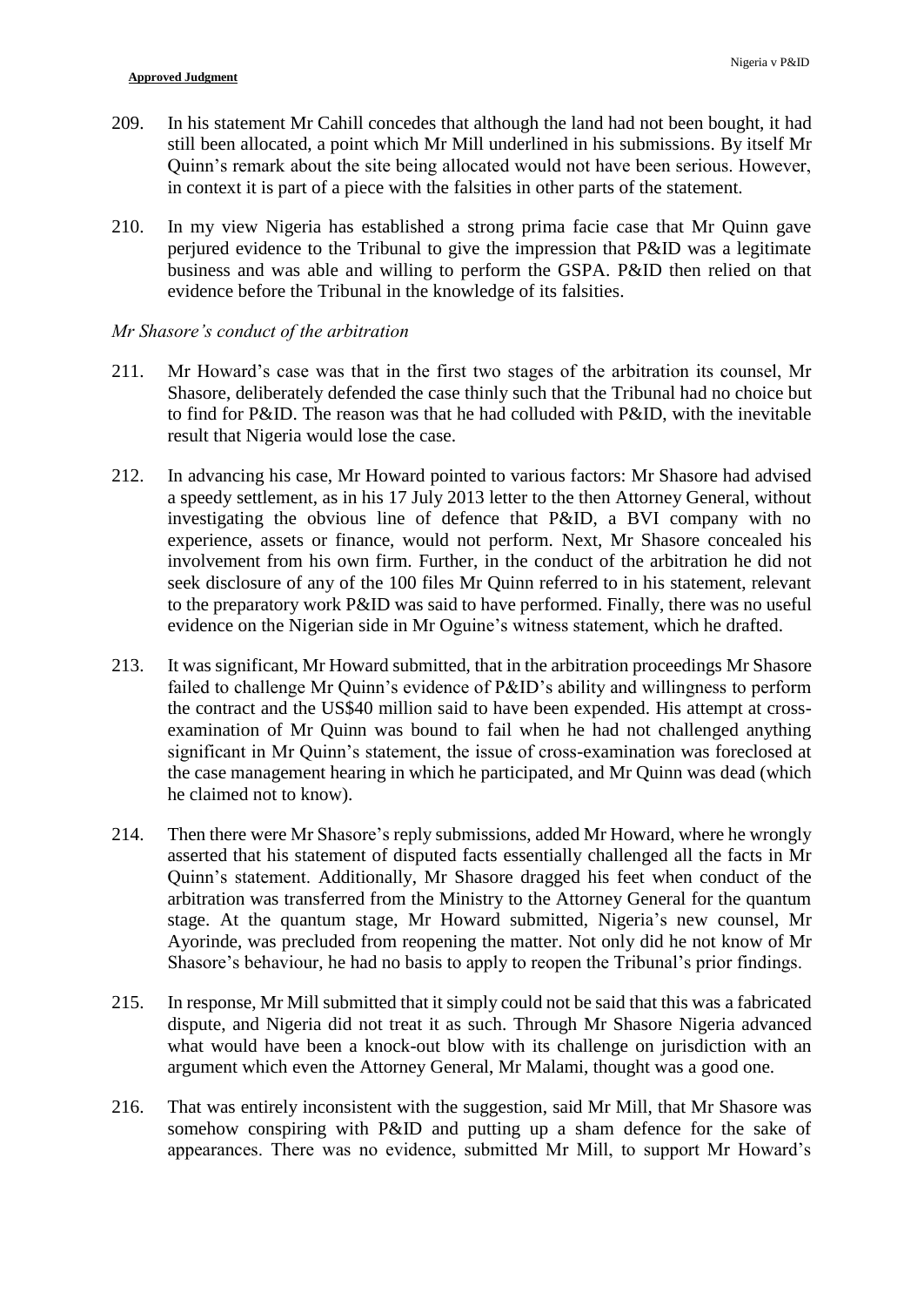209. In his statement Mr Cahill concedes that although the land had not been bought, it had still been allocated, a point which Mr Mill underlined in his submissions. By itself Mr Quinn's remark about the site being allocated would not have been serious. However, in context it is part of a piece with the falsities in other parts of the statement.

210. In my view Nigeria has established a strong prima facie case that Mr Quinn gave perjured evidence to the Tribunal to give the impression that P&ID was a legitimate business and was able and willing to perform the GSPA. P&ID then relied on that evidence before the Tribunal in the knowledge of its falsities.

*Mr Shasore's conduct of the arbitration*

211. Mr Howard's case was that in the first two stages of the arbitration its counsel, Mr Shasore, deliberately defended the case thinly such that the Tribunal had no choice but to find for P&ID. The reason was that he had colluded with P&ID, with the inevitable result that Nigeria would lose the case.

212. In advancing his case, Mr Howard pointed to various factors: Mr Shasore had advised a speedy settlement, as in his 17 July 2013 letter to the then Attorney General, without investigating the obvious line of defence that P&ID, a BVI company with no experience, assets or finance, would not perform. Next, Mr Shasore concealed his involvement from his own firm. Further, in the conduct of the arbitration he did not seek disclosure of any of the 100 files Mr Quinn referred to in his statement, relevant to the preparatory work P&ID was said to have performed. Finally, there was no useful evidence on the Nigerian side in Mr Oguine's witness statement, which he drafted.

213. It was significant, Mr Howard submitted, that in the arbitration proceedings Mr Shasore failed to challenge Mr Quinn's evidence of P&ID's ability and willingness to perform the contract and the US$40 million said to have been expended. His attempt at cross-examination of Mr Quinn was bound to fail when he had not challenged anything significant in Mr Quinn's statement, the issue of cross-examination was foreclosed at the case management hearing in which he participated, and Mr Quinn was dead (which he claimed not to know).

214. Then there were Mr Shasore's reply submissions, added Mr Howard, where he wrongly asserted that his statement of disputed facts essentially challenged all the facts in Mr Quinn's statement. Additionally, Mr Shasore dragged his feet when conduct of the arbitration was transferred from the Ministry to the Attorney General for the quantum stage. At the quantum stage, Mr Howard submitted, Nigeria's new counsel, Mr Ayorinde, was precluded from reopening the matter. Not only did he not know of Mr Shasore's behaviour, he had no basis to apply to reopen the Tribunal's prior findings.

215. In response, Mr Mill submitted that it simply could not be said that this was a fabricated dispute, and Nigeria did not treat it as such. Through Mr Shasore Nigeria advanced what would have been a knock-out blow with its challenge on jurisdiction with an argument which even the Attorney General, Mr Malami, thought was a good one.

216. That was entirely inconsistent with the suggestion, said Mr Mill, that Mr Shasore was somehow conspiring with P&ID and putting up a sham defence for the sake of appearances. There was no evidence, submitted Mr Mill, to support Mr Howard's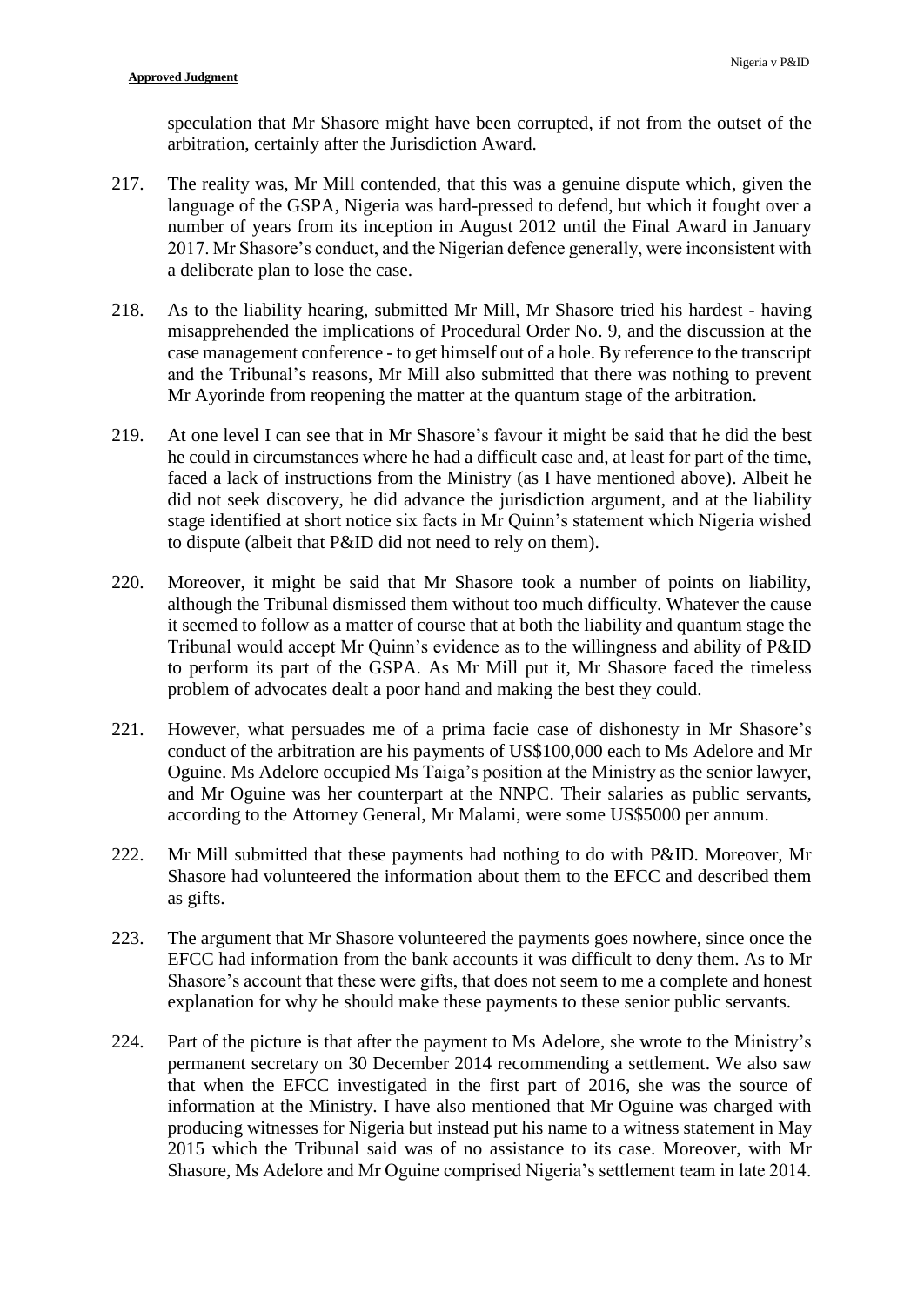speculation that Mr Shasore might have been corrupted, if not from the outset of the arbitration, certainly after the Jurisdiction Award.

217. The reality was, Mr Mill contended, that this was a genuine dispute which, given the language of the GSPA, Nigeria was hard-pressed to defend, but which it fought over a number of years from its inception in August 2012 until the Final Award in January 2017. Mr Shasore's conduct, and the Nigerian defence generally, were inconsistent with a deliberate plan to lose the case.

218. As to the liability hearing, submitted Mr Mill, Mr Shasore tried his hardest - having misapprehended the implications of Procedural Order No. 9, and the discussion at the case management conference - to get himself out of a hole. By reference to the transcript and the Tribunal's reasons, Mr Mill also submitted that there was nothing to prevent Mr Ayorinde from reopening the matter at the quantum stage of the arbitration.

219. At one level I can see that in Mr Shasore's favour it might be said that he did the best he could in circumstances where he had a difficult case and, at least for part of the time, faced a lack of instructions from the Ministry (as I have mentioned above). Albeit he did not seek discovery, he did advance the jurisdiction argument, and at the liability stage identified at short notice six facts in Mr Quinn's statement which Nigeria wished to dispute (albeit that P&ID did not need to rely on them).

220. Moreover, it might be said that Mr Shasore took a number of points on liability, although the Tribunal dismissed them without too much difficulty. Whatever the cause it seemed to follow as a matter of course that at both the liability and quantum stage the Tribunal would accept Mr Quinn's evidence as to the willingness and ability of P&ID to perform its part of the GSPA. As Mr Mill put it, Mr Shasore faced the timeless problem of advocates dealt a poor hand and making the best they could.

221. However, what persuades me of a prima facie case of dishonesty in Mr Shasore's conduct of the arbitration are his payments of US$100,000 each to Ms Adelore and Mr Oguine. Ms Adelore occupied Ms Taiga's position at the Ministry as the senior lawyer, and Mr Oguine was her counterpart at the NNPC. Their salaries as public servants, according to the Attorney General, Mr Malami, were some US$5000 per annum.

222. Mr Mill submitted that these payments had nothing to do with P&ID. Moreover, Mr Shasore had volunteered the information about them to the EFCC and described them as gifts.

223. The argument that Mr Shasore volunteered the payments goes nowhere, since once the EFCC had information from the bank accounts it was difficult to deny them. As to Mr Shasore's account that these were gifts, that does not seem to me a complete and honest explanation for why he should make these payments to these senior public servants.

224. Part of the picture is that after the payment to Ms Adelore, she wrote to the Ministry's permanent secretary on 30 December 2014 recommending a settlement. We also saw that when the EFCC investigated in the first part of 2016, she was the source of information at the Ministry. I have also mentioned that Mr Oguine was charged with producing witnesses for Nigeria but instead put his name to a witness statement in May 2015 which the Tribunal said was of no assistance to its case. Moreover, with Mr Shasore, Ms Adelore and Mr Oguine comprised Nigeria's settlement team in late 2014.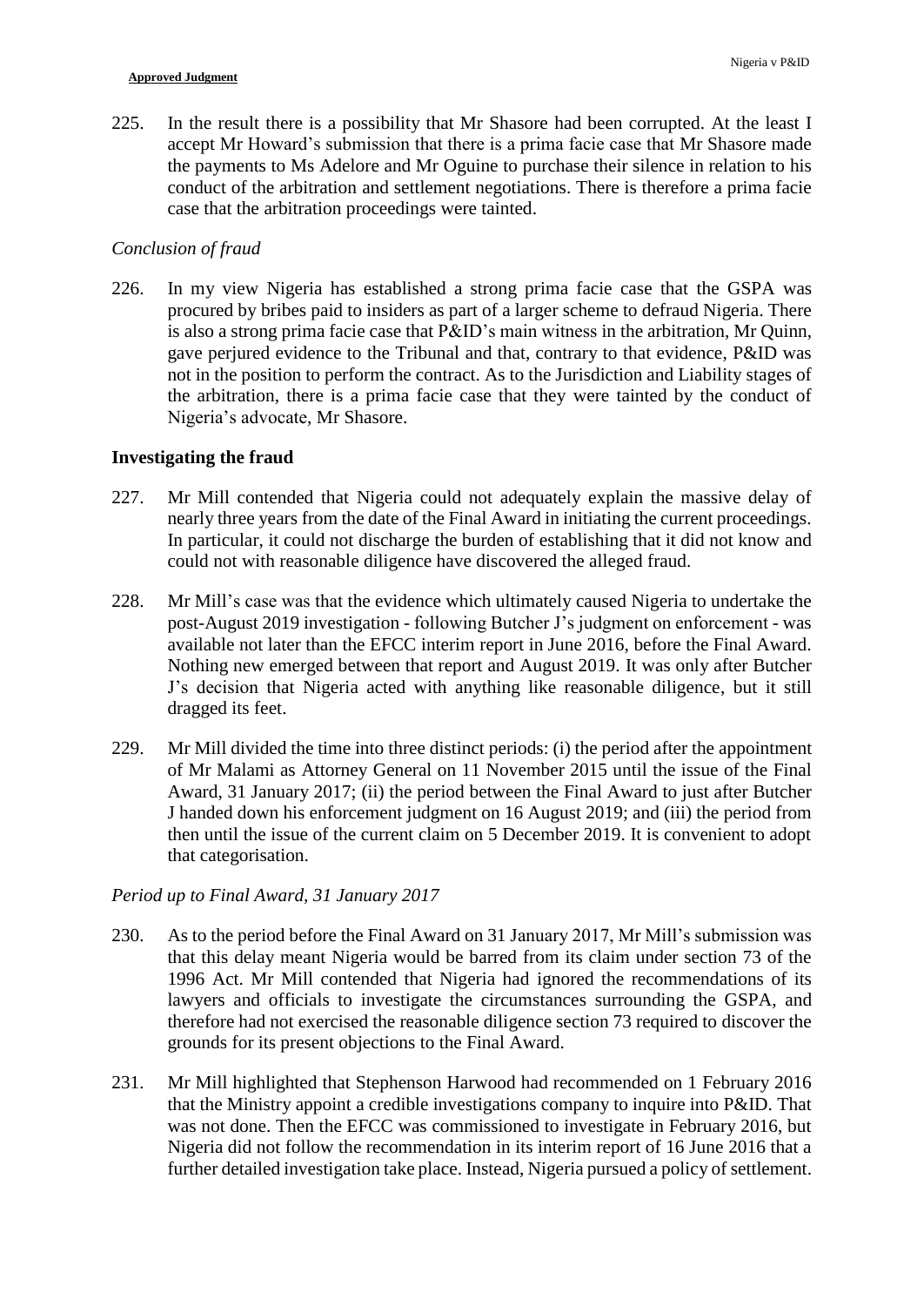225. In the result there is a possibility that Mr Shasore had been corrupted. At the least I accept Mr Howard's submission that there is a prima facie case that Mr Shasore made the payments to Ms Adelore and Mr Oguine to purchase their silence in relation to his conduct of the arbitration and settlement negotiations. There is therefore a prima facie case that the arbitration proceedings were tainted.

*Conclusion of fraud*

226. In my view Nigeria has established a strong prima facie case that the GSPA was procured by bribes paid to insiders as part of a larger scheme to defraud Nigeria. There is also a strong prima facie case that P&ID's main witness in the arbitration, Mr Quinn, gave perjured evidence to the Tribunal and that, contrary to that evidence, P&ID was not in the position to perform the contract. As to the Jurisdiction and Liability stages of the arbitration, there is a prima facie case that they were tainted by the conduct of Nigeria's advocate, Mr Shasore.

## Investigating the fraud

227. Mr Mill contended that Nigeria could not adequately explain the massive delay of nearly three years from the date of the Final Award in initiating the current proceedings. In particular, it could not discharge the burden of establishing that it did not know and could not with reasonable diligence have discovered the alleged fraud.

228. Mr Mill's case was that the evidence which ultimately caused Nigeria to undertake the post-August 2019 investigation - following Butcher J's judgment on enforcement - was available not later than the EFCC interim report in June 2016, before the Final Award. Nothing new emerged between that report and August 2019. It was only after Butcher J's decision that Nigeria acted with anything like reasonable diligence, but it still dragged its feet.

229. Mr Mill divided the time into three distinct periods: (i) the period after the appointment of Mr Malami as Attorney General on 11 November 2015 until the issue of the Final Award, 31 January 2017; (ii) the period between the Final Award to just after Butcher J handed down his enforcement judgment on 16 August 2019; and (iii) the period from then until the issue of the current claim on 5 December 2019. It is convenient to adopt that categorisation.

*Period up to Final Award, 31 January 2017*

230. As to the period before the Final Award on 31 January 2017, Mr Mill's submission was that this delay meant Nigeria would be barred from its claim under section 73 of the 1996 Act. Mr Mill contended that Nigeria had ignored the recommendations of its lawyers and officials to investigate the circumstances surrounding the GSPA, and therefore had not exercised the reasonable diligence section 73 required to discover the grounds for its present objections to the Final Award.

231. Mr Mill highlighted that Stephenson Harwood had recommended on 1 February 2016 that the Ministry appoint a credible investigations company to inquire into P&ID. That was not done. Then the EFCC was commissioned to investigate in February 2016, but Nigeria did not follow the recommendation in its interim report of 16 June 2016 that a further detailed investigation take place. Instead, Nigeria pursued a policy of settlement.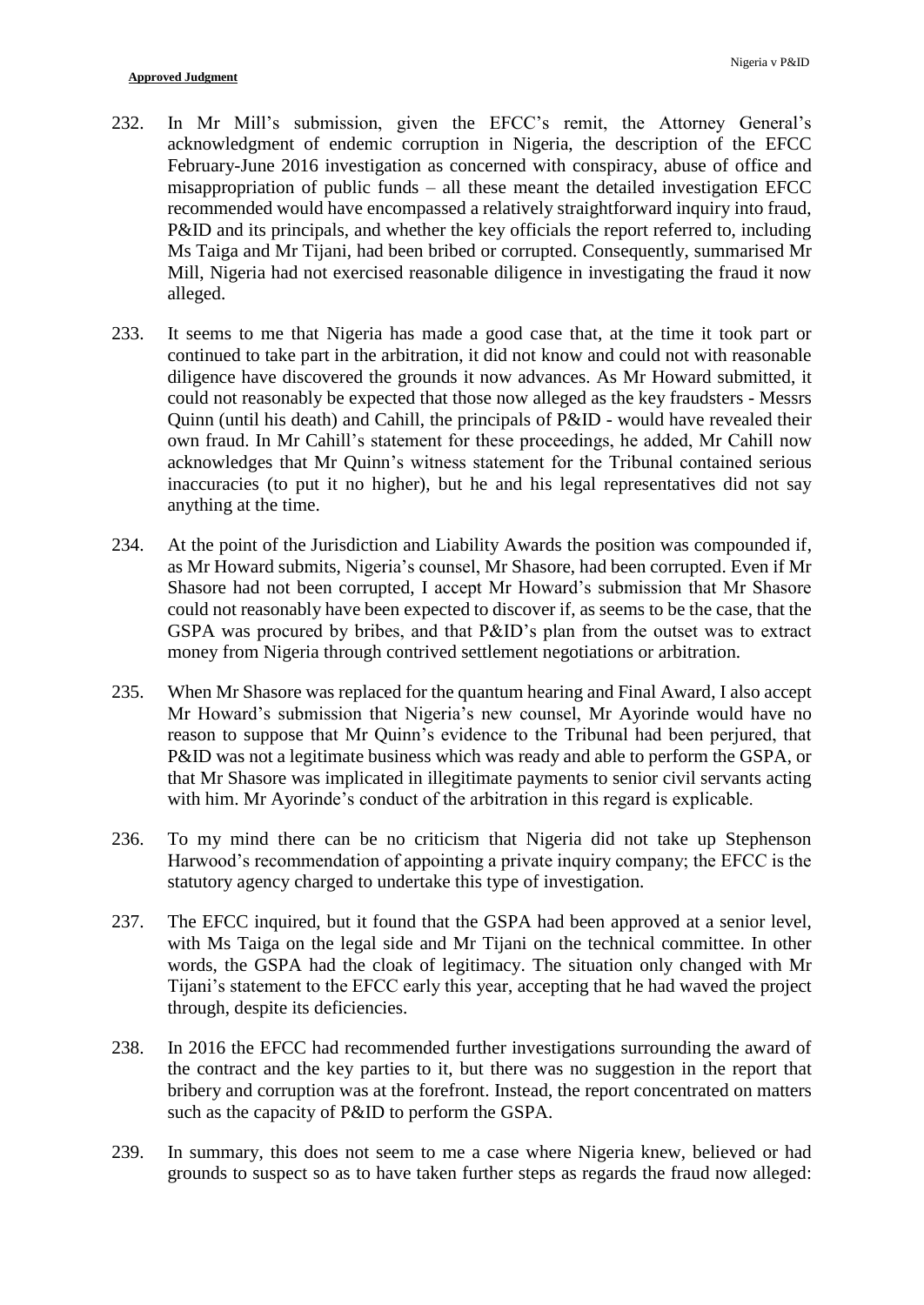232. In Mr Mill's submission, given the EFCC's remit, the Attorney General's acknowledgment of endemic corruption in Nigeria, the description of the EFCC February-June 2016 investigation as concerned with conspiracy, abuse of office and misappropriation of public funds – all these meant the detailed investigation EFCC recommended would have encompassed a relatively straightforward inquiry into fraud, P&ID and its principals, and whether the key officials the report referred to, including Ms Taiga and Mr Tijani, had been bribed or corrupted. Consequently, summarised Mr Mill, Nigeria had not exercised reasonable diligence in investigating the fraud it now alleged.

233. It seems to me that Nigeria has made a good case that, at the time it took part or continued to take part in the arbitration, it did not know and could not with reasonable diligence have discovered the grounds it now advances. As Mr Howard submitted, it could not reasonably be expected that those now alleged as the key fraudsters - Messrs Quinn (until his death) and Cahill, the principals of P&ID - would have revealed their own fraud. In Mr Cahill's statement for these proceedings, he added, Mr Cahill now acknowledges that Mr Quinn's witness statement for the Tribunal contained serious inaccuracies (to put it no higher), but he and his legal representatives did not say anything at the time.

234. At the point of the Jurisdiction and Liability Awards the position was compounded if, as Mr Howard submits, Nigeria's counsel, Mr Shasore, had been corrupted. Even if Mr Shasore had not been corrupted, I accept Mr Howard's submission that Mr Shasore could not reasonably have been expected to discover if, as seems to be the case, that the GSPA was procured by bribes, and that P&ID's plan from the outset was to extract money from Nigeria through contrived settlement negotiations or arbitration.

235. When Mr Shasore was replaced for the quantum hearing and Final Award, I also accept Mr Howard's submission that Nigeria's new counsel, Mr Ayorinde would have no reason to suppose that Mr Quinn's evidence to the Tribunal had been perjured, that P&ID was not a legitimate business which was ready and able to perform the GSPA, or that Mr Shasore was implicated in illegitimate payments to senior civil servants acting with him. Mr Ayorinde's conduct of the arbitration in this regard is explicable.

236. To my mind there can be no criticism that Nigeria did not take up Stephenson Harwood's recommendation of appointing a private inquiry company; the EFCC is the statutory agency charged to undertake this type of investigation.

237. The EFCC inquired, but it found that the GSPA had been approved at a senior level, with Ms Taiga on the legal side and Mr Tijani on the technical committee. In other words, the GSPA had the cloak of legitimacy. The situation only changed with Mr Tijani's statement to the EFCC early this year, accepting that he had waved the project through, despite its deficiencies.

238. In 2016 the EFCC had recommended further investigations surrounding the award of the contract and the key parties to it, but there was no suggestion in the report that bribery and corruption was at the forefront. Instead, the report concentrated on matters such as the capacity of P&ID to perform the GSPA.

239. In summary, this does not seem to me a case where Nigeria knew, believed or had grounds to suspect so as to have taken further steps as regards the fraud now alleged: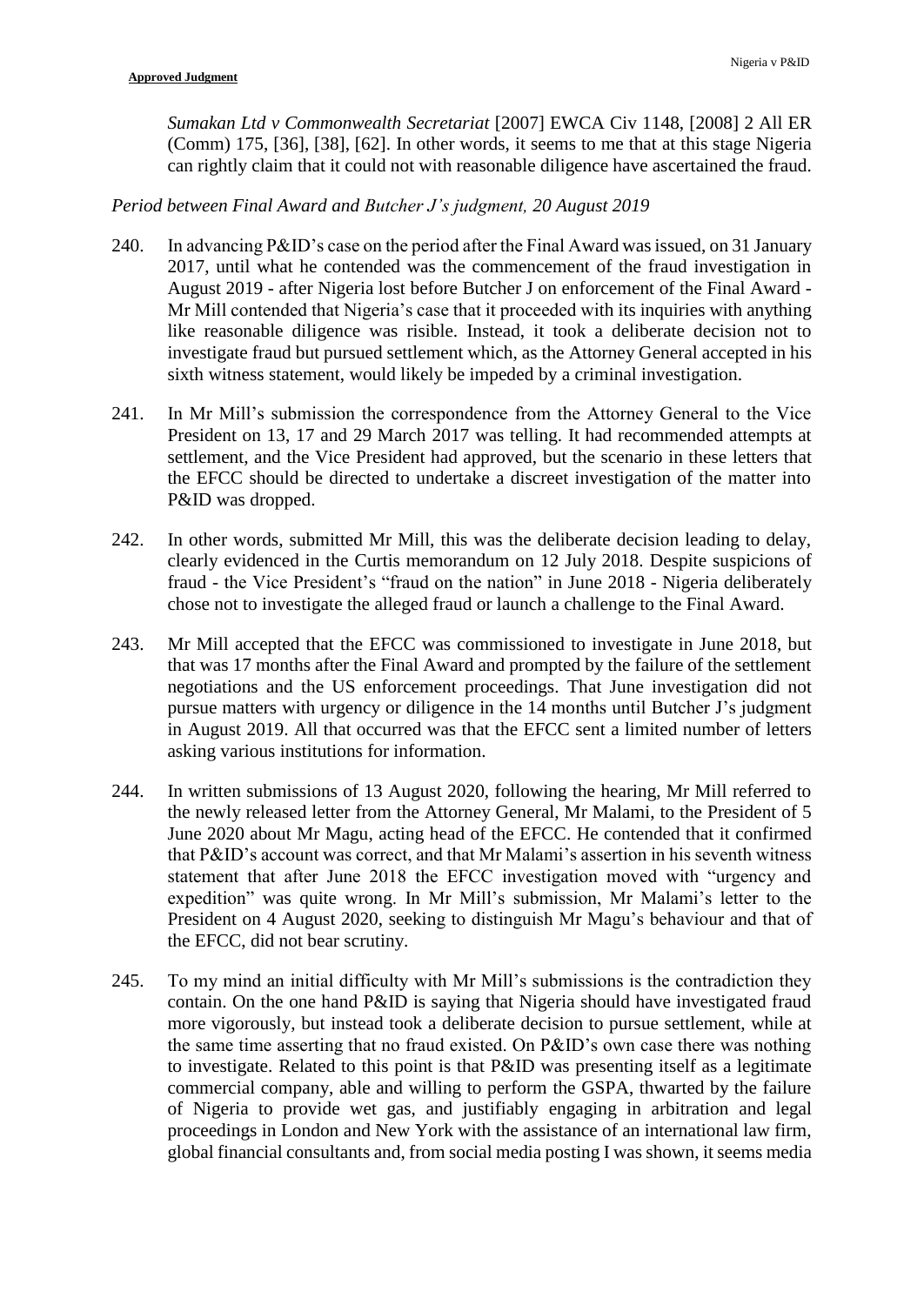*Sumakan Ltd v Commonwealth Secretariat* [2007] EWCA Civ 1148, [2008] 2 All ER (Comm) 175, [36], [38], [62]. In other words, it seems to me that at this stage Nigeria can rightly claim that it could not with reasonable diligence have ascertained the fraud.

*Period between Final Award and Butcher J's judgment, 20 August 2019*

240. In advancing P&ID's case on the period after the Final Award was issued, on 31 January 2017, until what he contended was the commencement of the fraud investigation in August 2019 - after Nigeria lost before Butcher J on enforcement of the Final Award - Mr Mill contended that Nigeria's case that it proceeded with its inquiries with anything like reasonable diligence was risible. Instead, it took a deliberate decision not to investigate fraud but pursued settlement which, as the Attorney General accepted in his sixth witness statement, would likely be impeded by a criminal investigation.

241. In Mr Mill's submission the correspondence from the Attorney General to the Vice President on 13, 17 and 29 March 2017 was telling. It had recommended attempts at settlement, and the Vice President had approved, but the scenario in these letters that the EFCC should be directed to undertake a discreet investigation of the matter into P&ID was dropped.

242. In other words, submitted Mr Mill, this was the deliberate decision leading to delay, clearly evidenced in the Curtis memorandum on 12 July 2018. Despite suspicions of fraud - the Vice President's "fraud on the nation" in June 2018 - Nigeria deliberately chose not to investigate the alleged fraud or launch a challenge to the Final Award.

243. Mr Mill accepted that the EFCC was commissioned to investigate in June 2018, but that was 17 months after the Final Award and prompted by the failure of the settlement negotiations and the US enforcement proceedings. That June investigation did not pursue matters with urgency or diligence in the 14 months until Butcher J's judgment in August 2019. All that occurred was that the EFCC sent a limited number of letters asking various institutions for information.

244. In written submissions of 13 August 2020, following the hearing, Mr Mill referred to the newly released letter from the Attorney General, Mr Malami, to the President of 5 June 2020 about Mr Magu, acting head of the EFCC. He contended that it confirmed that P&ID's account was correct, and that Mr Malami's assertion in his seventh witness statement that after June 2018 the EFCC investigation moved with "urgency and expedition" was quite wrong. In Mr Mill's submission, Mr Malami's letter to the President on 4 August 2020, seeking to distinguish Mr Magu's behaviour and that of the EFCC, did not bear scrutiny.

245. To my mind an initial difficulty with Mr Mill's submissions is the contradiction they contain. On the one hand P&ID is saying that Nigeria should have investigated fraud more vigorously, but instead took a deliberate decision to pursue settlement, while at the same time asserting that no fraud existed. On P&ID's own case there was nothing to investigate. Related to this point is that P&ID was presenting itself as a legitimate commercial company, able and willing to perform the GSPA, thwarted by the failure of Nigeria to provide wet gas, and justifiably engaging in arbitration and legal proceedings in London and New York with the assistance of an international law firm, global financial consultants and, from social media posting I was shown, it seems media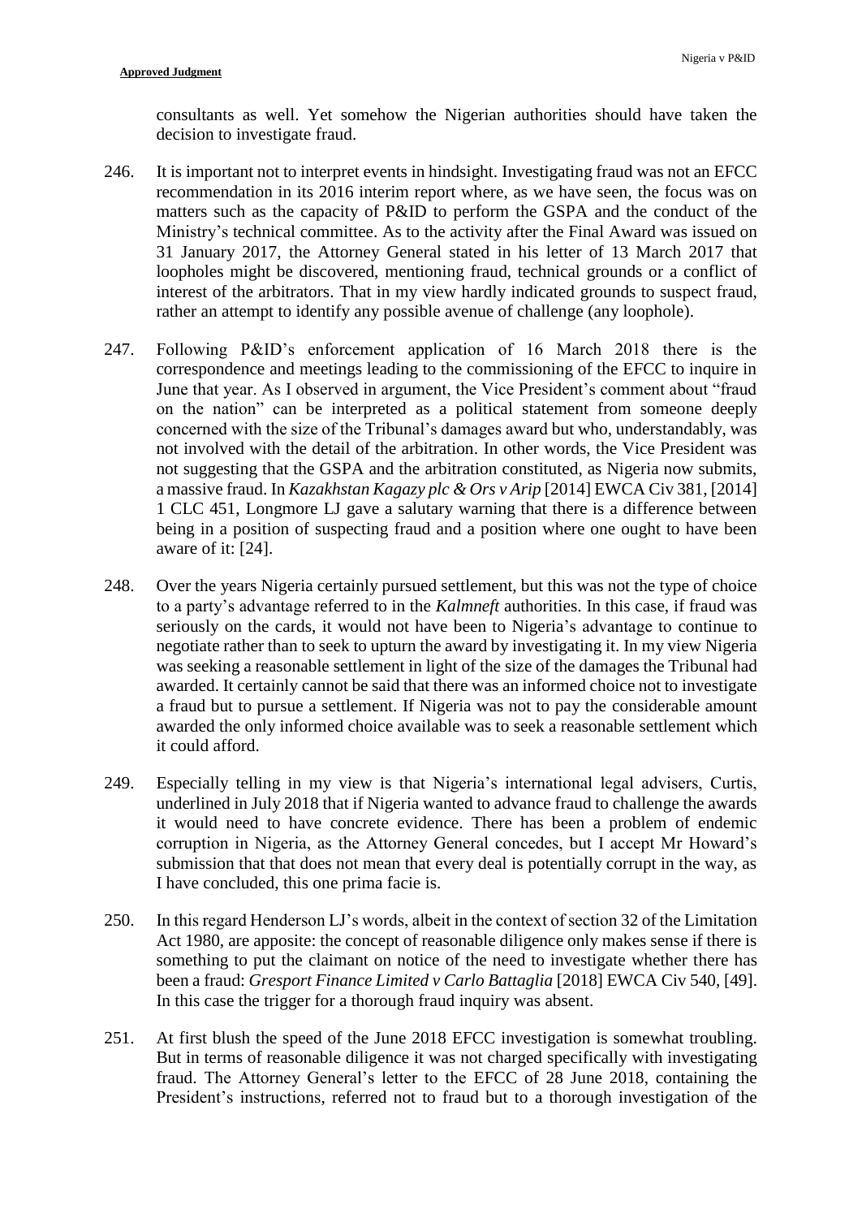consultants as well. Yet somehow the Nigerian authorities should have taken the decision to investigate fraud.

246. It is important not to interpret events in hindsight. Investigating fraud was not an EFCC recommendation in its 2016 interim report where, as we have seen, the focus was on matters such as the capacity of P&ID to perform the GSPA and the conduct of the Ministry's technical committee. As to the activity after the Final Award was issued on 31 January 2017, the Attorney General stated in his letter of 13 March 2017 that loopholes might be discovered, mentioning fraud, technical grounds or a conflict of interest of the arbitrators. That in my view hardly indicated grounds to suspect fraud, rather an attempt to identify any possible avenue of challenge (any loophole).

247. Following P&ID's enforcement application of 16 March 2018 there is the correspondence and meetings leading to the commissioning of the EFCC to inquire in June that year. As I observed in argument, the Vice President's comment about "fraud on the nation" can be interpreted as a political statement from someone deeply concerned with the size of the Tribunal's damages award but who, understandably, was not involved with the detail of the arbitration. In other words, the Vice President was not suggesting that the GSPA and the arbitration constituted, as Nigeria now submits, a massive fraud. In *Kazakhstan Kagazy plc & Ors v Arip* [2014] EWCA Civ 381, [2014] 1 CLC 451, Longmore LJ gave a salutary warning that there is a difference between being in a position of suspecting fraud and a position where one ought to have been aware of it: [24].

248. Over the years Nigeria certainly pursued settlement, but this was not the type of choice to a party's advantage referred to in the *Kalmneft* authorities. In this case, if fraud was seriously on the cards, it would not have been to Nigeria's advantage to continue to negotiate rather than to seek to upturn the award by investigating it. In my view Nigeria was seeking a reasonable settlement in light of the size of the damages the Tribunal had awarded. It certainly cannot be said that there was an informed choice not to investigate a fraud but to pursue a settlement. If Nigeria was not to pay the considerable amount awarded the only informed choice available was to seek a reasonable settlement which it could afford.

249. Especially telling in my view is that Nigeria's international legal advisers, Curtis, underlined in July 2018 that if Nigeria wanted to advance fraud to challenge the awards it would need to have concrete evidence. There has been a problem of endemic corruption in Nigeria, as the Attorney General concedes, but I accept Mr Howard's submission that that does not mean that every deal is potentially corrupt in the way, as I have concluded, this one prima facie is.

250. In this regard Henderson LJ's words, albeit in the context of section 32 of the Limitation Act 1980, are apposite: the concept of reasonable diligence only makes sense if there is something to put the claimant on notice of the need to investigate whether there has been a fraud: *Gresport Finance Limited v Carlo Battaglia* [2018] EWCA Civ 540, [49]. In this case the trigger for a thorough fraud inquiry was absent.

251. At first blush the speed of the June 2018 EFCC investigation is somewhat troubling. But in terms of reasonable diligence it was not charged specifically with investigating fraud. The Attorney General's letter to the EFCC of 28 June 2018, containing the President's instructions, referred not to fraud but to a thorough investigation of the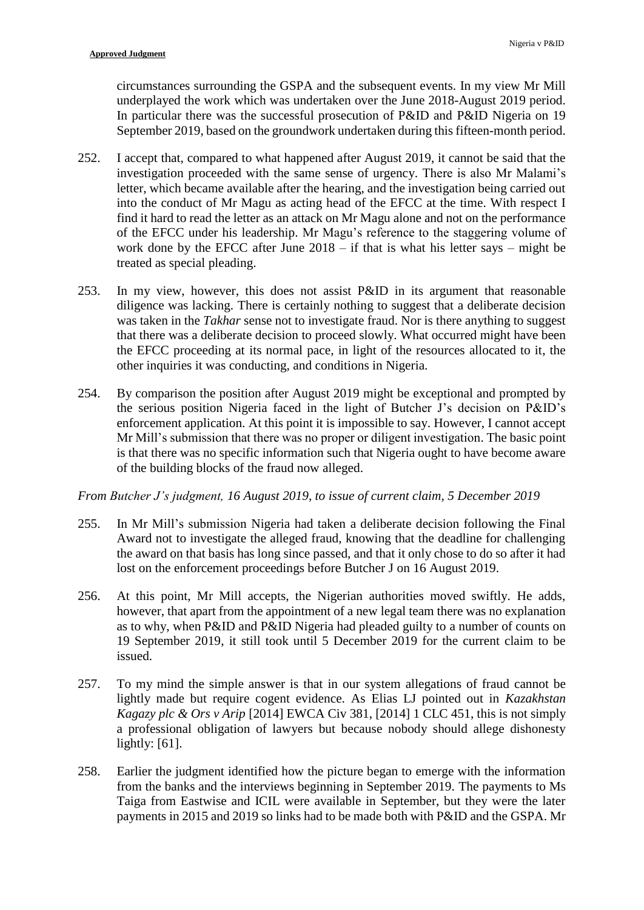circumstances surrounding the GSPA and the subsequent events. In my view Mr Mill underplayed the work which was undertaken over the June 2018-August 2019 period. In particular there was the successful prosecution of P&ID and P&ID Nigeria on 19 September 2019, based on the groundwork undertaken during this fifteen-month period.

252. I accept that, compared to what happened after August 2019, it cannot be said that the investigation proceeded with the same sense of urgency. There is also Mr Malami's letter, which became available after the hearing, and the investigation being carried out into the conduct of Mr Magu as acting head of the EFCC at the time. With respect I find it hard to read the letter as an attack on Mr Magu alone and not on the performance of the EFCC under his leadership. Mr Magu's reference to the staggering volume of work done by the EFCC after June 2018 – if that is what his letter says – might be treated as special pleading.

253. In my view, however, this does not assist P&ID in its argument that reasonable diligence was lacking. There is certainly nothing to suggest that a deliberate decision was taken in the *Takhar* sense not to investigate fraud. Nor is there anything to suggest that there was a deliberate decision to proceed slowly. What occurred might have been the EFCC proceeding at its normal pace, in light of the resources allocated to it, the other inquiries it was conducting, and conditions in Nigeria.

254. By comparison the position after August 2019 might be exceptional and prompted by the serious position Nigeria faced in the light of Butcher J's decision on P&ID's enforcement application. At this point it is impossible to say. However, I cannot accept Mr Mill's submission that there was no proper or diligent investigation. The basic point is that there was no specific information such that Nigeria ought to have become aware of the building blocks of the fraud now alleged.

*From Butcher J's judgment, 16 August 2019, to issue of current claim, 5 December 2019*

255. In Mr Mill's submission Nigeria had taken a deliberate decision following the Final Award not to investigate the alleged fraud, knowing that the deadline for challenging the award on that basis has long since passed, and that it only chose to do so after it had lost on the enforcement proceedings before Butcher J on 16 August 2019.

256. At this point, Mr Mill accepts, the Nigerian authorities moved swiftly. He adds, however, that apart from the appointment of a new legal team there was no explanation as to why, when P&ID and P&ID Nigeria had pleaded guilty to a number of counts on 19 September 2019, it still took until 5 December 2019 for the current claim to be issued.

257. To my mind the simple answer is that in our system allegations of fraud cannot be lightly made but require cogent evidence. As Elias LJ pointed out in *Kazakhstan Kagazy plc & Ors v Arip* [2014] EWCA Civ 381, [2014] 1 CLC 451, this is not simply a professional obligation of lawyers but because nobody should allege dishonesty lightly: [61].

258. Earlier the judgment identified how the picture began to emerge with the information from the banks and the interviews beginning in September 2019. The payments to Ms Taiga from Eastwise and ICIL were available in September, but they were the later payments in 2015 and 2019 so links had to be made both with P&ID and the GSPA. Mr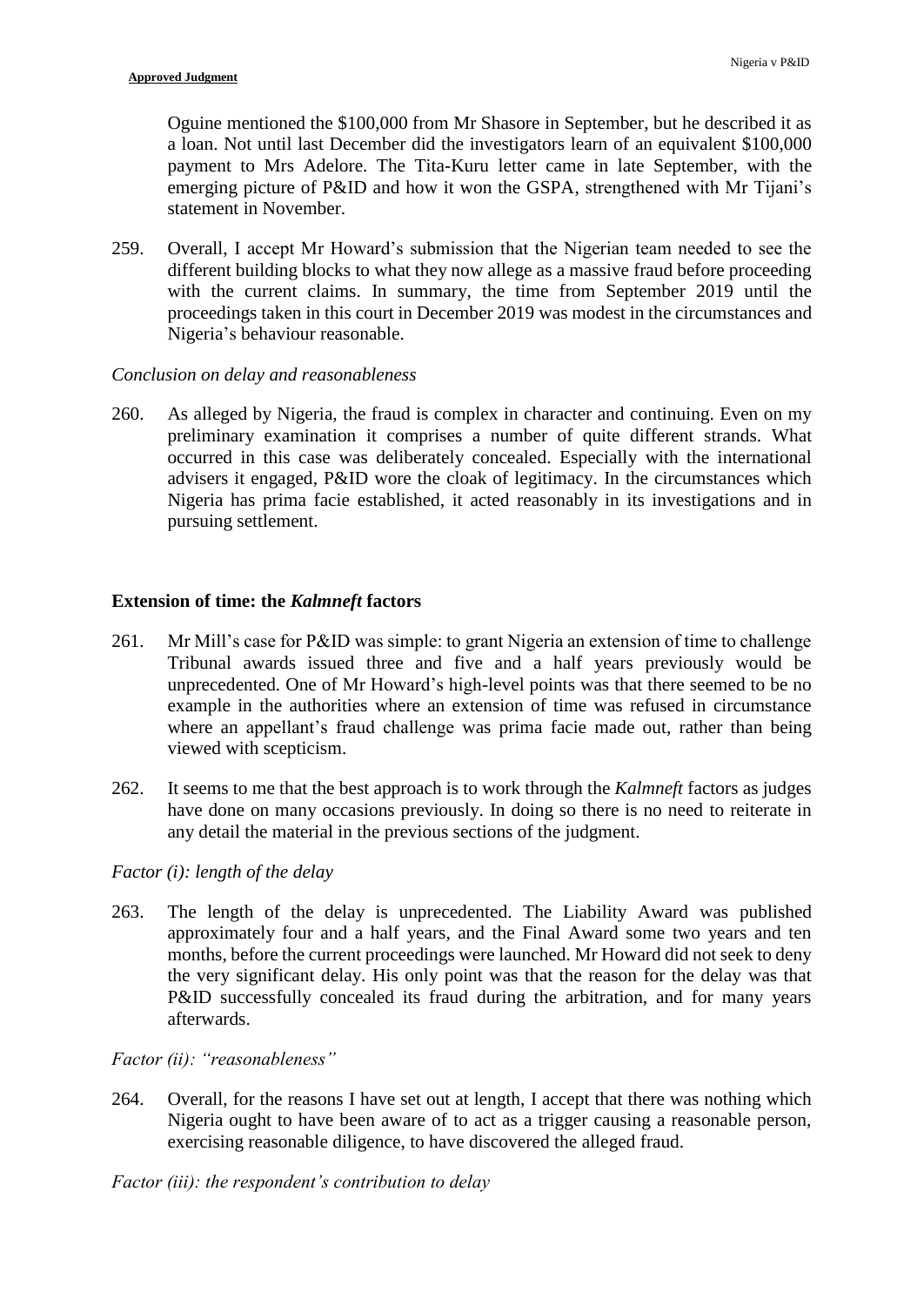Oguine mentioned the $100,000 from Mr Shasore in September, but he described it as a loan. Not until last December did the investigators learn of an equivalent $100,000 payment to Mrs Adelore. The Tita-Kuru letter came in late September, with the emerging picture of P&ID and how it won the GSPA, strengthened with Mr Tijani's statement in November.

259. Overall, I accept Mr Howard's submission that the Nigerian team needed to see the different building blocks to what they now allege as a massive fraud before proceeding with the current claims. In summary, the time from September 2019 until the proceedings taken in this court in December 2019 was modest in the circumstances and Nigeria's behaviour reasonable.

*Conclusion on delay and reasonableness*

260. As alleged by Nigeria, the fraud is complex in character and continuing. Even on my preliminary examination it comprises a number of quite different strands. What occurred in this case was deliberately concealed. Especially with the international advisers it engaged, P&ID wore the cloak of legitimacy. In the circumstances which Nigeria has prima facie established, it acted reasonably in its investigations and in pursuing settlement.

## Extension of time: the *Kalmneft* factors

261. Mr Mill's case for P&ID was simple: to grant Nigeria an extension of time to challenge Tribunal awards issued three and five and a half years previously would be unprecedented. One of Mr Howard's high-level points was that there seemed to be no example in the authorities where an extension of time was refused in circumstance where an appellant's fraud challenge was prima facie made out, rather than being viewed with scepticism.

262. It seems to me that the best approach is to work through the *Kalmneft* factors as judges have done on many occasions previously. In doing so there is no need to reiterate in any detail the material in the previous sections of the judgment.

*Factor (i): length of the delay*

263. The length of the delay is unprecedented. The Liability Award was published approximately four and a half years, and the Final Award some two years and ten months, before the current proceedings were launched. Mr Howard did not seek to deny the very significant delay. His only point was that the reason for the delay was that P&ID successfully concealed its fraud during the arbitration, and for many years afterwards.

*Factor (ii): "reasonableness"*

264. Overall, for the reasons I have set out at length, I accept that there was nothing which Nigeria ought to have been aware of to act as a trigger causing a reasonable person, exercising reasonable diligence, to have discovered the alleged fraud.

*Factor (iii): the respondent's contribution to delay*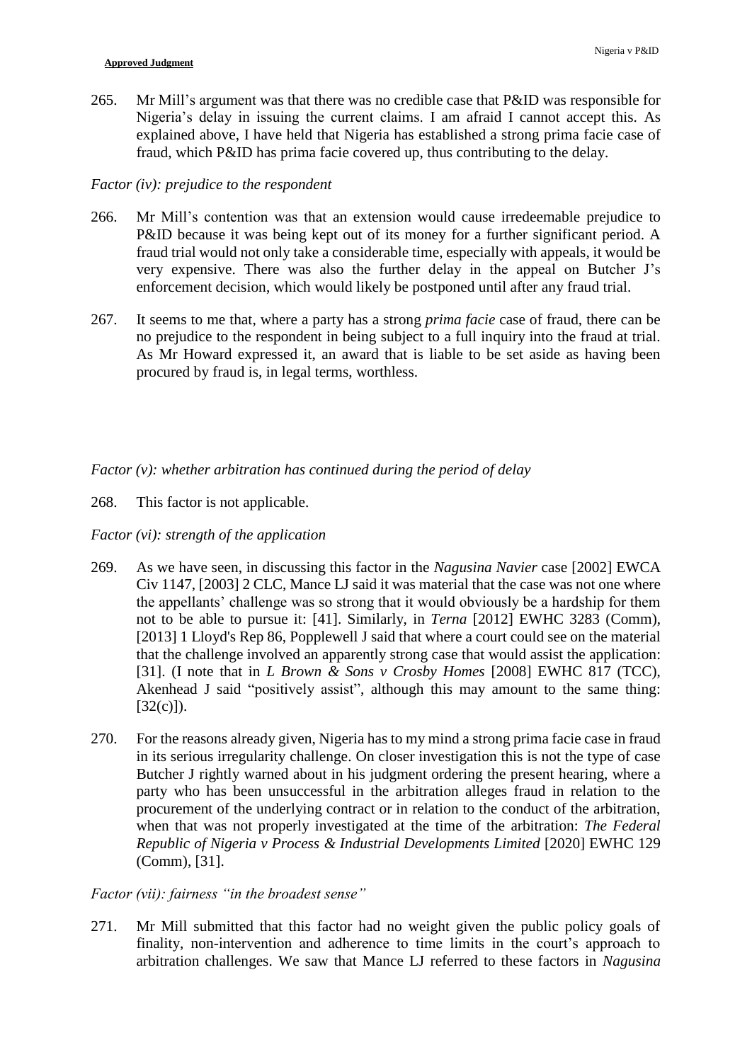265. Mr Mill's argument was that there was no credible case that P&ID was responsible for Nigeria's delay in issuing the current claims. I am afraid I cannot accept this. As explained above, I have held that Nigeria has established a strong prima facie case of fraud, which P&ID has prima facie covered up, thus contributing to the delay.

*Factor (iv): prejudice to the respondent*

266. Mr Mill's contention was that an extension would cause irredeemable prejudice to P&ID because it was being kept out of its money for a further significant period. A fraud trial would not only take a considerable time, especially with appeals, it would be very expensive. There was also the further delay in the appeal on Butcher J's enforcement decision, which would likely be postponed until after any fraud trial.

267. It seems to me that, where a party has a strong *prima facie* case of fraud, there can be no prejudice to the respondent in being subject to a full inquiry into the fraud at trial. As Mr Howard expressed it, an award that is liable to be set aside as having been procured by fraud is, in legal terms, worthless.

*Factor (v): whether arbitration has continued during the period of delay*

268. This factor is not applicable.

*Factor (vi): strength of the application*

269. As we have seen, in discussing this factor in the *Nagusina Navier* case [2002] EWCA Civ 1147, [2003] 2 CLC, Mance LJ said it was material that the case was not one where the appellants' challenge was so strong that it would obviously be a hardship for them not to be able to pursue it: [41]. Similarly, in *Terna* [2012] EWHC 3283 (Comm), [2013] 1 Lloyd's Rep 86, Popplewell J said that where a court could see on the material that the challenge involved an apparently strong case that would assist the application: [31]. (I note that in *L Brown & Sons v Crosby Homes* [2008] EWHC 817 (TCC), Akenhead J said "positively assist", although this may amount to the same thing: [32(c)]).

270. For the reasons already given, Nigeria has to my mind a strong prima facie case in fraud in its serious irregularity challenge. On closer investigation this is not the type of case Butcher J rightly warned about in his judgment ordering the present hearing, where a party who has been unsuccessful in the arbitration alleges fraud in relation to the procurement of the underlying contract or in relation to the conduct of the arbitration, when that was not properly investigated at the time of the arbitration: *The Federal Republic of Nigeria v Process & Industrial Developments Limited* [2020] EWHC 129 (Comm), [31].

*Factor (vii): fairness "in the broadest sense"*

271. Mr Mill submitted that this factor had no weight given the public policy goals of finality, non-intervention and adherence to time limits in the court's approach to arbitration challenges. We saw that Mance LJ referred to these factors in *Nagusina*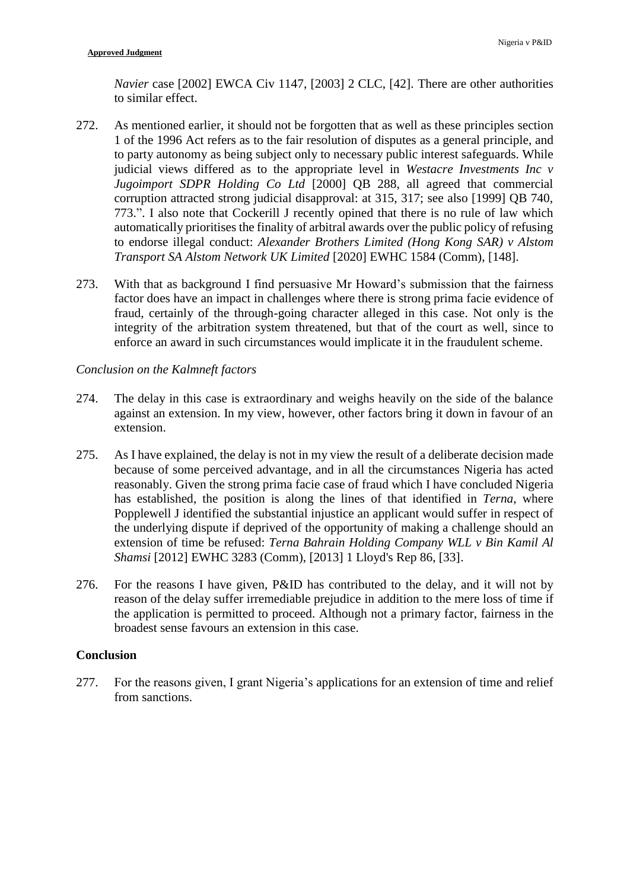*Navier* case [2002] EWCA Civ 1147, [2003] 2 CLC, [42]. There are other authorities to similar effect.

272. As mentioned earlier, it should not be forgotten that as well as these principles section 1 of the 1996 Act refers as to the fair resolution of disputes as a general principle, and to party autonomy as being subject only to necessary public interest safeguards. While judicial views differed as to the appropriate level in *Westacre Investments Inc v Jugoimport SDPR Holding Co Ltd* [2000] QB 288, all agreed that commercial corruption attracted strong judicial disapproval: at 315, 317; see also [1999] QB 740, 773.". I also note that Cockerill J recently opined that there is no rule of law which automatically prioritises the finality of arbitral awards over the public policy of refusing to endorse illegal conduct: *Alexander Brothers Limited (Hong Kong SAR) v Alstom Transport SA Alstom Network UK Limited* [2020] EWHC 1584 (Comm), [148].

273. With that as background I find persuasive Mr Howard's submission that the fairness factor does have an impact in challenges where there is strong prima facie evidence of fraud, certainly of the through-going character alleged in this case. Not only is the integrity of the arbitration system threatened, but that of the court as well, since to enforce an award in such circumstances would implicate it in the fraudulent scheme.

*Conclusion on the Kalmneft factors*

274. The delay in this case is extraordinary and weighs heavily on the side of the balance against an extension. In my view, however, other factors bring it down in favour of an extension.

275. As I have explained, the delay is not in my view the result of a deliberate decision made because of some perceived advantage, and in all the circumstances Nigeria has acted reasonably. Given the strong prima facie case of fraud which I have concluded Nigeria has established, the position is along the lines of that identified in *Terna*, where Popplewell J identified the substantial injustice an applicant would suffer in respect of the underlying dispute if deprived of the opportunity of making a challenge should an extension of time be refused: *Terna Bahrain Holding Company WLL v Bin Kamil Al Shamsi* [2012] EWHC 3283 (Comm), [2013] 1 Lloyd's Rep 86, [33].

276. For the reasons I have given, P&ID has contributed to the delay, and it will not by reason of the delay suffer irremediable prejudice in addition to the mere loss of time if the application is permitted to proceed. Although not a primary factor, fairness in the broadest sense favours an extension in this case.

## Conclusion

277. For the reasons given, I grant Nigeria's applications for an extension of time and relief from sanctions.